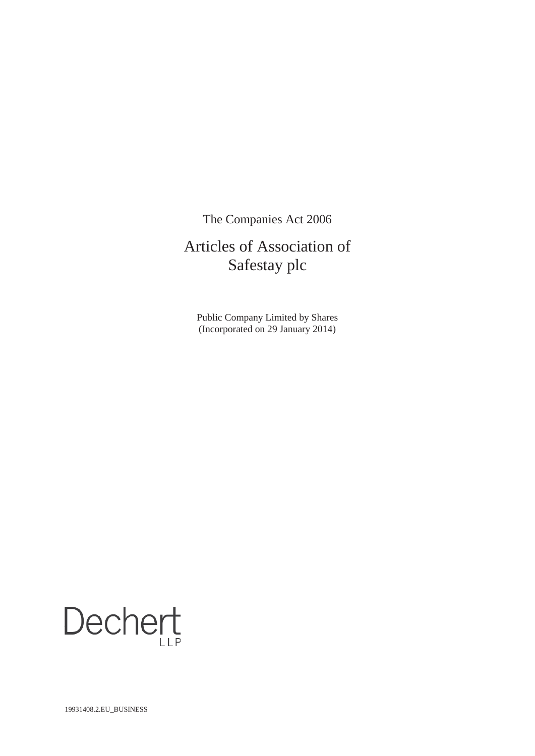The Companies Act 2006

# Articles of Association of Safestay plc

Public Company Limited by Shares
(Incorporated on 29 January 2014)

Dechert LLP

19931408.2.EU_BUSINESS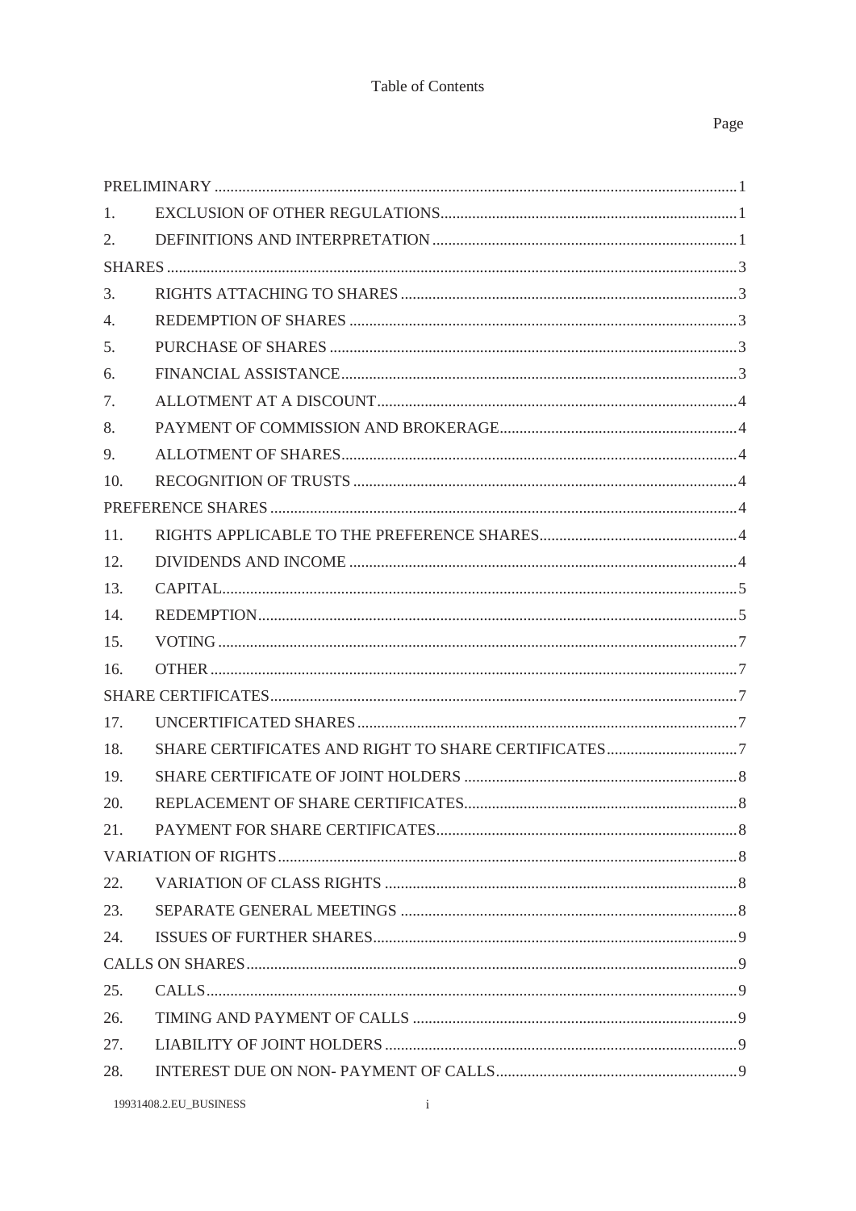Table of Contents

| | | Page |
|---|---|---|
| PRELIMINARY | | 1 |
| 1. | EXCLUSION OF OTHER REGULATIONS | 1 |
| 2. | DEFINITIONS AND INTERPRETATION | 1 |
| SHARES | | 3 |
| 3. | RIGHTS ATTACHING TO SHARES | 3 |
| 4. | REDEMPTION OF SHARES | 3 |
| 5. | PURCHASE OF SHARES | 3 |
| 6. | FINANCIAL ASSISTANCE | 3 |
| 7. | ALLOTMENT AT A DISCOUNT | 4 |
| 8. | PAYMENT OF COMMISSION AND BROKERAGE | 4 |
| 9. | ALLOTMENT OF SHARES | 4 |
| 10. | RECOGNITION OF TRUSTS | 4 |
| PREFERENCE SHARES | | 4 |
| 11. | RIGHTS APPLICABLE TO THE PREFERENCE SHARES | 4 |
| 12. | DIVIDENDS AND INCOME | 4 |
| 13. | CAPITAL | 5 |
| 14. | REDEMPTION | 5 |
| 15. | VOTING | 7 |
| 16. | OTHER | 7 |
| SHARE CERTIFICATES | | 7 |
| 17. | UNCERTIFICATED SHARES | 7 |
| 18. | SHARE CERTIFICATES AND RIGHT TO SHARE CERTIFICATES | 7 |
| 19. | SHARE CERTIFICATE OF JOINT HOLDERS | 8 |
| 20. | REPLACEMENT OF SHARE CERTIFICATES | 8 |
| 21. | PAYMENT FOR SHARE CERTIFICATES | 8 |
| VARIATION OF RIGHTS | | 8 |
| 22. | VARIATION OF CLASS RIGHTS | 8 |
| 23. | SEPARATE GENERAL MEETINGS | 8 |
| 24. | ISSUES OF FURTHER SHARES | 9 |
| CALLS ON SHARES | | 9 |
| 25. | CALLS | 9 |
| 26. | TIMING AND PAYMENT OF CALLS | 9 |
| 27. | LIABILITY OF JOINT HOLDERS | 9 |
| 28. | INTEREST DUE ON NON- PAYMENT OF CALLS | 9 |

19931408.2.EU_BUSINESS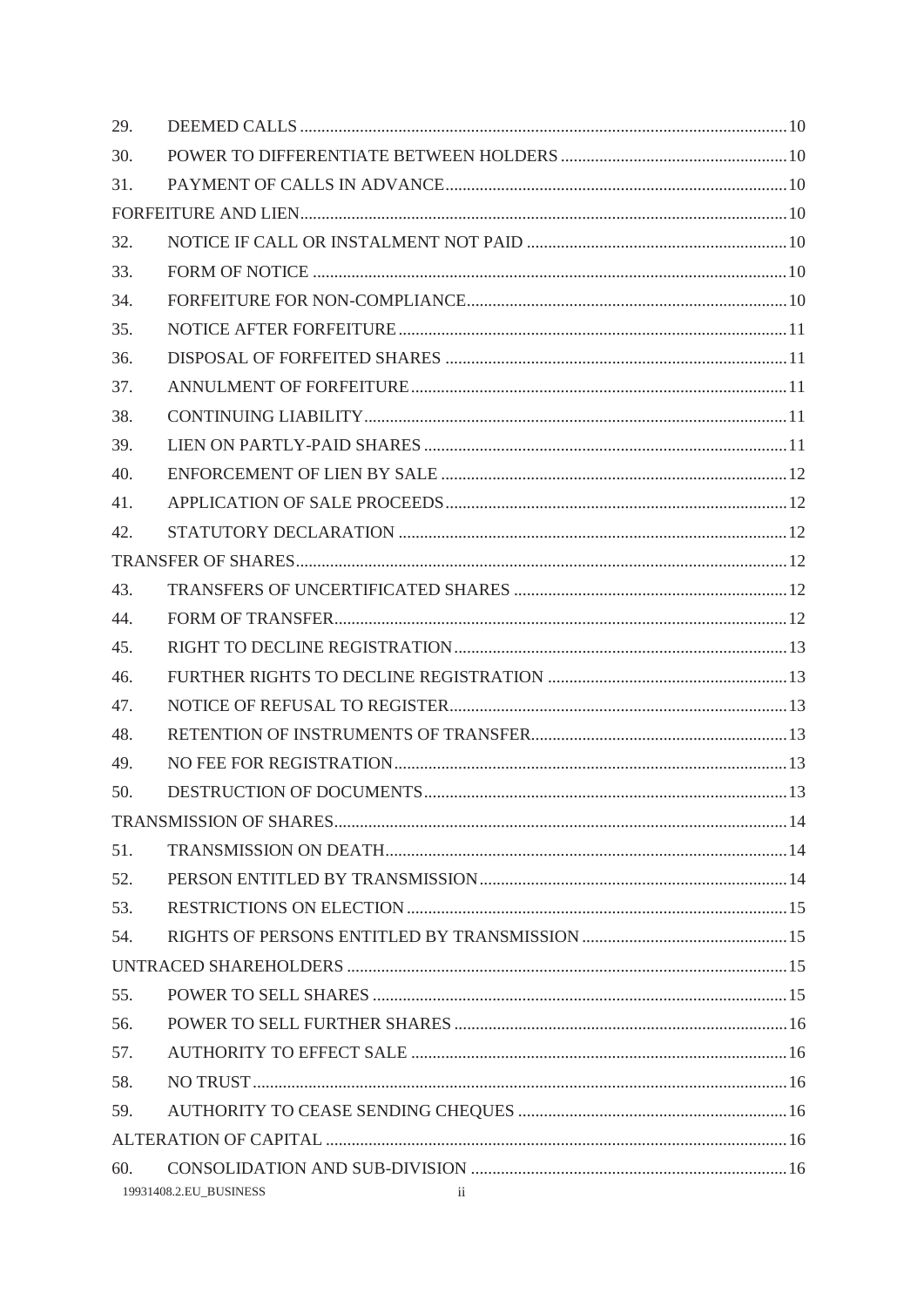| | | |
|---|---|---|
| 29. | DEEMED CALLS | 10 |
| 30. | POWER TO DIFFERENTIATE BETWEEN HOLDERS | 10 |
| 31. | PAYMENT OF CALLS IN ADVANCE | 10 |
| FORFEITURE AND LIEN | | 10 |
| 32. | NOTICE IF CALL OR INSTALMENT NOT PAID | 10 |
| 33. | FORM OF NOTICE | 10 |
| 34. | FORFEITURE FOR NON-COMPLIANCE | 10 |
| 35. | NOTICE AFTER FORFEITURE | 11 |
| 36. | DISPOSAL OF FORFEITED SHARES | 11 |
| 37. | ANNULMENT OF FORFEITURE | 11 |
| 38. | CONTINUING LIABILITY | 11 |
| 39. | LIEN ON PARTLY-PAID SHARES | 11 |
| 40. | ENFORCEMENT OF LIEN BY SALE | 12 |
| 41. | APPLICATION OF SALE PROCEEDS | 12 |
| 42. | STATUTORY DECLARATION | 12 |
| TRANSFER OF SHARES | | 12 |
| 43. | TRANSFERS OF UNCERTIFICATED SHARES | 12 |
| 44. | FORM OF TRANSFER | 12 |
| 45. | RIGHT TO DECLINE REGISTRATION | 13 |
| 46. | FURTHER RIGHTS TO DECLINE REGISTRATION | 13 |
| 47. | NOTICE OF REFUSAL TO REGISTER | 13 |
| 48. | RETENTION OF INSTRUMENTS OF TRANSFER | 13 |
| 49. | NO FEE FOR REGISTRATION | 13 |
| 50. | DESTRUCTION OF DOCUMENTS | 13 |
| TRANSMISSION OF SHARES | | 14 |
| 51. | TRANSMISSION ON DEATH | 14 |
| 52. | PERSON ENTITLED BY TRANSMISSION | 14 |
| 53. | RESTRICTIONS ON ELECTION | 15 |
| 54. | RIGHTS OF PERSONS ENTITLED BY TRANSMISSION | 15 |
| UNTRACED SHAREHOLDERS | | 15 |
| 55. | POWER TO SELL SHARES | 15 |
| 56. | POWER TO SELL FURTHER SHARES | 16 |
| 57. | AUTHORITY TO EFFECT SALE | 16 |
| 58. | NO TRUST | 16 |
| 59. | AUTHORITY TO CEASE SENDING CHEQUES | 16 |
| ALTERATION OF CAPITAL | | 16 |
| 60. | CONSOLIDATION AND SUB-DIVISION | 16 |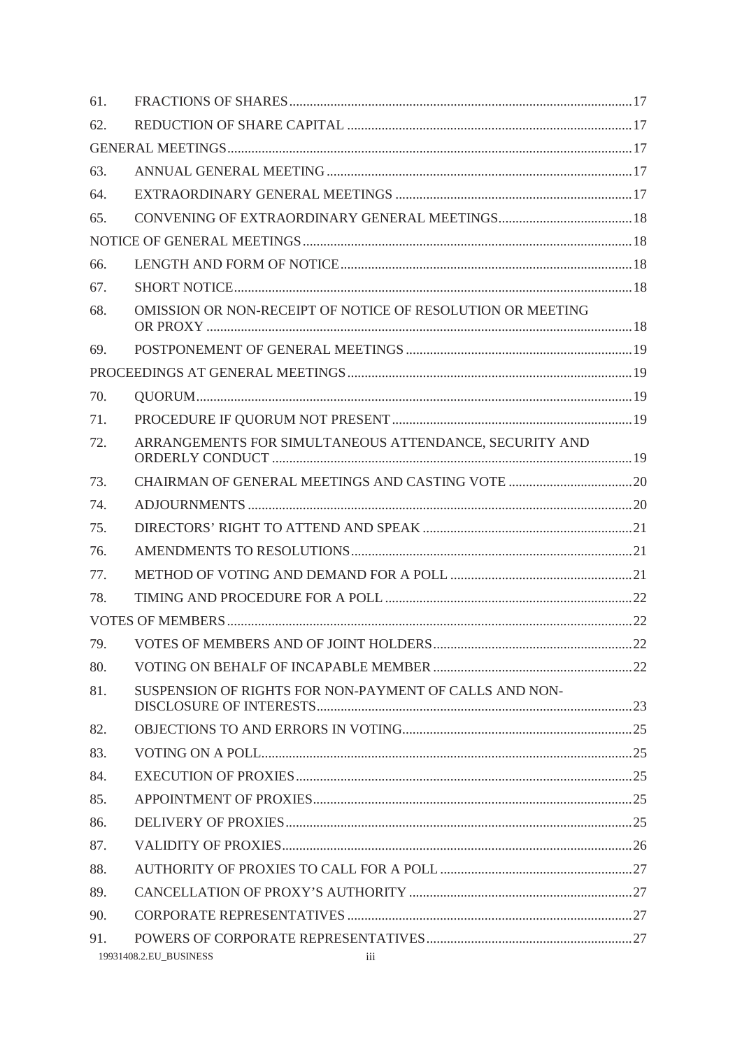| | | |
|---|---|---|
| 61. | FRACTIONS OF SHARES | 17 |
| 62. | REDUCTION OF SHARE CAPITAL | 17 |
| GENERAL MEETINGS | | 17 |
| 63. | ANNUAL GENERAL MEETING | 17 |
| 64. | EXTRAORDINARY GENERAL MEETINGS | 17 |
| 65. | CONVENING OF EXTRAORDINARY GENERAL MEETINGS | 18 |
| NOTICE OF GENERAL MEETINGS | | 18 |
| 66. | LENGTH AND FORM OF NOTICE | 18 |
| 67. | SHORT NOTICE | 18 |
| 68. | OMISSION OR NON-RECEIPT OF NOTICE OF RESOLUTION OR MEETING OR PROXY | 18 |
| 69. | POSTPONEMENT OF GENERAL MEETINGS | 19 |
| PROCEEDINGS AT GENERAL MEETINGS | | 19 |
| 70. | QUORUM | 19 |
| 71. | PROCEDURE IF QUORUM NOT PRESENT | 19 |
| 72. | ARRANGEMENTS FOR SIMULTANEOUS ATTENDANCE, SECURITY AND ORDERLY CONDUCT | 19 |
| 73. | CHAIRMAN OF GENERAL MEETINGS AND CASTING VOTE | 20 |
| 74. | ADJOURNMENTS | 20 |
| 75. | DIRECTORS' RIGHT TO ATTEND AND SPEAK | 21 |
| 76. | AMENDMENTS TO RESOLUTIONS | 21 |
| 77. | METHOD OF VOTING AND DEMAND FOR A POLL | 21 |
| 78. | TIMING AND PROCEDURE FOR A POLL | 22 |
| VOTES OF MEMBERS | | 22 |
| 79. | VOTES OF MEMBERS AND OF JOINT HOLDERS | 22 |
| 80. | VOTING ON BEHALF OF INCAPABLE MEMBER | 22 |
| 81. | SUSPENSION OF RIGHTS FOR NON-PAYMENT OF CALLS AND NON-DISCLOSURE OF INTERESTS | 23 |
| 82. | OBJECTIONS TO AND ERRORS IN VOTING | 25 |
| 83. | VOTING ON A POLL | 25 |
| 84. | EXECUTION OF PROXIES | 25 |
| 85. | APPOINTMENT OF PROXIES | 25 |
| 86. | DELIVERY OF PROXIES | 25 |
| 87. | VALIDITY OF PROXIES | 26 |
| 88. | AUTHORITY OF PROXIES TO CALL FOR A POLL | 27 |
| 89. | CANCELLATION OF PROXY'S AUTHORITY | 27 |
| 90. | CORPORATE REPRESENTATIVES | 27 |
| 91. | POWERS OF CORPORATE REPRESENTATIVES | 27 |

19931408.2.EU_BUSINESS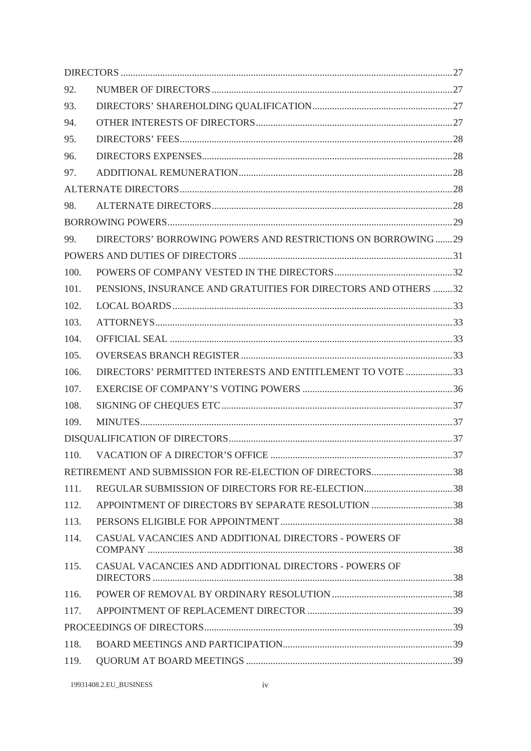| | | |
|---|---|---|
| DIRECTORS | | 27 |
| 92. | NUMBER OF DIRECTORS | 27 |
| 93. | DIRECTORS' SHAREHOLDING QUALIFICATION | 27 |
| 94. | OTHER INTERESTS OF DIRECTORS | 27 |
| 95. | DIRECTORS' FEES | 28 |
| 96. | DIRECTORS EXPENSES | 28 |
| 97. | ADDITIONAL REMUNERATION | 28 |
| ALTERNATE DIRECTORS | | 28 |
| 98. | ALTERNATE DIRECTORS | 28 |
| BORROWING POWERS | | 29 |
| 99. | DIRECTORS' BORROWING POWERS AND RESTRICTIONS ON BORROWING | 29 |
| POWERS AND DUTIES OF DIRECTORS | | 31 |
| 100. | POWERS OF COMPANY VESTED IN THE DIRECTORS | 32 |
| 101. | PENSIONS, INSURANCE AND GRATUITIES FOR DIRECTORS AND OTHERS | 32 |
| 102. | LOCAL BOARDS | 33 |
| 103. | ATTORNEYS | 33 |
| 104. | OFFICIAL SEAL | 33 |
| 105. | OVERSEAS BRANCH REGISTER | 33 |
| 106. | DIRECTORS' PERMITTED INTERESTS AND ENTITLEMENT TO VOTE | 33 |
| 107. | EXERCISE OF COMPANY'S VOTING POWERS | 36 |
| 108. | SIGNING OF CHEQUES ETC | 37 |
| 109. | MINUTES | 37 |
| DISQUALIFICATION OF DIRECTORS | | 37 |
| 110. | VACATION OF A DIRECTOR'S OFFICE | 37 |
| RETIREMENT AND SUBMISSION FOR RE-ELECTION OF DIRECTORS | | 38 |
| 111. | REGULAR SUBMISSION OF DIRECTORS FOR RE-ELECTION | 38 |
| 112. | APPOINTMENT OF DIRECTORS BY SEPARATE RESOLUTION | 38 |
| 113. | PERSONS ELIGIBLE FOR APPOINTMENT | 38 |
| 114. | CASUAL VACANCIES AND ADDITIONAL DIRECTORS - POWERS OF COMPANY | 38 |
| 115. | CASUAL VACANCIES AND ADDITIONAL DIRECTORS - POWERS OF DIRECTORS | 38 |
| 116. | POWER OF REMOVAL BY ORDINARY RESOLUTION | 38 |
| 117. | APPOINTMENT OF REPLACEMENT DIRECTOR | 39 |
| PROCEEDINGS OF DIRECTORS | | 39 |
| 118. | BOARD MEETINGS AND PARTICIPATION | 39 |
| 119. | QUORUM AT BOARD MEETINGS | 39 |

19931408.2.EU_BUSINESS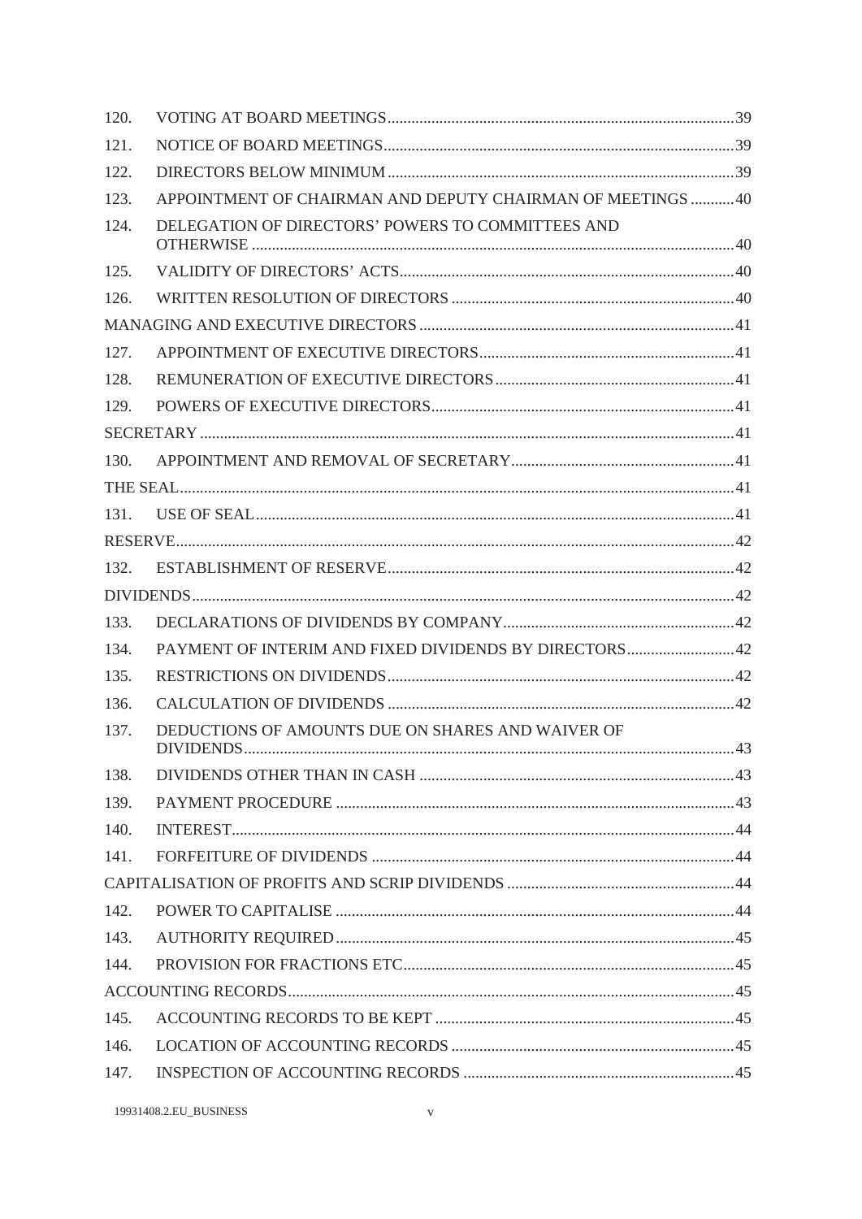| | | |
|---|---|---|
| 120. | VOTING AT BOARD MEETINGS | 39 |
| 121. | NOTICE OF BOARD MEETINGS | 39 |
| 122. | DIRECTORS BELOW MINIMUM | 39 |
| 123. | APPOINTMENT OF CHAIRMAN AND DEPUTY CHAIRMAN OF MEETINGS | 40 |
| 124. | DELEGATION OF DIRECTORS' POWERS TO COMMITTEES AND OTHERWISE | 40 |
| 125. | VALIDITY OF DIRECTORS' ACTS | 40 |
| 126. | WRITTEN RESOLUTION OF DIRECTORS | 40 |
| MANAGING AND EXECUTIVE DIRECTORS | | 41 |
| 127. | APPOINTMENT OF EXECUTIVE DIRECTORS | 41 |
| 128. | REMUNERATION OF EXECUTIVE DIRECTORS | 41 |
| 129. | POWERS OF EXECUTIVE DIRECTORS | 41 |
| SECRETARY | | 41 |
| 130. | APPOINTMENT AND REMOVAL OF SECRETARY | 41 |
| THE SEAL | | 41 |
| 131. | USE OF SEAL | 41 |
| RESERVE | | 42 |
| 132. | ESTABLISHMENT OF RESERVE | 42 |
| DIVIDENDS | | 42 |
| 133. | DECLARATIONS OF DIVIDENDS BY COMPANY | 42 |
| 134. | PAYMENT OF INTERIM AND FIXED DIVIDENDS BY DIRECTORS | 42 |
| 135. | RESTRICTIONS ON DIVIDENDS | 42 |
| 136. | CALCULATION OF DIVIDENDS | 42 |
| 137. | DEDUCTIONS OF AMOUNTS DUE ON SHARES AND WAIVER OF DIVIDENDS | 43 |
| 138. | DIVIDENDS OTHER THAN IN CASH | 43 |
| 139. | PAYMENT PROCEDURE | 43 |
| 140. | INTEREST | 44 |
| 141. | FORFEITURE OF DIVIDENDS | 44 |
| CAPITALISATION OF PROFITS AND SCRIP DIVIDENDS | | 44 |
| 142. | POWER TO CAPITALISE | 44 |
| 143. | AUTHORITY REQUIRED | 45 |
| 144. | PROVISION FOR FRACTIONS ETC | 45 |
| ACCOUNTING RECORDS | | 45 |
| 145. | ACCOUNTING RECORDS TO BE KEPT | 45 |
| 146. | LOCATION OF ACCOUNTING RECORDS | 45 |
| 147. | INSPECTION OF ACCOUNTING RECORDS | 45 |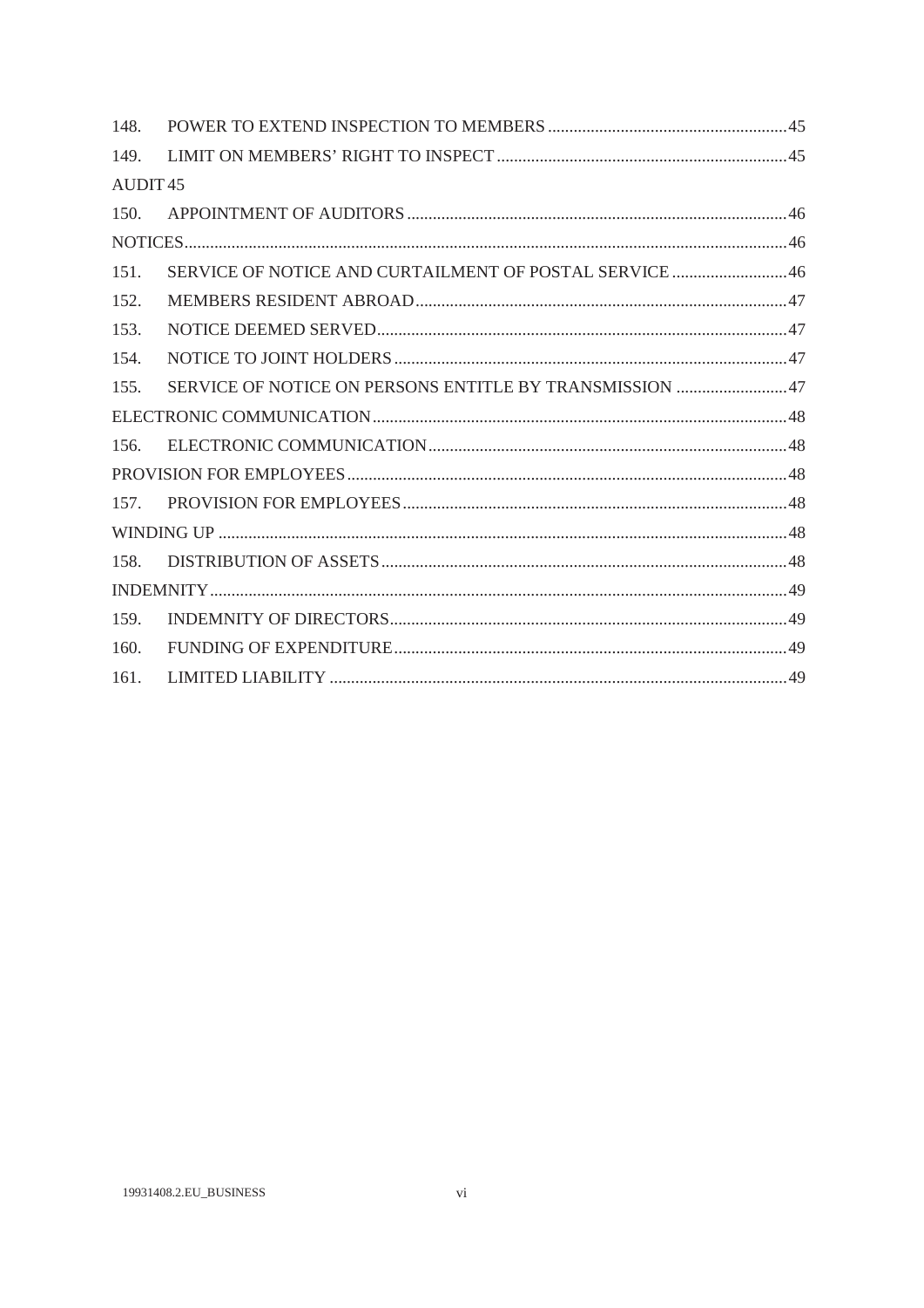148. POWER TO EXTEND INSPECTION TO MEMBERS ........................................................ 45

149. LIMIT ON MEMBERS' RIGHT TO INSPECT .................................................................... 45

AUDIT 45

150. APPOINTMENT OF AUDITORS ......................................................................................... 46

NOTICES ............................................................................................................................................ 46

151. SERVICE OF NOTICE AND CURTAILMENT OF POSTAL SERVICE ........................... 46

152. MEMBERS RESIDENT ABROAD ....................................................................................... 47

153. NOTICE DEEMED SERVED ................................................................................................ 47

154. NOTICE TO JOINT HOLDERS ............................................................................................ 47

155. SERVICE OF NOTICE ON PERSONS ENTITLE BY TRANSMISSION .......................... 47

ELECTRONIC COMMUNICATION ................................................................................................. 48

156. ELECTRONIC COMMUNICATION .................................................................................... 48

PROVISION FOR EMPLOYEES ....................................................................................................... 48

157. PROVISION FOR EMPLOYEES .......................................................................................... 48

WINDING UP ..................................................................................................................................... 48

158. DISTRIBUTION OF ASSETS ............................................................................................... 48

INDEMNITY ....................................................................................................................................... 49

159. INDEMNITY OF DIRECTORS ............................................................................................. 49

160. FUNDING OF EXPENDITURE ............................................................................................ 49

161. LIMITED LIABILITY ........................................................................................................... 49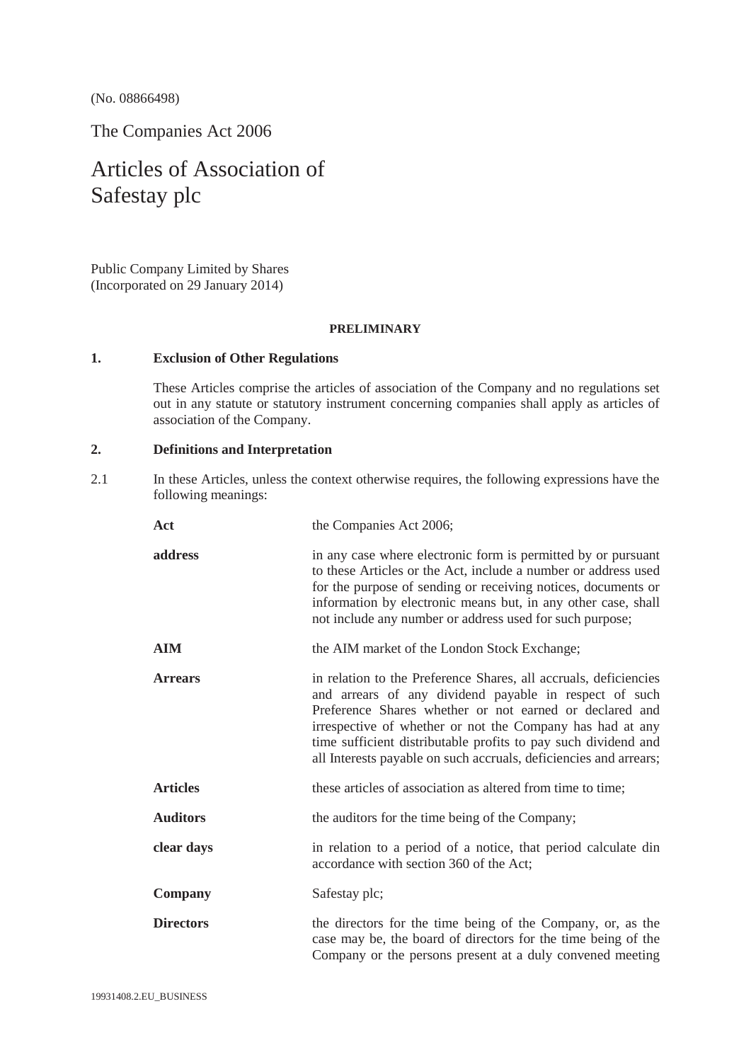(No. 08866498)

The Companies Act 2006

# Articles of Association of Safestay plc

Public Company Limited by Shares
(Incorporated on 29 January 2014)

**PRELIMINARY**

**1. Exclusion of Other Regulations**

These Articles comprise the articles of association of the Company and no regulations set out in any statute or statutory instrument concerning companies shall apply as articles of association of the Company.

**2. Definitions and Interpretation**

2.1 In these Articles, unless the context otherwise requires, the following expressions have the following meanings:

| | |
|---|---|
| **Act** | the Companies Act 2006; |
| **address** | in any case where electronic form is permitted by or pursuant to these Articles or the Act, include a number or address used for the purpose of sending or receiving notices, documents or information by electronic means but, in any other case, shall not include any number or address used for such purpose; |
| **AIM** | the AIM market of the London Stock Exchange; |
| **Arrears** | in relation to the Preference Shares, all accruals, deficiencies and arrears of any dividend payable in respect of such Preference Shares whether or not earned or declared and irrespective of whether or not the Company has had at any time sufficient distributable profits to pay such dividend and all Interests payable on such accruals, deficiencies and arrears; |
| **Articles** | these articles of association as altered from time to time; |
| **Auditors** | the auditors for the time being of the Company; |
| **clear days** | in relation to a period of a notice, that period calculate din accordance with section 360 of the Act; |
| **Company** | Safestay plc; |
| **Directors** | the directors for the time being of the Company, or, as the case may be, the board of directors for the time being of the Company or the persons present at a duly convened meeting |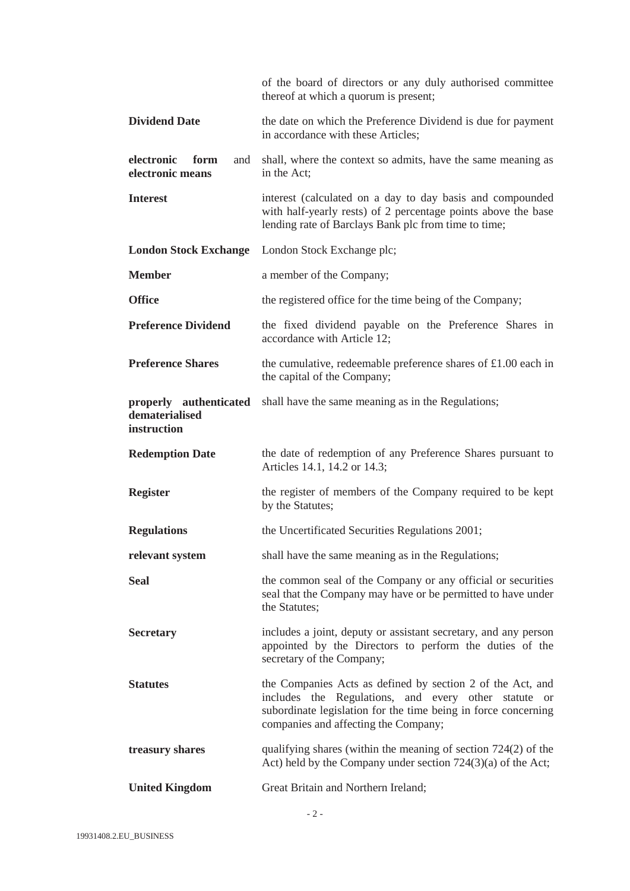| | |
|---|---|
| | of the board of directors or any duly authorised committee thereof at which a quorum is present; |
| **Dividend Date** | the date on which the Preference Dividend is due for payment in accordance with these Articles; |
| **electronic form** and **electronic means** | shall, where the context so admits, have the same meaning as in the Act; |
| **Interest** | interest (calculated on a day to day basis and compounded with half-yearly rests) of 2 percentage points above the base lending rate of Barclays Bank plc from time to time; |
| **London Stock Exchange** | London Stock Exchange plc; |
| **Member** | a member of the Company; |
| **Office** | the registered office for the time being of the Company; |
| **Preference Dividend** | the fixed dividend payable on the Preference Shares in accordance with Article 12; |
| **Preference Shares** | the cumulative, redeemable preference shares of £1.00 each in the capital of the Company; |
| **properly authenticated dematerialised instruction** | shall have the same meaning as in the Regulations; |
| **Redemption Date** | the date of redemption of any Preference Shares pursuant to Articles 14.1, 14.2 or 14.3; |
| **Register** | the register of members of the Company required to be kept by the Statutes; |
| **Regulations** | the Uncertificated Securities Regulations 2001; |
| **relevant system** | shall have the same meaning as in the Regulations; |
| **Seal** | the common seal of the Company or any official or securities seal that the Company may have or be permitted to have under the Statutes; |
| **Secretary** | includes a joint, deputy or assistant secretary, and any person appointed by the Directors to perform the duties of the secretary of the Company; |
| **Statutes** | the Companies Acts as defined by section 2 of the Act, and includes the Regulations, and every other statute or subordinate legislation for the time being in force concerning companies and affecting the Company; |
| **treasury shares** | qualifying shares (within the meaning of section 724(2) of the Act) held by the Company under section 724(3)(a) of the Act; |
| **United Kingdom** | Great Britain and Northern Ireland; |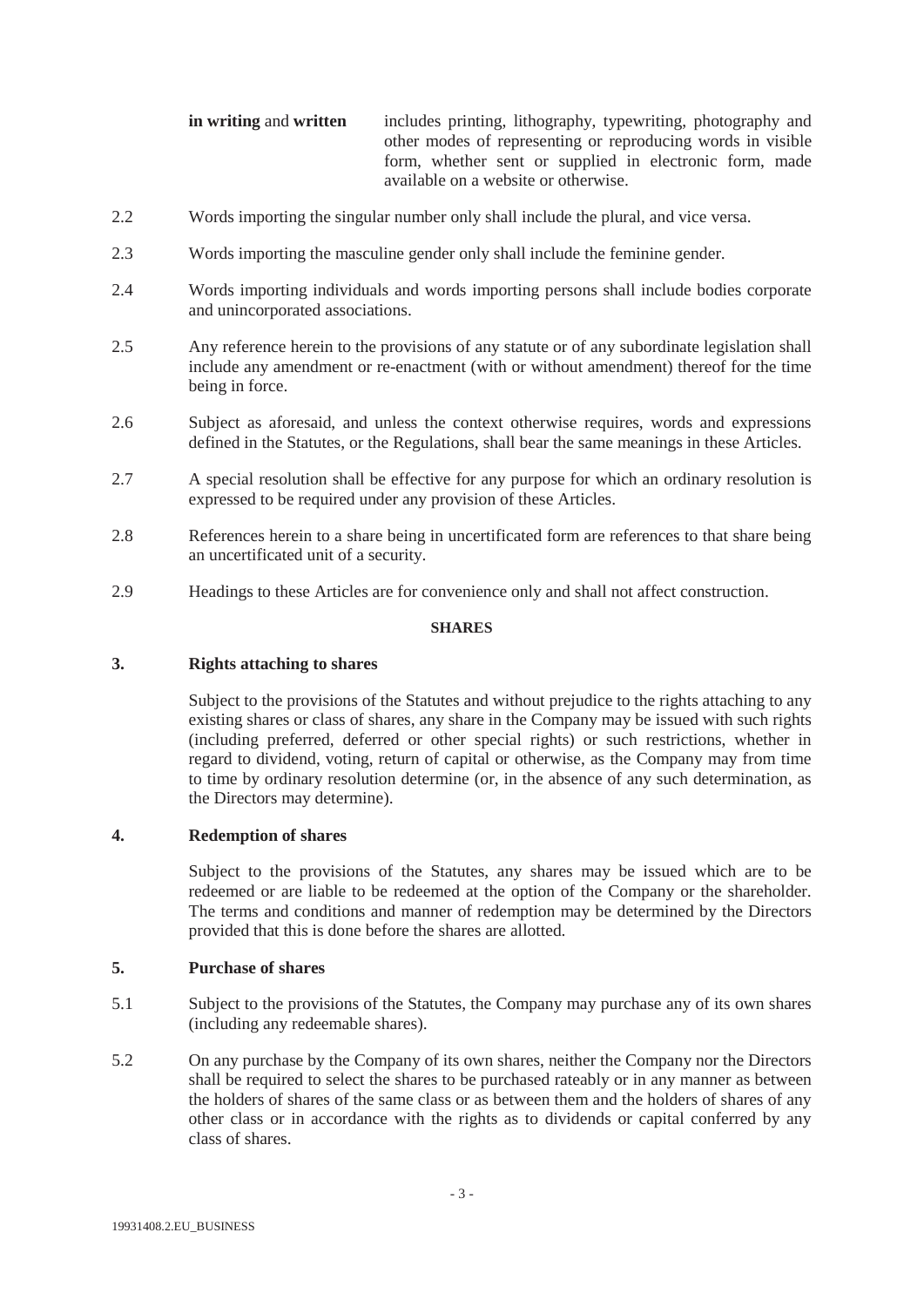**in writing** and **written** includes printing, lithography, typewriting, photography and other modes of representing or reproducing words in visible form, whether sent or supplied in electronic form, made available on a website or otherwise.

2.2 Words importing the singular number only shall include the plural, and vice versa.

2.3 Words importing the masculine gender only shall include the feminine gender.

2.4 Words importing individuals and words importing persons shall include bodies corporate and unincorporated associations.

2.5 Any reference herein to the provisions of any statute or of any subordinate legislation shall include any amendment or re-enactment (with or without amendment) thereof for the time being in force.

2.6 Subject as aforesaid, and unless the context otherwise requires, words and expressions defined in the Statutes, or the Regulations, shall bear the same meanings in these Articles.

2.7 A special resolution shall be effective for any purpose for which an ordinary resolution is expressed to be required under any provision of these Articles.

2.8 References herein to a share being in uncertificated form are references to that share being an uncertificated unit of a security.

2.9 Headings to these Articles are for convenience only and shall not affect construction.

## SHARES

### 3. Rights attaching to shares

Subject to the provisions of the Statutes and without prejudice to the rights attaching to any existing shares or class of shares, any share in the Company may be issued with such rights (including preferred, deferred or other special rights) or such restrictions, whether in regard to dividend, voting, return of capital or otherwise, as the Company may from time to time by ordinary resolution determine (or, in the absence of any such determination, as the Directors may determine).

### 4. Redemption of shares

Subject to the provisions of the Statutes, any shares may be issued which are to be redeemed or are liable to be redeemed at the option of the Company or the shareholder. The terms and conditions and manner of redemption may be determined by the Directors provided that this is done before the shares are allotted.

### 5. Purchase of shares

5.1 Subject to the provisions of the Statutes, the Company may purchase any of its own shares (including any redeemable shares).

5.2 On any purchase by the Company of its own shares, neither the Company nor the Directors shall be required to select the shares to be purchased rateably or in any manner as between the holders of shares of the same class or as between them and the holders of shares of any other class or in accordance with the rights as to dividends or capital conferred by any class of shares.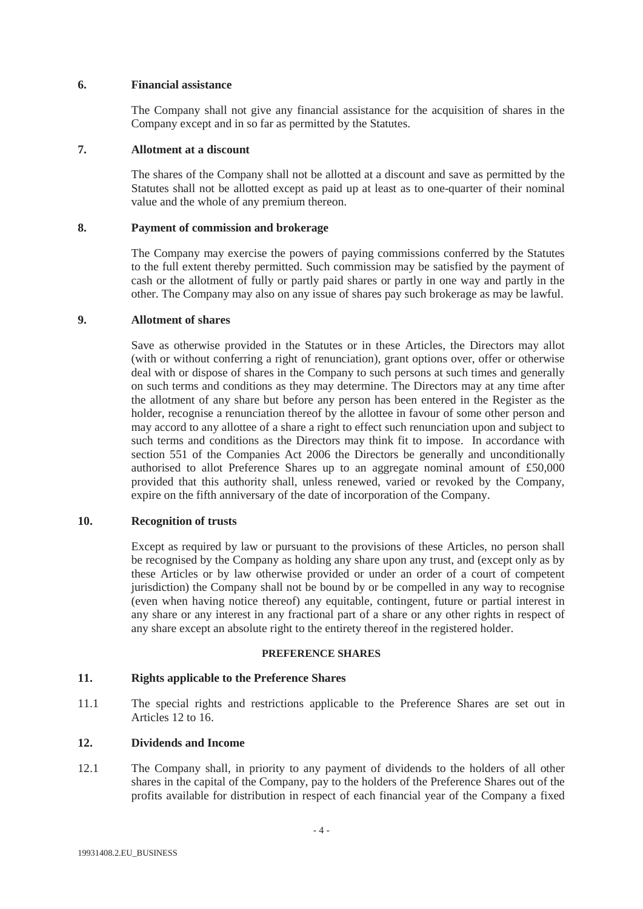## 6. Financial assistance

The Company shall not give any financial assistance for the acquisition of shares in the Company except and in so far as permitted by the Statutes.

## 7. Allotment at a discount

The shares of the Company shall not be allotted at a discount and save as permitted by the Statutes shall not be allotted except as paid up at least as to one-quarter of their nominal value and the whole of any premium thereon.

## 8. Payment of commission and brokerage

The Company may exercise the powers of paying commissions conferred by the Statutes to the full extent thereby permitted. Such commission may be satisfied by the payment of cash or the allotment of fully or partly paid shares or partly in one way and partly in the other. The Company may also on any issue of shares pay such brokerage as may be lawful.

## 9. Allotment of shares

Save as otherwise provided in the Statutes or in these Articles, the Directors may allot (with or without conferring a right of renunciation), grant options over, offer or otherwise deal with or dispose of shares in the Company to such persons at such times and generally on such terms and conditions as they may determine. The Directors may at any time after the allotment of any share but before any person has been entered in the Register as the holder, recognise a renunciation thereof by the allottee in favour of some other person and may accord to any allottee of a share a right to effect such renunciation upon and subject to such terms and conditions as the Directors may think fit to impose. In accordance with section 551 of the Companies Act 2006 the Directors be generally and unconditionally authorised to allot Preference Shares up to an aggregate nominal amount of £50,000 provided that this authority shall, unless renewed, varied or revoked by the Company, expire on the fifth anniversary of the date of incorporation of the Company.

## 10. Recognition of trusts

Except as required by law or pursuant to the provisions of these Articles, no person shall be recognised by the Company as holding any share upon any trust, and (except only as by these Articles or by law otherwise provided or under an order of a court of competent jurisdiction) the Company shall not be bound by or be compelled in any way to recognise (even when having notice thereof) any equitable, contingent, future or partial interest in any share or any interest in any fractional part of a share or any other rights in respect of any share except an absolute right to the entirety thereof in the registered holder.

# PREFERENCE SHARES

## 11. Rights applicable to the Preference Shares

11.1 The special rights and restrictions applicable to the Preference Shares are set out in Articles 12 to 16.

## 12. Dividends and Income

12.1 The Company shall, in priority to any payment of dividends to the holders of all other shares in the capital of the Company, pay to the holders of the Preference Shares out of the profits available for distribution in respect of each financial year of the Company a fixed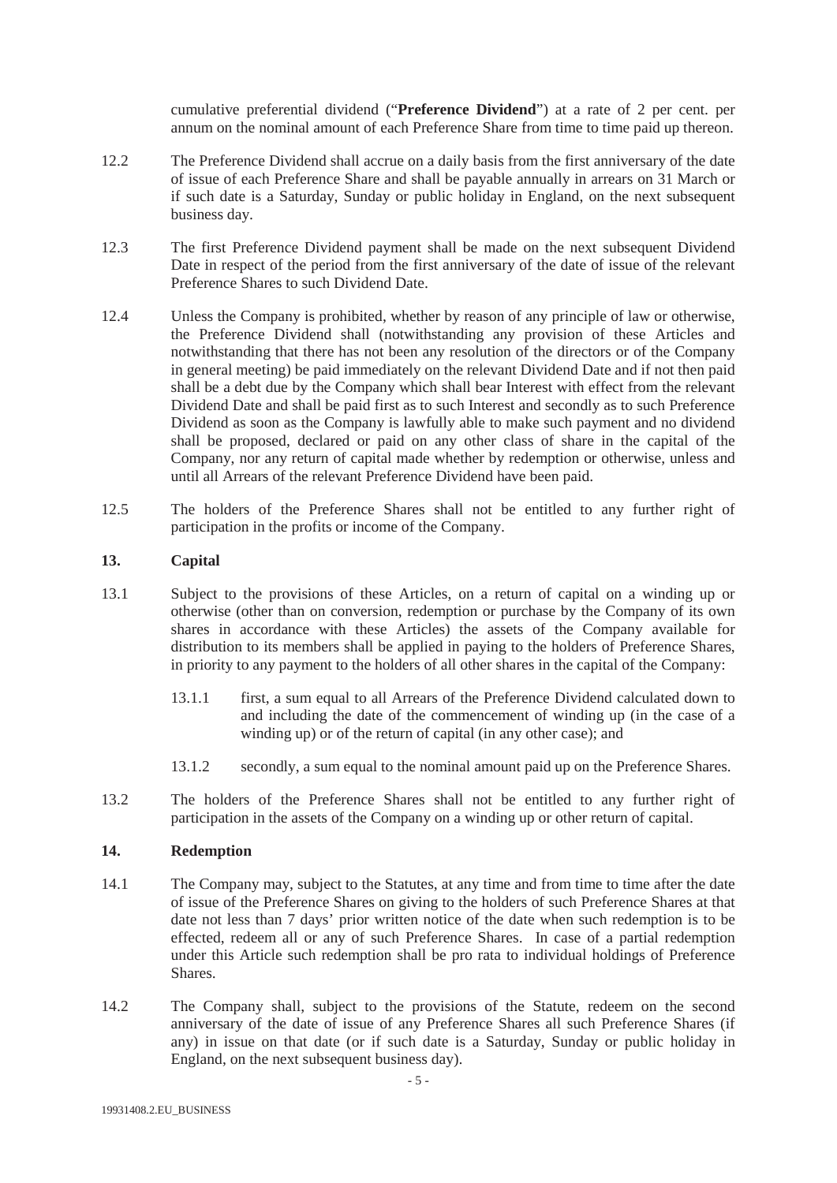cumulative preferential dividend ("**Preference Dividend**") at a rate of 2 per cent. per annum on the nominal amount of each Preference Share from time to time paid up thereon.

12.2 The Preference Dividend shall accrue on a daily basis from the first anniversary of the date of issue of each Preference Share and shall be payable annually in arrears on 31 March or if such date is a Saturday, Sunday or public holiday in England, on the next subsequent business day.

12.3 The first Preference Dividend payment shall be made on the next subsequent Dividend Date in respect of the period from the first anniversary of the date of issue of the relevant Preference Shares to such Dividend Date.

12.4 Unless the Company is prohibited, whether by reason of any principle of law or otherwise, the Preference Dividend shall (notwithstanding any provision of these Articles and notwithstanding that there has not been any resolution of the directors or of the Company in general meeting) be paid immediately on the relevant Dividend Date and if not then paid shall be a debt due by the Company which shall bear Interest with effect from the relevant Dividend Date and shall be paid first as to such Interest and secondly as to such Preference Dividend as soon as the Company is lawfully able to make such payment and no dividend shall be proposed, declared or paid on any other class of share in the capital of the Company, nor any return of capital made whether by redemption or otherwise, unless and until all Arrears of the relevant Preference Dividend have been paid.

12.5 The holders of the Preference Shares shall not be entitled to any further right of participation in the profits or income of the Company.

## 13. Capital

13.1 Subject to the provisions of these Articles, on a return of capital on a winding up or otherwise (other than on conversion, redemption or purchase by the Company of its own shares in accordance with these Articles) the assets of the Company available for distribution to its members shall be applied in paying to the holders of Preference Shares, in priority to any payment to the holders of all other shares in the capital of the Company:

- 13.1.1 first, a sum equal to all Arrears of the Preference Dividend calculated down to and including the date of the commencement of winding up (in the case of a winding up) or of the return of capital (in any other case); and

- 13.1.2 secondly, a sum equal to the nominal amount paid up on the Preference Shares.

13.2 The holders of the Preference Shares shall not be entitled to any further right of participation in the assets of the Company on a winding up or other return of capital.

## 14. Redemption

14.1 The Company may, subject to the Statutes, at any time and from time to time after the date of issue of the Preference Shares on giving to the holders of such Preference Shares at that date not less than 7 days' prior written notice of the date when such redemption is to be effected, redeem all or any of such Preference Shares. In case of a partial redemption under this Article such redemption shall be pro rata to individual holdings of Preference Shares.

14.2 The Company shall, subject to the provisions of the Statute, redeem on the second anniversary of the date of issue of any Preference Shares all such Preference Shares (if any) in issue on that date (or if such date is a Saturday, Sunday or public holiday in England, on the next subsequent business day).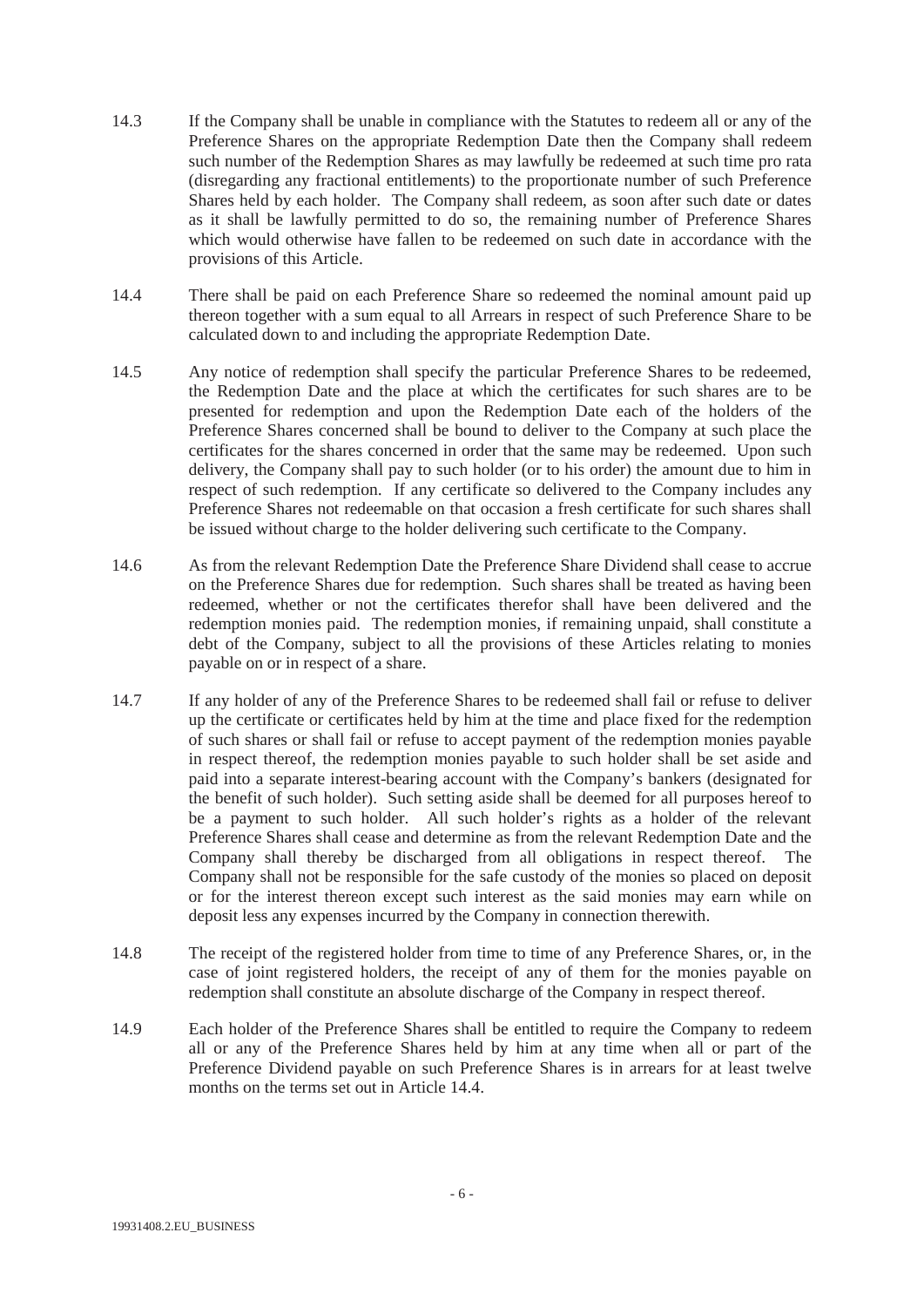14.3 If the Company shall be unable in compliance with the Statutes to redeem all or any of the Preference Shares on the appropriate Redemption Date then the Company shall redeem such number of the Redemption Shares as may lawfully be redeemed at such time pro rata (disregarding any fractional entitlements) to the proportionate number of such Preference Shares held by each holder. The Company shall redeem, as soon after such date or dates as it shall be lawfully permitted to do so, the remaining number of Preference Shares which would otherwise have fallen to be redeemed on such date in accordance with the provisions of this Article.

14.4 There shall be paid on each Preference Share so redeemed the nominal amount paid up thereon together with a sum equal to all Arrears in respect of such Preference Share to be calculated down to and including the appropriate Redemption Date.

14.5 Any notice of redemption shall specify the particular Preference Shares to be redeemed, the Redemption Date and the place at which the certificates for such shares are to be presented for redemption and upon the Redemption Date each of the holders of the Preference Shares concerned shall be bound to deliver to the Company at such place the certificates for the shares concerned in order that the same may be redeemed. Upon such delivery, the Company shall pay to such holder (or to his order) the amount due to him in respect of such redemption. If any certificate so delivered to the Company includes any Preference Shares not redeemable on that occasion a fresh certificate for such shares shall be issued without charge to the holder delivering such certificate to the Company.

14.6 As from the relevant Redemption Date the Preference Share Dividend shall cease to accrue on the Preference Shares due for redemption. Such shares shall be treated as having been redeemed, whether or not the certificates therefor shall have been delivered and the redemption monies paid. The redemption monies, if remaining unpaid, shall constitute a debt of the Company, subject to all the provisions of these Articles relating to monies payable on or in respect of a share.

14.7 If any holder of any of the Preference Shares to be redeemed shall fail or refuse to deliver up the certificate or certificates held by him at the time and place fixed for the redemption of such shares or shall fail or refuse to accept payment of the redemption monies payable in respect thereof, the redemption monies payable to such holder shall be set aside and paid into a separate interest-bearing account with the Company's bankers (designated for the benefit of such holder). Such setting aside shall be deemed for all purposes hereof to be a payment to such holder. All such holder's rights as a holder of the relevant Preference Shares shall cease and determine as from the relevant Redemption Date and the Company shall thereby be discharged from all obligations in respect thereof. The Company shall not be responsible for the safe custody of the monies so placed on deposit or for the interest thereon except such interest as the said monies may earn while on deposit less any expenses incurred by the Company in connection therewith.

14.8 The receipt of the registered holder from time to time of any Preference Shares, or, in the case of joint registered holders, the receipt of any of them for the monies payable on redemption shall constitute an absolute discharge of the Company in respect thereof.

14.9 Each holder of the Preference Shares shall be entitled to require the Company to redeem all or any of the Preference Shares held by him at any time when all or part of the Preference Dividend payable on such Preference Shares is in arrears for at least twelve months on the terms set out in Article 14.4.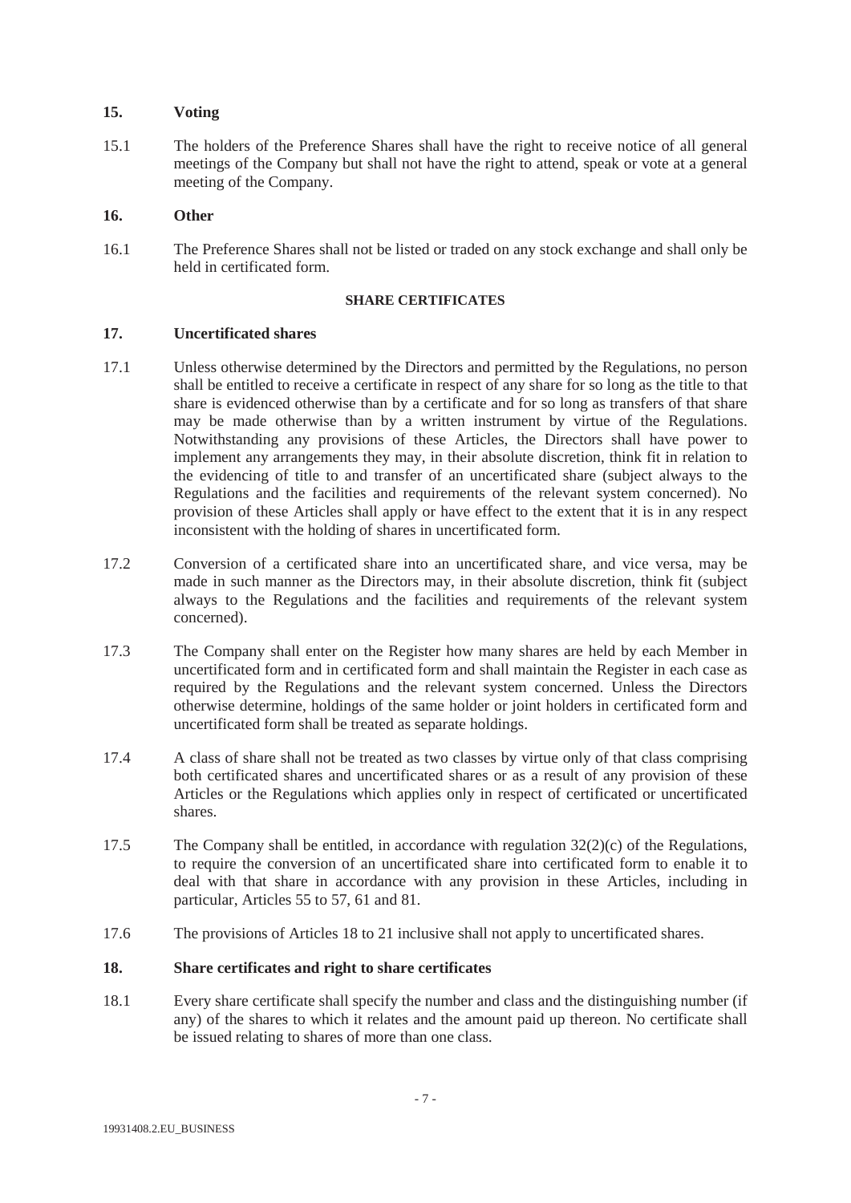## 15. Voting

15.1 The holders of the Preference Shares shall have the right to receive notice of all general meetings of the Company but shall not have the right to attend, speak or vote at a general meeting of the Company.

## 16. Other

16.1 The Preference Shares shall not be listed or traded on any stock exchange and shall only be held in certificated form.

**SHARE CERTIFICATES**

## 17. Uncertificated shares

17.1 Unless otherwise determined by the Directors and permitted by the Regulations, no person shall be entitled to receive a certificate in respect of any share for so long as the title to that share is evidenced otherwise than by a certificate and for so long as transfers of that share may be made otherwise than by a written instrument by virtue of the Regulations. Notwithstanding any provisions of these Articles, the Directors shall have power to implement any arrangements they may, in their absolute discretion, think fit in relation to the evidencing of title to and transfer of an uncertificated share (subject always to the Regulations and the facilities and requirements of the relevant system concerned). No provision of these Articles shall apply or have effect to the extent that it is in any respect inconsistent with the holding of shares in uncertificated form.

17.2 Conversion of a certificated share into an uncertificated share, and vice versa, may be made in such manner as the Directors may, in their absolute discretion, think fit (subject always to the Regulations and the facilities and requirements of the relevant system concerned).

17.3 The Company shall enter on the Register how many shares are held by each Member in uncertificated form and in certificated form and shall maintain the Register in each case as required by the Regulations and the relevant system concerned. Unless the Directors otherwise determine, holdings of the same holder or joint holders in certificated form and uncertificated form shall be treated as separate holdings.

17.4 A class of share shall not be treated as two classes by virtue only of that class comprising both certificated shares and uncertificated shares or as a result of any provision of these Articles or the Regulations which applies only in respect of certificated or uncertificated shares.

17.5 The Company shall be entitled, in accordance with regulation 32(2)(c) of the Regulations, to require the conversion of an uncertificated share into certificated form to enable it to deal with that share in accordance with any provision in these Articles, including in particular, Articles 55 to 57, 61 and 81.

17.6 The provisions of Articles 18 to 21 inclusive shall not apply to uncertificated shares.

## 18. Share certificates and right to share certificates

18.1 Every share certificate shall specify the number and class and the distinguishing number (if any) of the shares to which it relates and the amount paid up thereon. No certificate shall be issued relating to shares of more than one class.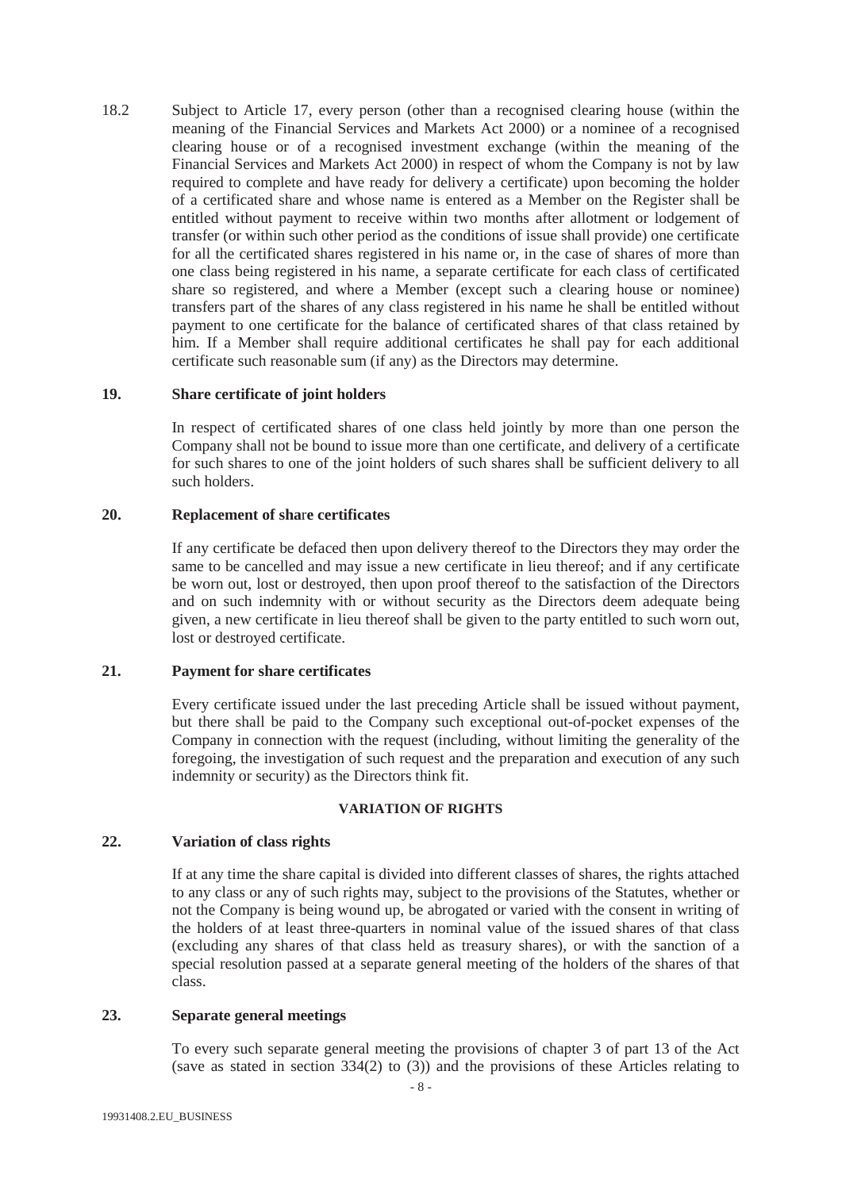18.2 Subject to Article 17, every person (other than a recognised clearing house (within the meaning of the Financial Services and Markets Act 2000) or a nominee of a recognised clearing house or of a recognised investment exchange (within the meaning of the Financial Services and Markets Act 2000) in respect of whom the Company is not by law required to complete and have ready for delivery a certificate) upon becoming the holder of a certificated share and whose name is entered as a Member on the Register shall be entitled without payment to receive within two months after allotment or lodgement of transfer (or within such other period as the conditions of issue shall provide) one certificate for all the certificated shares registered in his name or, in the case of shares of more than one class being registered in his name, a separate certificate for each class of certificated share so registered, and where a Member (except such a clearing house or nominee) transfers part of the shares of any class registered in his name he shall be entitled without payment to one certificate for the balance of certificated shares of that class retained by him. If a Member shall require additional certificates he shall pay for each additional certificate such reasonable sum (if any) as the Directors may determine.

### 19. Share certificate of joint holders

In respect of certificated shares of one class held jointly by more than one person the Company shall not be bound to issue more than one certificate, and delivery of a certificate for such shares to one of the joint holders of such shares shall be sufficient delivery to all such holders.

### 20. Replacement of share certificates

If any certificate be defaced then upon delivery thereof to the Directors they may order the same to be cancelled and may issue a new certificate in lieu thereof; and if any certificate be worn out, lost or destroyed, then upon proof thereof to the satisfaction of the Directors and on such indemnity with or without security as the Directors deem adequate being given, a new certificate in lieu thereof shall be given to the party entitled to such worn out, lost or destroyed certificate.

### 21. Payment for share certificates

Every certificate issued under the last preceding Article shall be issued without payment, but there shall be paid to the Company such exceptional out-of-pocket expenses of the Company in connection with the request (including, without limiting the generality of the foregoing, the investigation of such request and the preparation and execution of any such indemnity or security) as the Directors think fit.

## VARIATION OF RIGHTS

### 22. Variation of class rights

If at any time the share capital is divided into different classes of shares, the rights attached to any class or any of such rights may, subject to the provisions of the Statutes, whether or not the Company is being wound up, be abrogated or varied with the consent in writing of the holders of at least three-quarters in nominal value of the issued shares of that class (excluding any shares of that class held as treasury shares), or with the sanction of a special resolution passed at a separate general meeting of the holders of the shares of that class.

### 23. Separate general meetings

To every such separate general meeting the provisions of chapter 3 of part 13 of the Act (save as stated in section 334(2) to (3)) and the provisions of these Articles relating to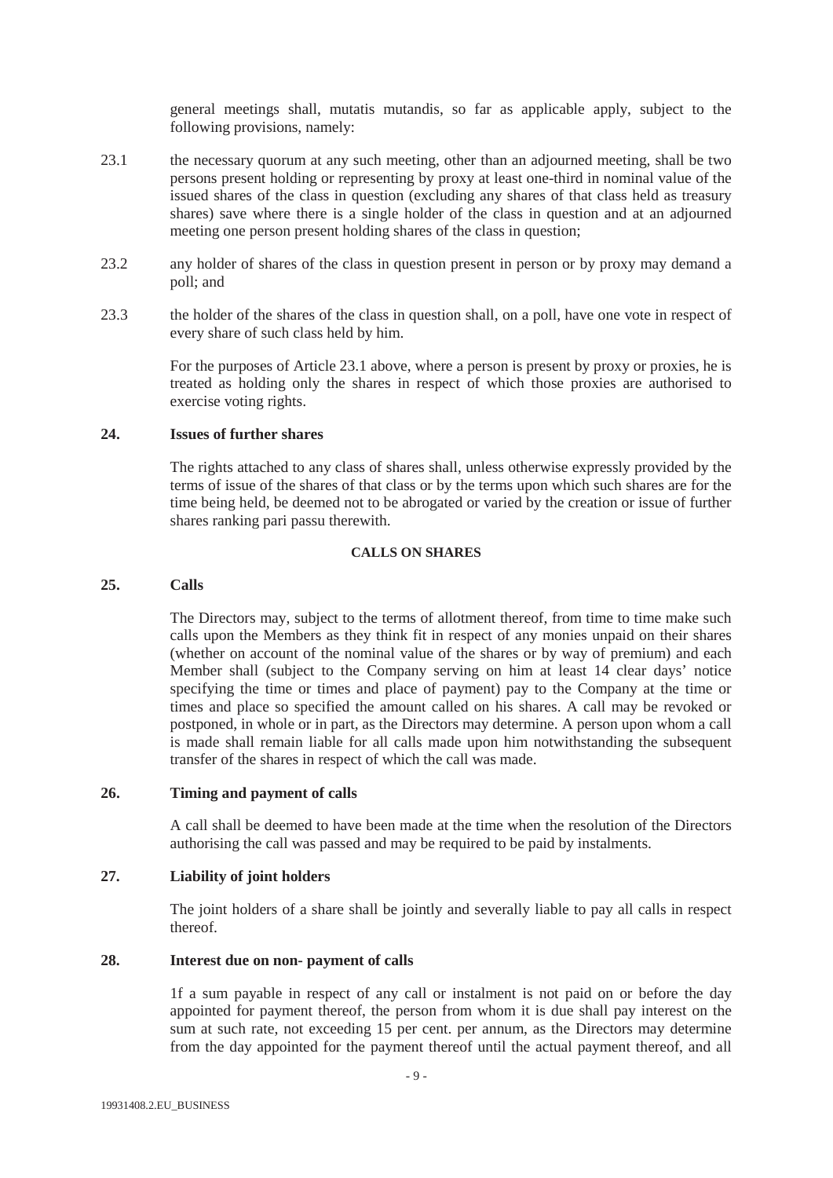general meetings shall, mutatis mutandis, so far as applicable apply, subject to the following provisions, namely:

23.1 the necessary quorum at any such meeting, other than an adjourned meeting, shall be two persons present holding or representing by proxy at least one-third in nominal value of the issued shares of the class in question (excluding any shares of that class held as treasury shares) save where there is a single holder of the class in question and at an adjourned meeting one person present holding shares of the class in question;

23.2 any holder of shares of the class in question present in person or by proxy may demand a poll; and

23.3 the holder of the shares of the class in question shall, on a poll, have one vote in respect of every share of such class held by him.

For the purposes of Article 23.1 above, where a person is present by proxy or proxies, he is treated as holding only the shares in respect of which those proxies are authorised to exercise voting rights.

### 24. Issues of further shares

The rights attached to any class of shares shall, unless otherwise expressly provided by the terms of issue of the shares of that class or by the terms upon which such shares are for the time being held, be deemed not to be abrogated or varied by the creation or issue of further shares ranking pari passu therewith.

## CALLS ON SHARES

### 25. Calls

The Directors may, subject to the terms of allotment thereof, from time to time make such calls upon the Members as they think fit in respect of any monies unpaid on their shares (whether on account of the nominal value of the shares or by way of premium) and each Member shall (subject to the Company serving on him at least 14 clear days' notice specifying the time or times and place of payment) pay to the Company at the time or times and place so specified the amount called on his shares. A call may be revoked or postponed, in whole or in part, as the Directors may determine. A person upon whom a call is made shall remain liable for all calls made upon him notwithstanding the subsequent transfer of the shares in respect of which the call was made.

### 26. Timing and payment of calls

A call shall be deemed to have been made at the time when the resolution of the Directors authorising the call was passed and may be required to be paid by instalments.

### 27. Liability of joint holders

The joint holders of a share shall be jointly and severally liable to pay all calls in respect thereof.

### 28. Interest due on non- payment of calls

1f a sum payable in respect of any call or instalment is not paid on or before the day appointed for payment thereof, the person from whom it is due shall pay interest on the sum at such rate, not exceeding 15 per cent. per annum, as the Directors may determine from the day appointed for the payment thereof until the actual payment thereof, and all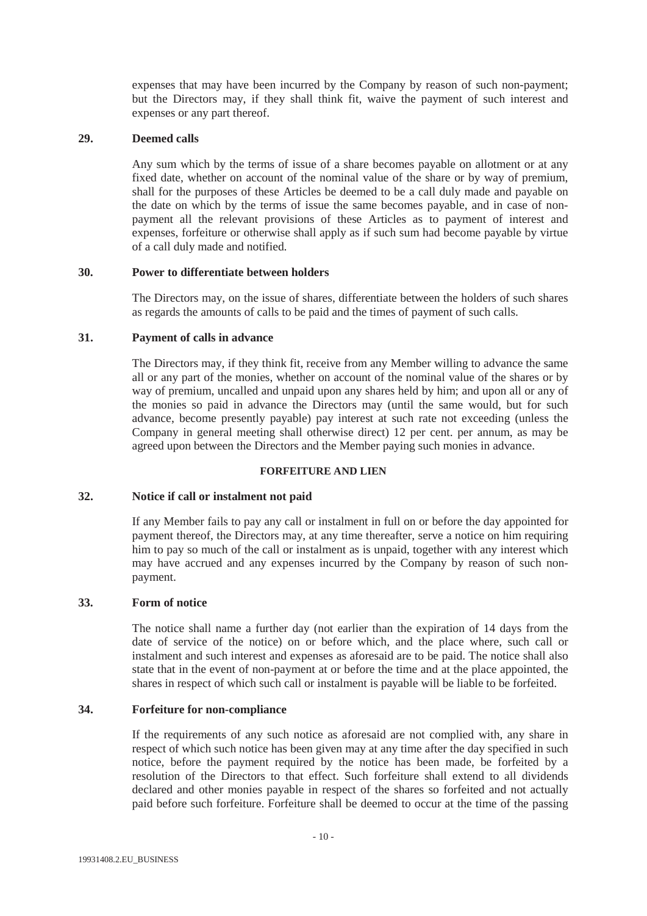expenses that may have been incurred by the Company by reason of such non-payment; but the Directors may, if they shall think fit, waive the payment of such interest and expenses or any part thereof.

### 29. Deemed calls

Any sum which by the terms of issue of a share becomes payable on allotment or at any fixed date, whether on account of the nominal value of the share or by way of premium, shall for the purposes of these Articles be deemed to be a call duly made and payable on the date on which by the terms of issue the same becomes payable, and in case of non-payment all the relevant provisions of these Articles as to payment of interest and expenses, forfeiture or otherwise shall apply as if such sum had become payable by virtue of a call duly made and notified.

### 30. Power to differentiate between holders

The Directors may, on the issue of shares, differentiate between the holders of such shares as regards the amounts of calls to be paid and the times of payment of such calls.

### 31. Payment of calls in advance

The Directors may, if they think fit, receive from any Member willing to advance the same all or any part of the monies, whether on account of the nominal value of the shares or by way of premium, uncalled and unpaid upon any shares held by him; and upon all or any of the monies so paid in advance the Directors may (until the same would, but for such advance, become presently payable) pay interest at such rate not exceeding (unless the Company in general meeting shall otherwise direct) 12 per cent. per annum, as may be agreed upon between the Directors and the Member paying such monies in advance.

## FORFEITURE AND LIEN

### 32. Notice if call or instalment not paid

If any Member fails to pay any call or instalment in full on or before the day appointed for payment thereof, the Directors may, at any time thereafter, serve a notice on him requiring him to pay so much of the call or instalment as is unpaid, together with any interest which may have accrued and any expenses incurred by the Company by reason of such non-payment.

### 33. Form of notice

The notice shall name a further day (not earlier than the expiration of 14 days from the date of service of the notice) on or before which, and the place where, such call or instalment and such interest and expenses as aforesaid are to be paid. The notice shall also state that in the event of non-payment at or before the time and at the place appointed, the shares in respect of which such call or instalment is payable will be liable to be forfeited.

### 34. Forfeiture for non-compliance

If the requirements of any such notice as aforesaid are not complied with, any share in respect of which such notice has been given may at any time after the day specified in such notice, before the payment required by the notice has been made, be forfeited by a resolution of the Directors to that effect. Such forfeiture shall extend to all dividends declared and other monies payable in respect of the shares so forfeited and not actually paid before such forfeiture. Forfeiture shall be deemed to occur at the time of the passing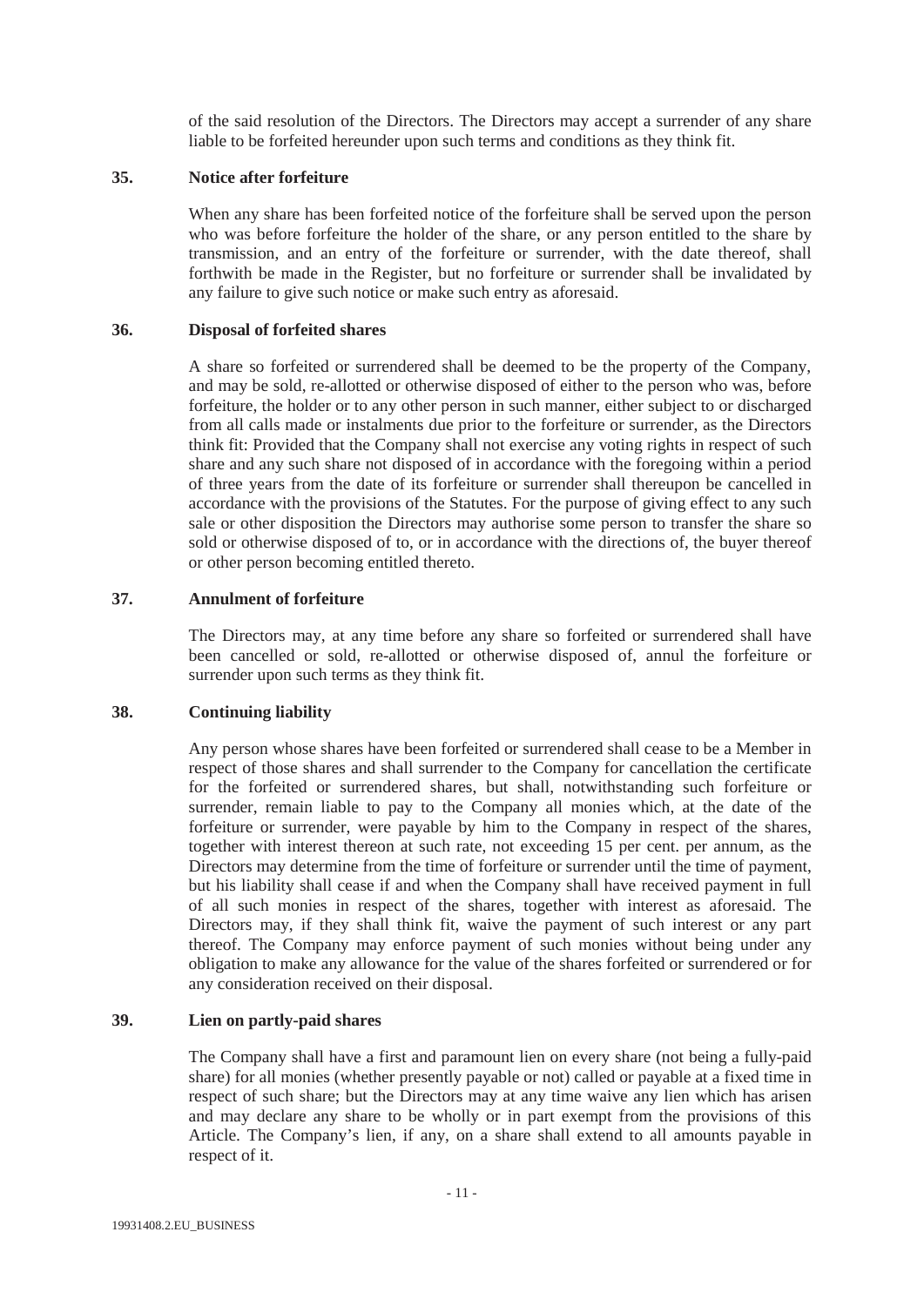of the said resolution of the Directors. The Directors may accept a surrender of any share liable to be forfeited hereunder upon such terms and conditions as they think fit.

### 35. Notice after forfeiture

When any share has been forfeited notice of the forfeiture shall be served upon the person who was before forfeiture the holder of the share, or any person entitled to the share by transmission, and an entry of the forfeiture or surrender, with the date thereof, shall forthwith be made in the Register, but no forfeiture or surrender shall be invalidated by any failure to give such notice or make such entry as aforesaid.

### 36. Disposal of forfeited shares

A share so forfeited or surrendered shall be deemed to be the property of the Company, and may be sold, re-allotted or otherwise disposed of either to the person who was, before forfeiture, the holder or to any other person in such manner, either subject to or discharged from all calls made or instalments due prior to the forfeiture or surrender, as the Directors think fit: Provided that the Company shall not exercise any voting rights in respect of such share and any such share not disposed of in accordance with the foregoing within a period of three years from the date of its forfeiture or surrender shall thereupon be cancelled in accordance with the provisions of the Statutes. For the purpose of giving effect to any such sale or other disposition the Directors may authorise some person to transfer the share so sold or otherwise disposed of to, or in accordance with the directions of, the buyer thereof or other person becoming entitled thereto.

### 37. Annulment of forfeiture

The Directors may, at any time before any share so forfeited or surrendered shall have been cancelled or sold, re-allotted or otherwise disposed of, annul the forfeiture or surrender upon such terms as they think fit.

### 38. Continuing liability

Any person whose shares have been forfeited or surrendered shall cease to be a Member in respect of those shares and shall surrender to the Company for cancellation the certificate for the forfeited or surrendered shares, but shall, notwithstanding such forfeiture or surrender, remain liable to pay to the Company all monies which, at the date of the forfeiture or surrender, were payable by him to the Company in respect of the shares, together with interest thereon at such rate, not exceeding 15 per cent. per annum, as the Directors may determine from the time of forfeiture or surrender until the time of payment, but his liability shall cease if and when the Company shall have received payment in full of all such monies in respect of the shares, together with interest as aforesaid. The Directors may, if they shall think fit, waive the payment of such interest or any part thereof. The Company may enforce payment of such monies without being under any obligation to make any allowance for the value of the shares forfeited or surrendered or for any consideration received on their disposal.

### 39. Lien on partly-paid shares

The Company shall have a first and paramount lien on every share (not being a fully-paid share) for all monies (whether presently payable or not) called or payable at a fixed time in respect of such share; but the Directors may at any time waive any lien which has arisen and may declare any share to be wholly or in part exempt from the provisions of this Article. The Company's lien, if any, on a share shall extend to all amounts payable in respect of it.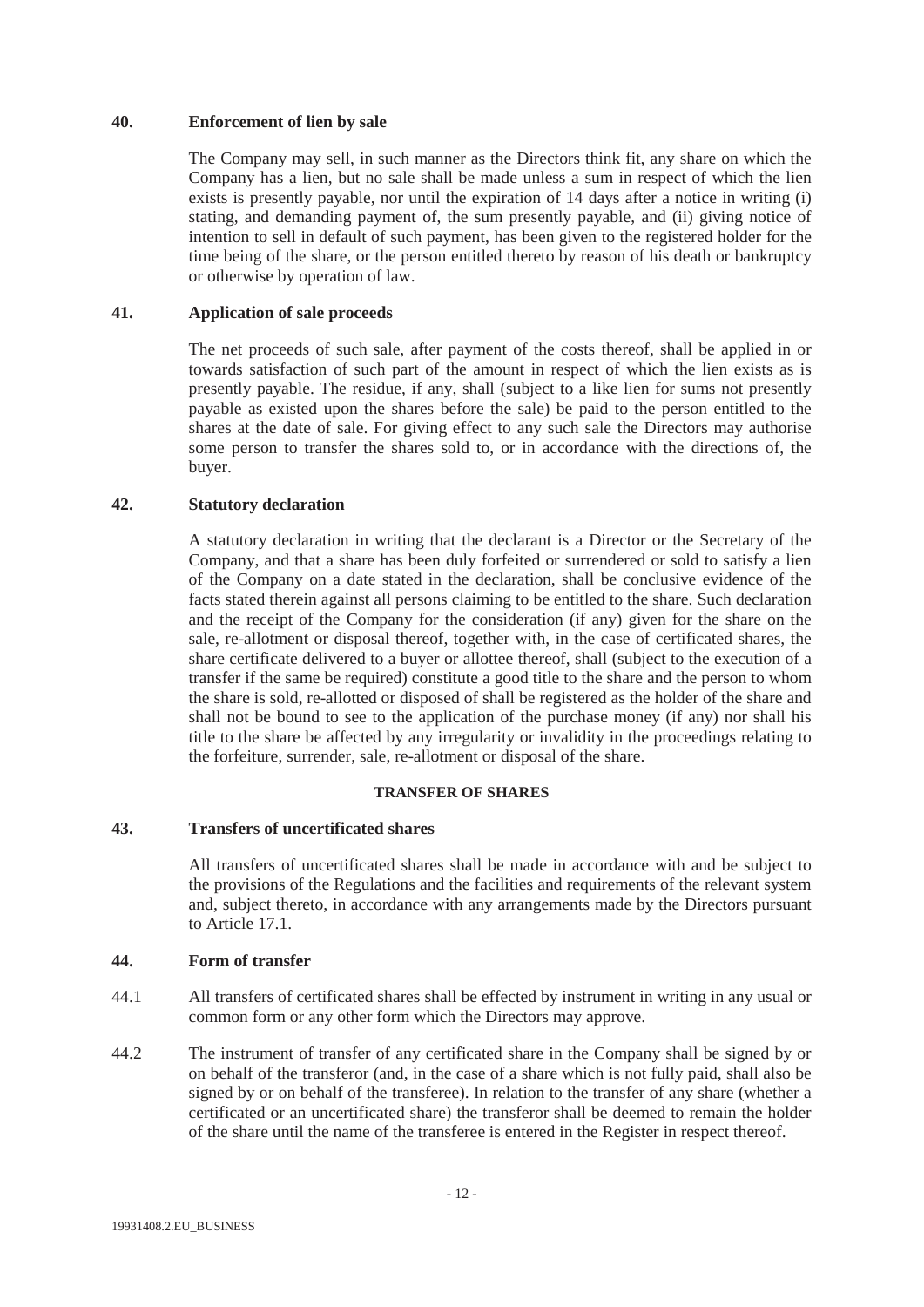### 40. Enforcement of lien by sale

The Company may sell, in such manner as the Directors think fit, any share on which the Company has a lien, but no sale shall be made unless a sum in respect of which the lien exists is presently payable, nor until the expiration of 14 days after a notice in writing (i) stating, and demanding payment of, the sum presently payable, and (ii) giving notice of intention to sell in default of such payment, has been given to the registered holder for the time being of the share, or the person entitled thereto by reason of his death or bankruptcy or otherwise by operation of law.

### 41. Application of sale proceeds

The net proceeds of such sale, after payment of the costs thereof, shall be applied in or towards satisfaction of such part of the amount in respect of which the lien exists as is presently payable. The residue, if any, shall (subject to a like lien for sums not presently payable as existed upon the shares before the sale) be paid to the person entitled to the shares at the date of sale. For giving effect to any such sale the Directors may authorise some person to transfer the shares sold to, or in accordance with the directions of, the buyer.

### 42. Statutory declaration

A statutory declaration in writing that the declarant is a Director or the Secretary of the Company, and that a share has been duly forfeited or surrendered or sold to satisfy a lien of the Company on a date stated in the declaration, shall be conclusive evidence of the facts stated therein against all persons claiming to be entitled to the share. Such declaration and the receipt of the Company for the consideration (if any) given for the share on the sale, re-allotment or disposal thereof, together with, in the case of certificated shares, the share certificate delivered to a buyer or allottee thereof, shall (subject to the execution of a transfer if the same be required) constitute a good title to the share and the person to whom the share is sold, re-allotted or disposed of shall be registered as the holder of the share and shall not be bound to see to the application of the purchase money (if any) nor shall his title to the share be affected by any irregularity or invalidity in the proceedings relating to the forfeiture, surrender, sale, re-allotment or disposal of the share.

## TRANSFER OF SHARES

### 43. Transfers of uncertificated shares

All transfers of uncertificated shares shall be made in accordance with and be subject to the provisions of the Regulations and the facilities and requirements of the relevant system and, subject thereto, in accordance with any arrangements made by the Directors pursuant to Article 17.1.

### 44. Form of transfer

44.1 All transfers of certificated shares shall be effected by instrument in writing in any usual or common form or any other form which the Directors may approve.

44.2 The instrument of transfer of any certificated share in the Company shall be signed by or on behalf of the transferor (and, in the case of a share which is not fully paid, shall also be signed by or on behalf of the transferee). In relation to the transfer of any share (whether a certificated or an uncertificated share) the transferor shall be deemed to remain the holder of the share until the name of the transferee is entered in the Register in respect thereof.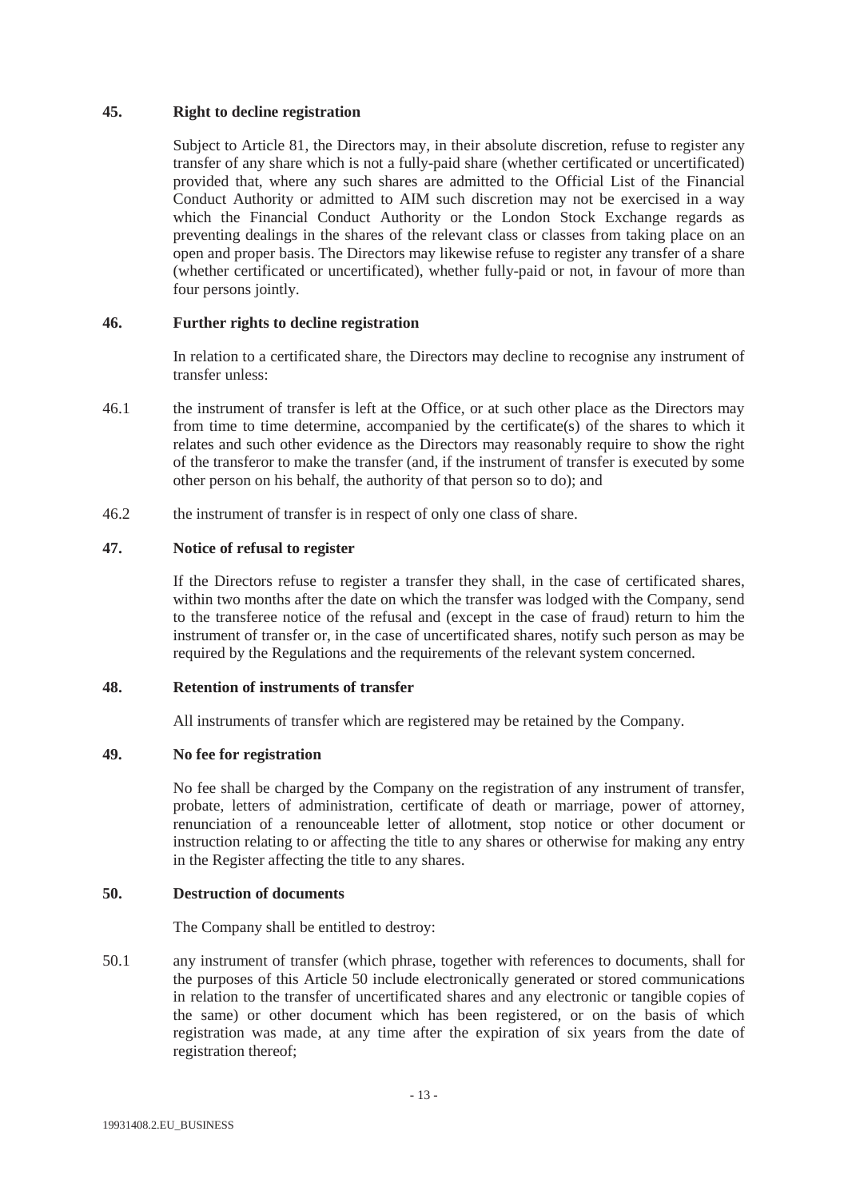## 45. Right to decline registration

Subject to Article 81, the Directors may, in their absolute discretion, refuse to register any transfer of any share which is not a fully-paid share (whether certificated or uncertificated) provided that, where any such shares are admitted to the Official List of the Financial Conduct Authority or admitted to AIM such discretion may not be exercised in a way which the Financial Conduct Authority or the London Stock Exchange regards as preventing dealings in the shares of the relevant class or classes from taking place on an open and proper basis. The Directors may likewise refuse to register any transfer of a share (whether certificated or uncertificated), whether fully-paid or not, in favour of more than four persons jointly.

## 46. Further rights to decline registration

In relation to a certificated share, the Directors may decline to recognise any instrument of transfer unless:

46.1 the instrument of transfer is left at the Office, or at such other place as the Directors may from time to time determine, accompanied by the certificate(s) of the shares to which it relates and such other evidence as the Directors may reasonably require to show the right of the transferor to make the transfer (and, if the instrument of transfer is executed by some other person on his behalf, the authority of that person so to do); and

46.2 the instrument of transfer is in respect of only one class of share.

## 47. Notice of refusal to register

If the Directors refuse to register a transfer they shall, in the case of certificated shares, within two months after the date on which the transfer was lodged with the Company, send to the transferee notice of the refusal and (except in the case of fraud) return to him the instrument of transfer or, in the case of uncertificated shares, notify such person as may be required by the Regulations and the requirements of the relevant system concerned.

## 48. Retention of instruments of transfer

All instruments of transfer which are registered may be retained by the Company.

## 49. No fee for registration

No fee shall be charged by the Company on the registration of any instrument of transfer, probate, letters of administration, certificate of death or marriage, power of attorney, renunciation of a renounceable letter of allotment, stop notice or other document or instruction relating to or affecting the title to any shares or otherwise for making any entry in the Register affecting the title to any shares.

## 50. Destruction of documents

The Company shall be entitled to destroy:

50.1 any instrument of transfer (which phrase, together with references to documents, shall for the purposes of this Article 50 include electronically generated or stored communications in relation to the transfer of uncertificated shares and any electronic or tangible copies of the same) or other document which has been registered, or on the basis of which registration was made, at any time after the expiration of six years from the date of registration thereof;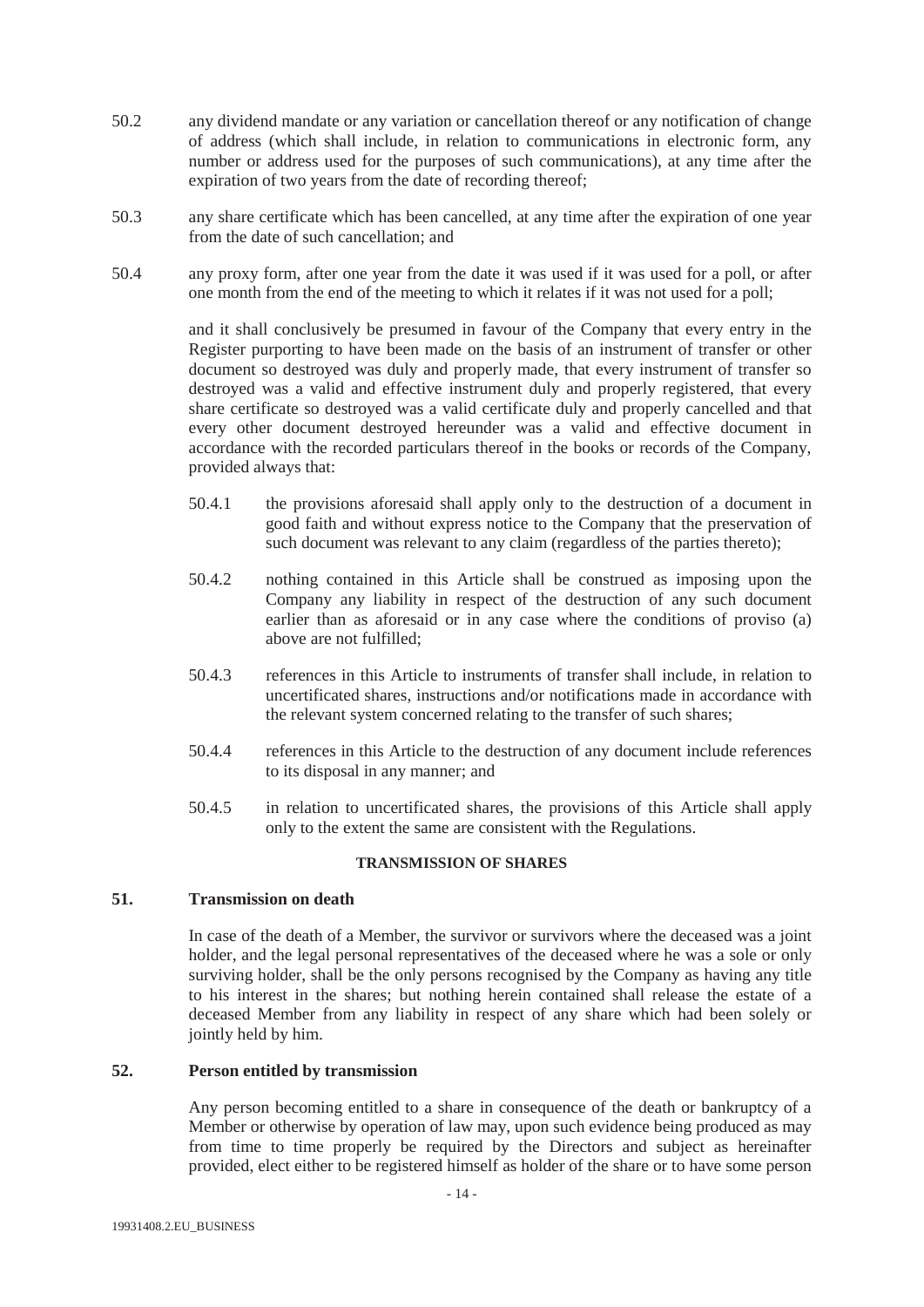50.2 any dividend mandate or any variation or cancellation thereof or any notification of change of address (which shall include, in relation to communications in electronic form, any number or address used for the purposes of such communications), at any time after the expiration of two years from the date of recording thereof;

50.3 any share certificate which has been cancelled, at any time after the expiration of one year from the date of such cancellation; and

50.4 any proxy form, after one year from the date it was used if it was used for a poll, or after one month from the end of the meeting to which it relates if it was not used for a poll;

and it shall conclusively be presumed in favour of the Company that every entry in the Register purporting to have been made on the basis of an instrument of transfer or other document so destroyed was duly and properly made, that every instrument of transfer so destroyed was a valid and effective instrument duly and properly registered, that every share certificate so destroyed was a valid certificate duly and properly cancelled and that every other document destroyed hereunder was a valid and effective document in accordance with the recorded particulars thereof in the books or records of the Company, provided always that:

50.4.1 the provisions aforesaid shall apply only to the destruction of a document in good faith and without express notice to the Company that the preservation of such document was relevant to any claim (regardless of the parties thereto);

50.4.2 nothing contained in this Article shall be construed as imposing upon the Company any liability in respect of the destruction of any such document earlier than as aforesaid or in any case where the conditions of proviso (a) above are not fulfilled;

50.4.3 references in this Article to instruments of transfer shall include, in relation to uncertificated shares, instructions and/or notifications made in accordance with the relevant system concerned relating to the transfer of such shares;

50.4.4 references in this Article to the destruction of any document include references to its disposal in any manner; and

50.4.5 in relation to uncertificated shares, the provisions of this Article shall apply only to the extent the same are consistent with the Regulations.

## TRANSMISSION OF SHARES

### 51. Transmission on death

In case of the death of a Member, the survivor or survivors where the deceased was a joint holder, and the legal personal representatives of the deceased where he was a sole or only surviving holder, shall be the only persons recognised by the Company as having any title to his interest in the shares; but nothing herein contained shall release the estate of a deceased Member from any liability in respect of any share which had been solely or jointly held by him.

### 52. Person entitled by transmission

Any person becoming entitled to a share in consequence of the death or bankruptcy of a Member or otherwise by operation of law may, upon such evidence being produced as may from time to time properly be required by the Directors and subject as hereinafter provided, elect either to be registered himself as holder of the share or to have some person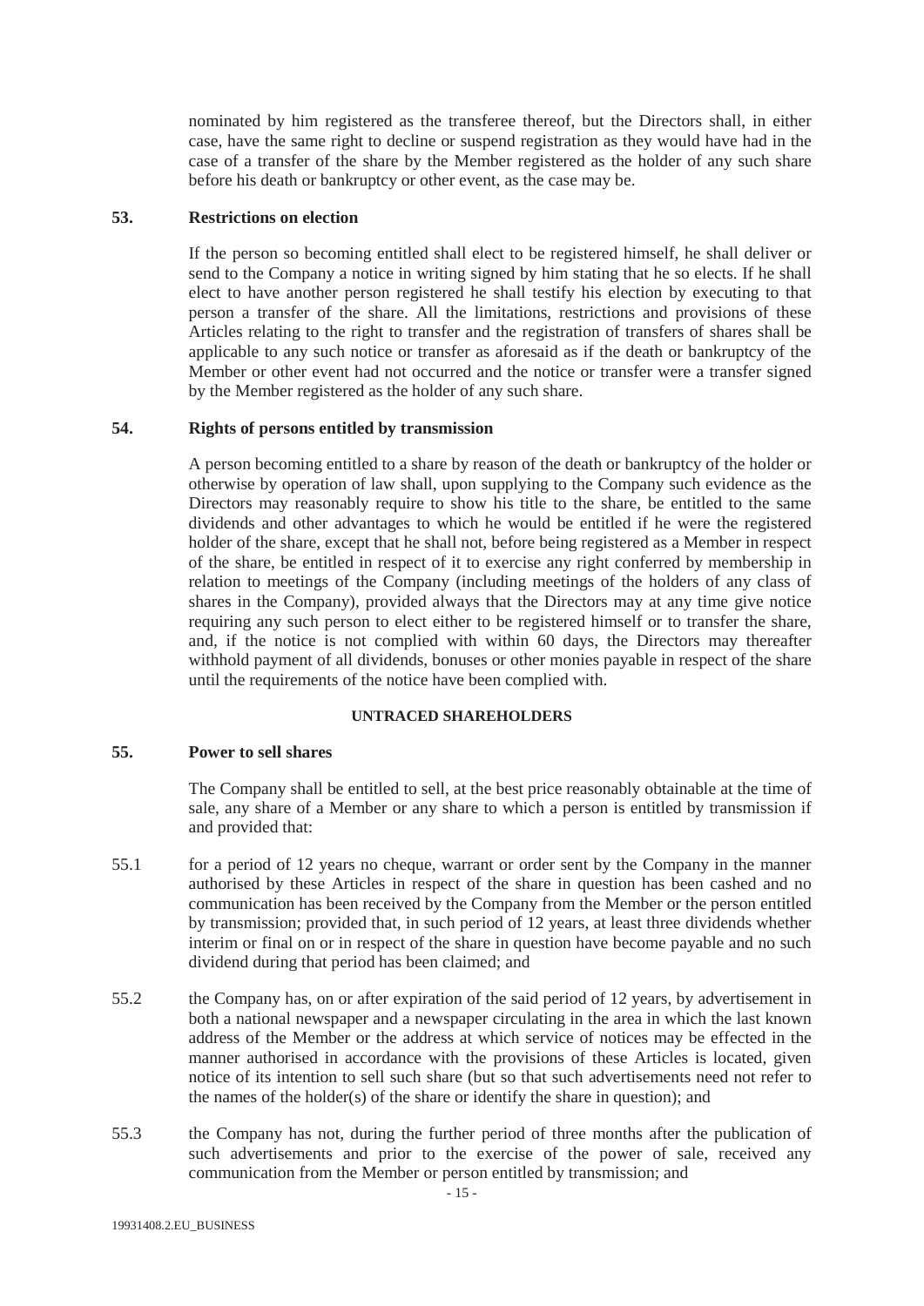nominated by him registered as the transferee thereof, but the Directors shall, in either case, have the same right to decline or suspend registration as they would have had in the case of a transfer of the share by the Member registered as the holder of any such share before his death or bankruptcy or other event, as the case may be.

**53. Restrictions on election**

If the person so becoming entitled shall elect to be registered himself, he shall deliver or send to the Company a notice in writing signed by him stating that he so elects. If he shall elect to have another person registered he shall testify his election by executing to that person a transfer of the share. All the limitations, restrictions and provisions of these Articles relating to the right to transfer and the registration of transfers of shares shall be applicable to any such notice or transfer as aforesaid as if the death or bankruptcy of the Member or other event had not occurred and the notice or transfer were a transfer signed by the Member registered as the holder of any such share.

**54. Rights of persons entitled by transmission**

A person becoming entitled to a share by reason of the death or bankruptcy of the holder or otherwise by operation of law shall, upon supplying to the Company such evidence as the Directors may reasonably require to show his title to the share, be entitled to the same dividends and other advantages to which he would be entitled if he were the registered holder of the share, except that he shall not, before being registered as a Member in respect of the share, be entitled in respect of it to exercise any right conferred by membership in relation to meetings of the Company (including meetings of the holders of any class of shares in the Company), provided always that the Directors may at any time give notice requiring any such person to elect either to be registered himself or to transfer the share, and, if the notice is not complied with within 60 days, the Directors may thereafter withhold payment of all dividends, bonuses or other monies payable in respect of the share until the requirements of the notice have been complied with.

**UNTRACED SHAREHOLDERS**

**55. Power to sell shares**

The Company shall be entitled to sell, at the best price reasonably obtainable at the time of sale, any share of a Member or any share to which a person is entitled by transmission if and provided that:

55.1 for a period of 12 years no cheque, warrant or order sent by the Company in the manner authorised by these Articles in respect of the share in question has been cashed and no communication has been received by the Company from the Member or the person entitled by transmission; provided that, in such period of 12 years, at least three dividends whether interim or final on or in respect of the share in question have become payable and no such dividend during that period has been claimed; and

55.2 the Company has, on or after expiration of the said period of 12 years, by advertisement in both a national newspaper and a newspaper circulating in the area in which the last known address of the Member or the address at which service of notices may be effected in the manner authorised in accordance with the provisions of these Articles is located, given notice of its intention to sell such share (but so that such advertisements need not refer to the names of the holder(s) of the share or identify the share in question); and

55.3 the Company has not, during the further period of three months after the publication of such advertisements and prior to the exercise of the power of sale, received any communication from the Member or person entitled by transmission; and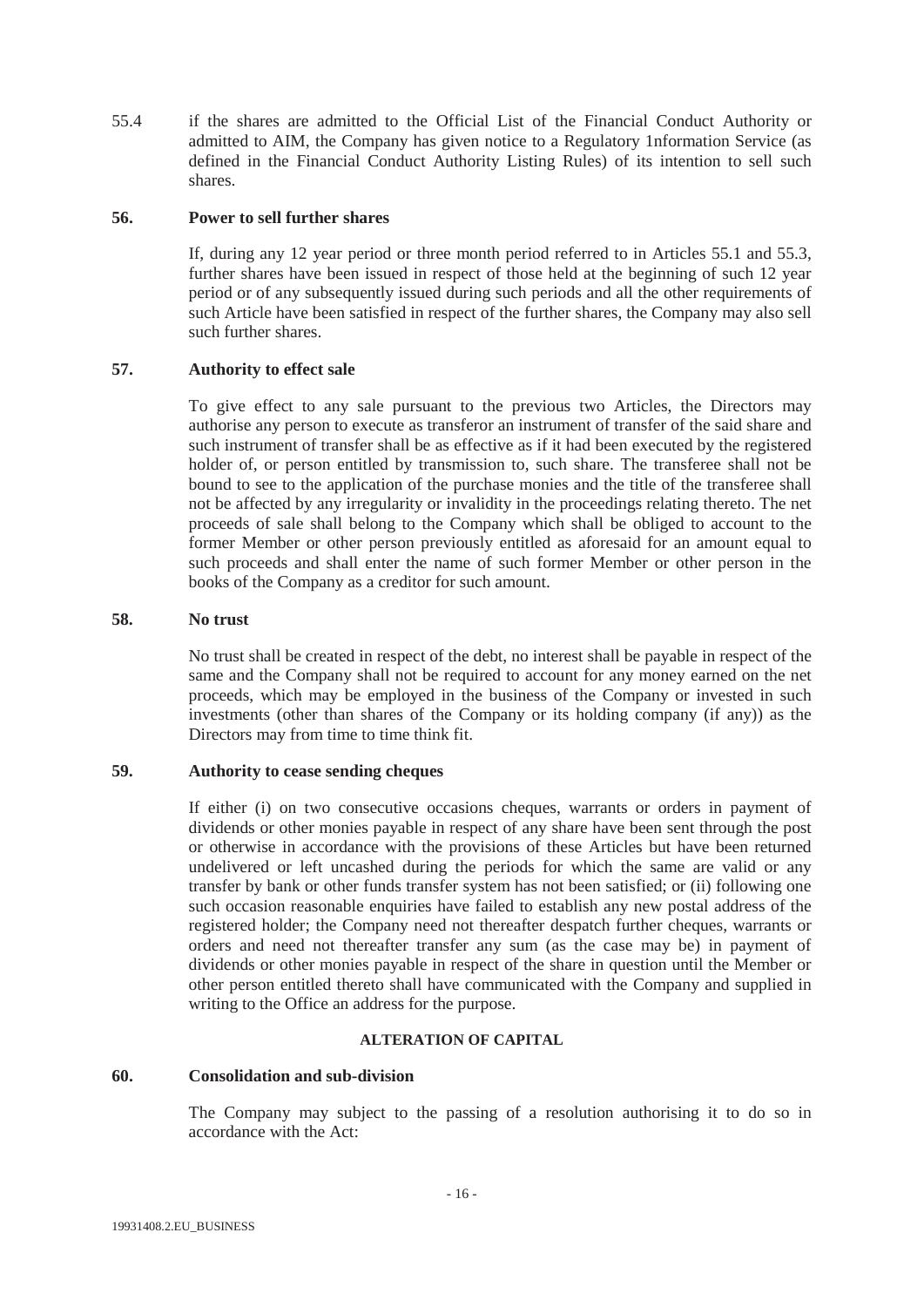55.4 if the shares are admitted to the Official List of the Financial Conduct Authority or admitted to AIM, the Company has given notice to a Regulatory 1nformation Service (as defined in the Financial Conduct Authority Listing Rules) of its intention to sell such shares.

**56. Power to sell further shares**

If, during any 12 year period or three month period referred to in Articles 55.1 and 55.3, further shares have been issued in respect of those held at the beginning of such 12 year period or of any subsequently issued during such periods and all the other requirements of such Article have been satisfied in respect of the further shares, the Company may also sell such further shares.

**57. Authority to effect sale**

To give effect to any sale pursuant to the previous two Articles, the Directors may authorise any person to execute as transferor an instrument of transfer of the said share and such instrument of transfer shall be as effective as if it had been executed by the registered holder of, or person entitled by transmission to, such share. The transferee shall not be bound to see to the application of the purchase monies and the title of the transferee shall not be affected by any irregularity or invalidity in the proceedings relating thereto. The net proceeds of sale shall belong to the Company which shall be obliged to account to the former Member or other person previously entitled as aforesaid for an amount equal to such proceeds and shall enter the name of such former Member or other person in the books of the Company as a creditor for such amount.

**58. No trust**

No trust shall be created in respect of the debt, no interest shall be payable in respect of the same and the Company shall not be required to account for any money earned on the net proceeds, which may be employed in the business of the Company or invested in such investments (other than shares of the Company or its holding company (if any)) as the Directors may from time to time think fit.

**59. Authority to cease sending cheques**

If either (i) on two consecutive occasions cheques, warrants or orders in payment of dividends or other monies payable in respect of any share have been sent through the post or otherwise in accordance with the provisions of these Articles but have been returned undelivered or left uncashed during the periods for which the same are valid or any transfer by bank or other funds transfer system has not been satisfied; or (ii) following one such occasion reasonable enquiries have failed to establish any new postal address of the registered holder; the Company need not thereafter despatch further cheques, warrants or orders and need not thereafter transfer any sum (as the case may be) in payment of dividends or other monies payable in respect of the share in question until the Member or other person entitled thereto shall have communicated with the Company and supplied in writing to the Office an address for the purpose.

## ALTERATION OF CAPITAL

**60. Consolidation and sub-division**

The Company may subject to the passing of a resolution authorising it to do so in accordance with the Act: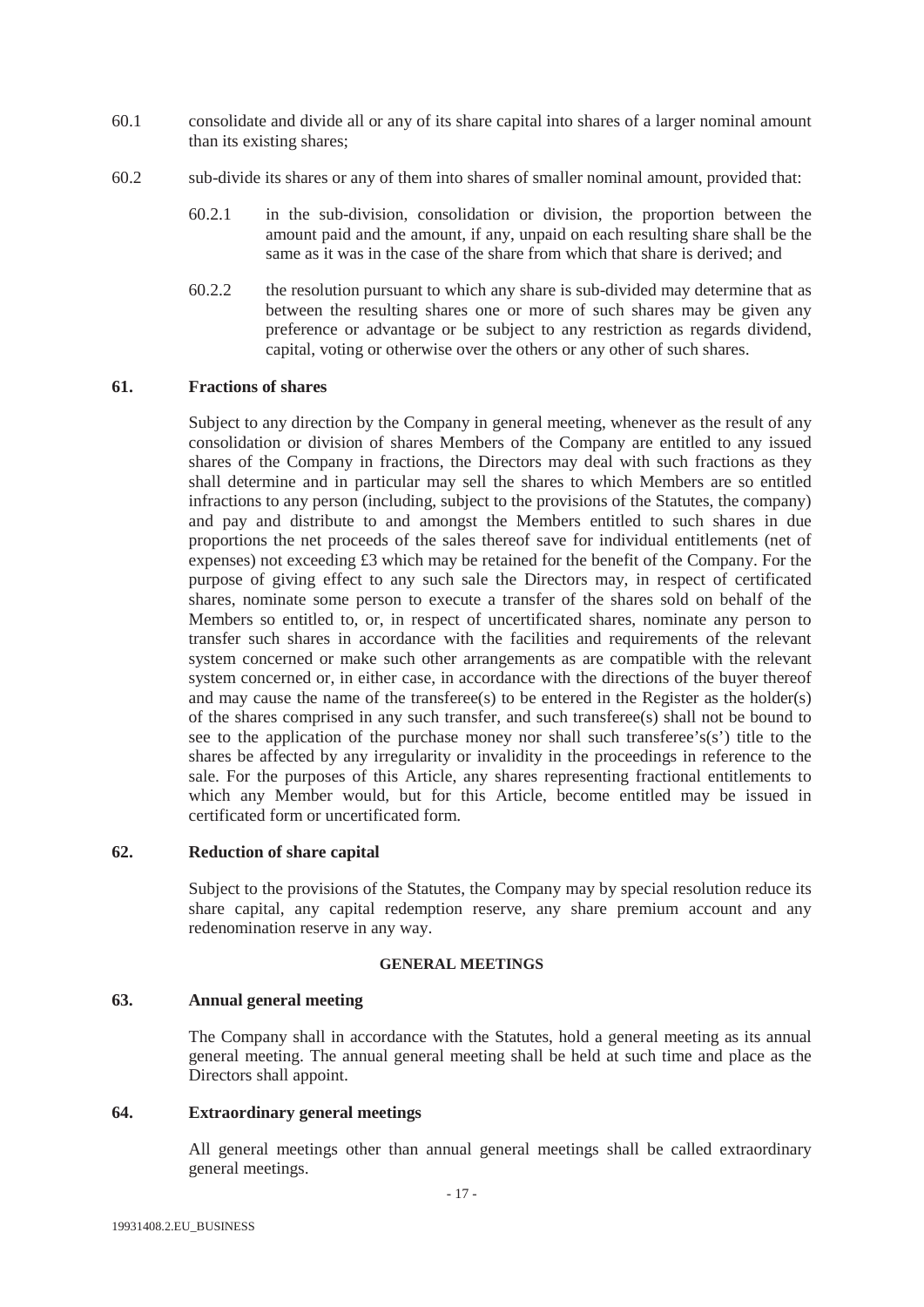60.1 consolidate and divide all or any of its share capital into shares of a larger nominal amount than its existing shares;

60.2 sub-divide its shares or any of them into shares of smaller nominal amount, provided that:

60.2.1 in the sub-division, consolidation or division, the proportion between the amount paid and the amount, if any, unpaid on each resulting share shall be the same as it was in the case of the share from which that share is derived; and

60.2.2 the resolution pursuant to which any share is sub-divided may determine that as between the resulting shares one or more of such shares may be given any preference or advantage or be subject to any restriction as regards dividend, capital, voting or otherwise over the others or any other of such shares.

## 61. Fractions of shares

Subject to any direction by the Company in general meeting, whenever as the result of any consolidation or division of shares Members of the Company are entitled to any issued shares of the Company in fractions, the Directors may deal with such fractions as they shall determine and in particular may sell the shares to which Members are so entitled infractions to any person (including, subject to the provisions of the Statutes, the company) and pay and distribute to and amongst the Members entitled to such shares in due proportions the net proceeds of the sales thereof save for individual entitlements (net of expenses) not exceeding £3 which may be retained for the benefit of the Company. For the purpose of giving effect to any such sale the Directors may, in respect of certificated shares, nominate some person to execute a transfer of the shares sold on behalf of the Members so entitled to, or, in respect of uncertificated shares, nominate any person to transfer such shares in accordance with the facilities and requirements of the relevant system concerned or make such other arrangements as are compatible with the relevant system concerned or, in either case, in accordance with the directions of the buyer thereof and may cause the name of the transferee(s) to be entered in the Register as the holder(s) of the shares comprised in any such transfer, and such transferee(s) shall not be bound to see to the application of the purchase money nor shall such transferee's(s') title to the shares be affected by any irregularity or invalidity in the proceedings in reference to the sale. For the purposes of this Article, any shares representing fractional entitlements to which any Member would, but for this Article, become entitled may be issued in certificated form or uncertificated form.

## 62. Reduction of share capital

Subject to the provisions of the Statutes, the Company may by special resolution reduce its share capital, any capital redemption reserve, any share premium account and any redenomination reserve in any way.

# GENERAL MEETINGS

## 63. Annual general meeting

The Company shall in accordance with the Statutes, hold a general meeting as its annual general meeting. The annual general meeting shall be held at such time and place as the Directors shall appoint.

## 64. Extraordinary general meetings

All general meetings other than annual general meetings shall be called extraordinary general meetings.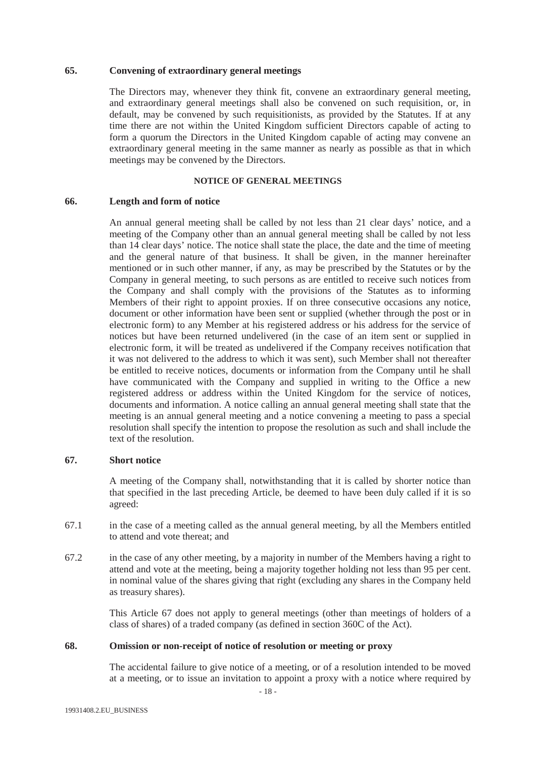### 65. Convening of extraordinary general meetings

The Directors may, whenever they think fit, convene an extraordinary general meeting, and extraordinary general meetings shall also be convened on such requisition, or, in default, may be convened by such requisitionists, as provided by the Statutes. If at any time there are not within the United Kingdom sufficient Directors capable of acting to form a quorum the Directors in the United Kingdom capable of acting may convene an extraordinary general meeting in the same manner as nearly as possible as that in which meetings may be convened by the Directors.

## NOTICE OF GENERAL MEETINGS

### 66. Length and form of notice

An annual general meeting shall be called by not less than 21 clear days' notice, and a meeting of the Company other than an annual general meeting shall be called by not less than 14 clear days' notice. The notice shall state the place, the date and the time of meeting and the general nature of that business. It shall be given, in the manner hereinafter mentioned or in such other manner, if any, as may be prescribed by the Statutes or by the Company in general meeting, to such persons as are entitled to receive such notices from the Company and shall comply with the provisions of the Statutes as to informing Members of their right to appoint proxies. If on three consecutive occasions any notice, document or other information have been sent or supplied (whether through the post or in electronic form) to any Member at his registered address or his address for the service of notices but have been returned undelivered (in the case of an item sent or supplied in electronic form, it will be treated as undelivered if the Company receives notification that it was not delivered to the address to which it was sent), such Member shall not thereafter be entitled to receive notices, documents or information from the Company until he shall have communicated with the Company and supplied in writing to the Office a new registered address or address within the United Kingdom for the service of notices, documents and information. A notice calling an annual general meeting shall state that the meeting is an annual general meeting and a notice convening a meeting to pass a special resolution shall specify the intention to propose the resolution as such and shall include the text of the resolution.

### 67. Short notice

A meeting of the Company shall, notwithstanding that it is called by shorter notice than that specified in the last preceding Article, be deemed to have been duly called if it is so agreed:

67.1 in the case of a meeting called as the annual general meeting, by all the Members entitled to attend and vote thereat; and

67.2 in the case of any other meeting, by a majority in number of the Members having a right to attend and vote at the meeting, being a majority together holding not less than 95 per cent. in nominal value of the shares giving that right (excluding any shares in the Company held as treasury shares).

This Article 67 does not apply to general meetings (other than meetings of holders of a class of shares) of a traded company (as defined in section 360C of the Act).

### 68. Omission or non-receipt of notice of resolution or meeting or proxy

The accidental failure to give notice of a meeting, or of a resolution intended to be moved at a meeting, or to issue an invitation to appoint a proxy with a notice where required by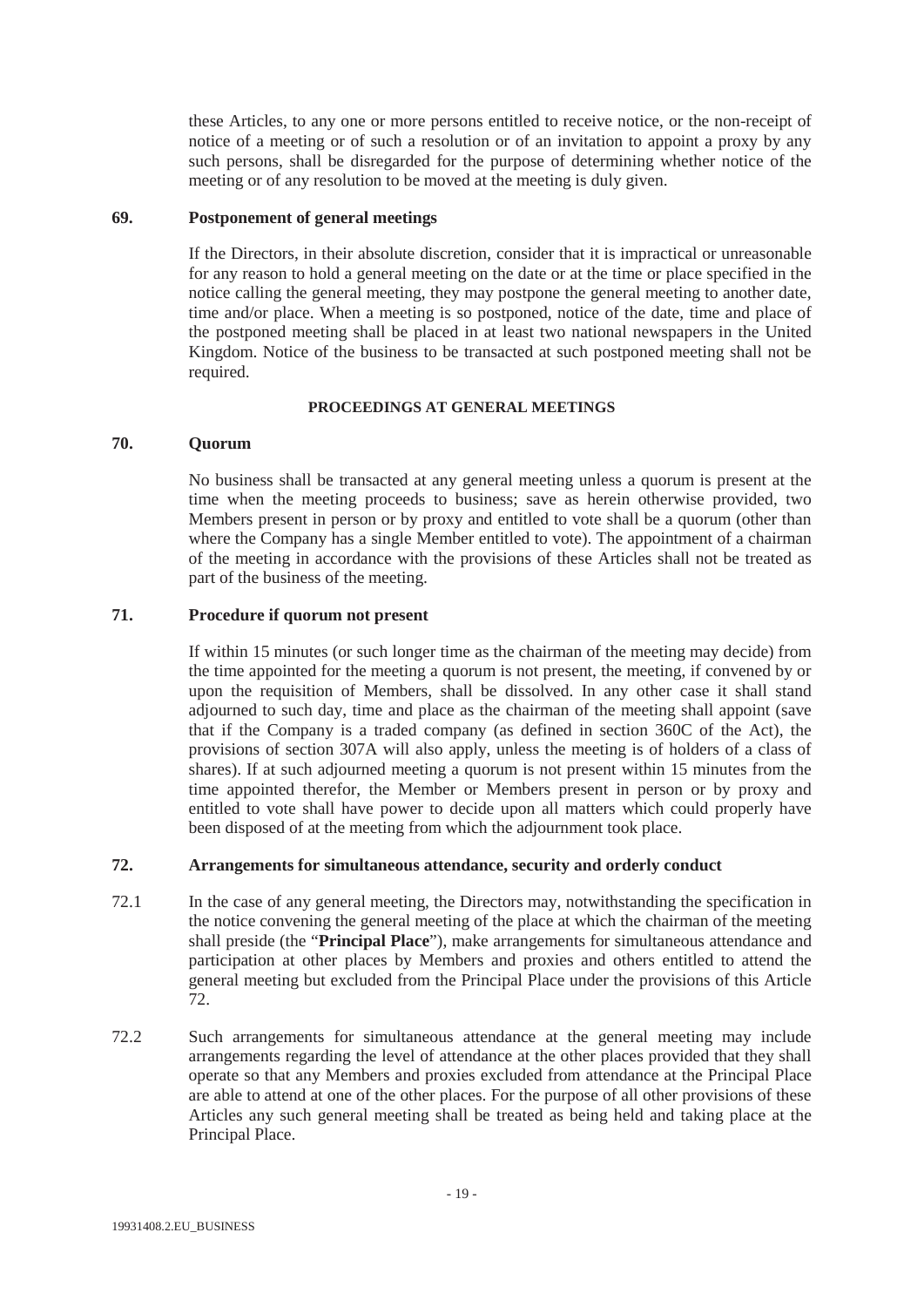these Articles, to any one or more persons entitled to receive notice, or the non-receipt of notice of a meeting or of such a resolution or of an invitation to appoint a proxy by any such persons, shall be disregarded for the purpose of determining whether notice of the meeting or of any resolution to be moved at the meeting is duly given.

### 69. Postponement of general meetings

If the Directors, in their absolute discretion, consider that it is impractical or unreasonable for any reason to hold a general meeting on the date or at the time or place specified in the notice calling the general meeting, they may postpone the general meeting to another date, time and/or place. When a meeting is so postponed, notice of the date, time and place of the postponed meeting shall be placed in at least two national newspapers in the United Kingdom. Notice of the business to be transacted at such postponed meeting shall not be required.

## PROCEEDINGS AT GENERAL MEETINGS

### 70. Quorum

No business shall be transacted at any general meeting unless a quorum is present at the time when the meeting proceeds to business; save as herein otherwise provided, two Members present in person or by proxy and entitled to vote shall be a quorum (other than where the Company has a single Member entitled to vote). The appointment of a chairman of the meeting in accordance with the provisions of these Articles shall not be treated as part of the business of the meeting.

### 71. Procedure if quorum not present

If within 15 minutes (or such longer time as the chairman of the meeting may decide) from the time appointed for the meeting a quorum is not present, the meeting, if convened by or upon the requisition of Members, shall be dissolved. In any other case it shall stand adjourned to such day, time and place as the chairman of the meeting shall appoint (save that if the Company is a traded company (as defined in section 360C of the Act), the provisions of section 307A will also apply, unless the meeting is of holders of a class of shares). If at such adjourned meeting a quorum is not present within 15 minutes from the time appointed therefor, the Member or Members present in person or by proxy and entitled to vote shall have power to decide upon all matters which could properly have been disposed of at the meeting from which the adjournment took place.

### 72. Arrangements for simultaneous attendance, security and orderly conduct

72.1 In the case of any general meeting, the Directors may, notwithstanding the specification in the notice convening the general meeting of the place at which the chairman of the meeting shall preside (the "**Principal Place**"), make arrangements for simultaneous attendance and participation at other places by Members and proxies and others entitled to attend the general meeting but excluded from the Principal Place under the provisions of this Article 72.

72.2 Such arrangements for simultaneous attendance at the general meeting may include arrangements regarding the level of attendance at the other places provided that they shall operate so that any Members and proxies excluded from attendance at the Principal Place are able to attend at one of the other places. For the purpose of all other provisions of these Articles any such general meeting shall be treated as being held and taking place at the Principal Place.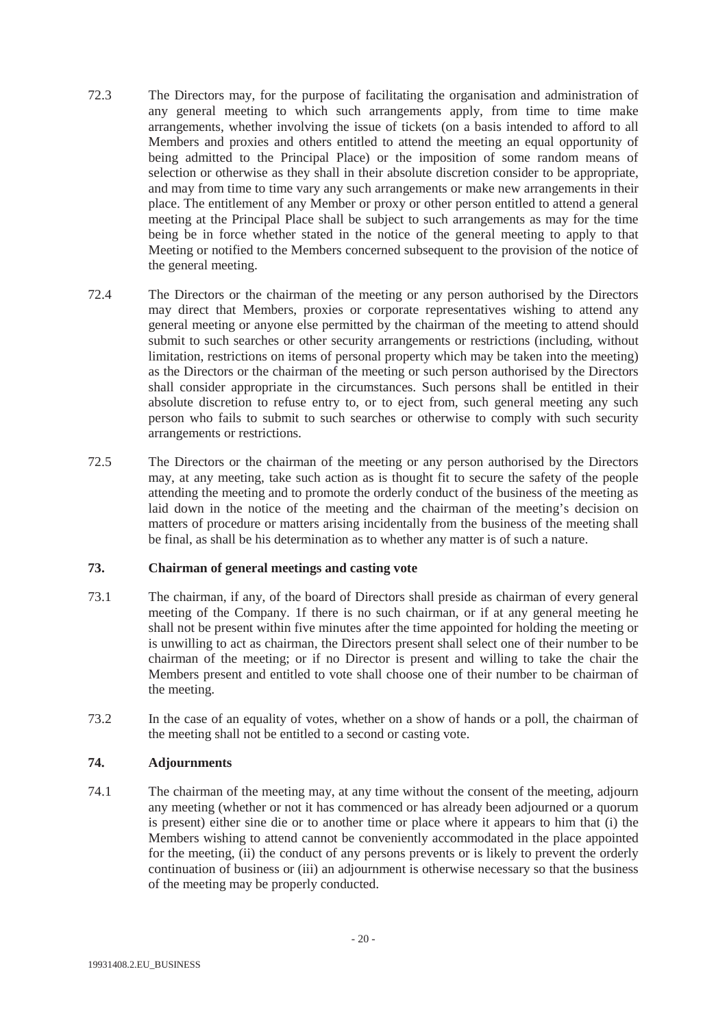72.3 The Directors may, for the purpose of facilitating the organisation and administration of any general meeting to which such arrangements apply, from time to time make arrangements, whether involving the issue of tickets (on a basis intended to afford to all Members and proxies and others entitled to attend the meeting an equal opportunity of being admitted to the Principal Place) or the imposition of some random means of selection or otherwise as they shall in their absolute discretion consider to be appropriate, and may from time to time vary any such arrangements or make new arrangements in their place. The entitlement of any Member or proxy or other person entitled to attend a general meeting at the Principal Place shall be subject to such arrangements as may for the time being be in force whether stated in the notice of the general meeting to apply to that Meeting or notified to the Members concerned subsequent to the provision of the notice of the general meeting.

72.4 The Directors or the chairman of the meeting or any person authorised by the Directors may direct that Members, proxies or corporate representatives wishing to attend any general meeting or anyone else permitted by the chairman of the meeting to attend should submit to such searches or other security arrangements or restrictions (including, without limitation, restrictions on items of personal property which may be taken into the meeting) as the Directors or the chairman of the meeting or such person authorised by the Directors shall consider appropriate in the circumstances. Such persons shall be entitled in their absolute discretion to refuse entry to, or to eject from, such general meeting any such person who fails to submit to such searches or otherwise to comply with such security arrangements or restrictions.

72.5 The Directors or the chairman of the meeting or any person authorised by the Directors may, at any meeting, take such action as is thought fit to secure the safety of the people attending the meeting and to promote the orderly conduct of the business of the meeting as laid down in the notice of the meeting and the chairman of the meeting's decision on matters of procedure or matters arising incidentally from the business of the meeting shall be final, as shall be his determination as to whether any matter is of such a nature.

## 73. Chairman of general meetings and casting vote

73.1 The chairman, if any, of the board of Directors shall preside as chairman of every general meeting of the Company. 1f there is no such chairman, or if at any general meeting he shall not be present within five minutes after the time appointed for holding the meeting or is unwilling to act as chairman, the Directors present shall select one of their number to be chairman of the meeting; or if no Director is present and willing to take the chair the Members present and entitled to vote shall choose one of their number to be chairman of the meeting.

73.2 In the case of an equality of votes, whether on a show of hands or a poll, the chairman of the meeting shall not be entitled to a second or casting vote.

## 74. Adjournments

74.1 The chairman of the meeting may, at any time without the consent of the meeting, adjourn any meeting (whether or not it has commenced or has already been adjourned or a quorum is present) either sine die or to another time or place where it appears to him that (i) the Members wishing to attend cannot be conveniently accommodated in the place appointed for the meeting, (ii) the conduct of any persons prevents or is likely to prevent the orderly continuation of business or (iii) an adjournment is otherwise necessary so that the business of the meeting may be properly conducted.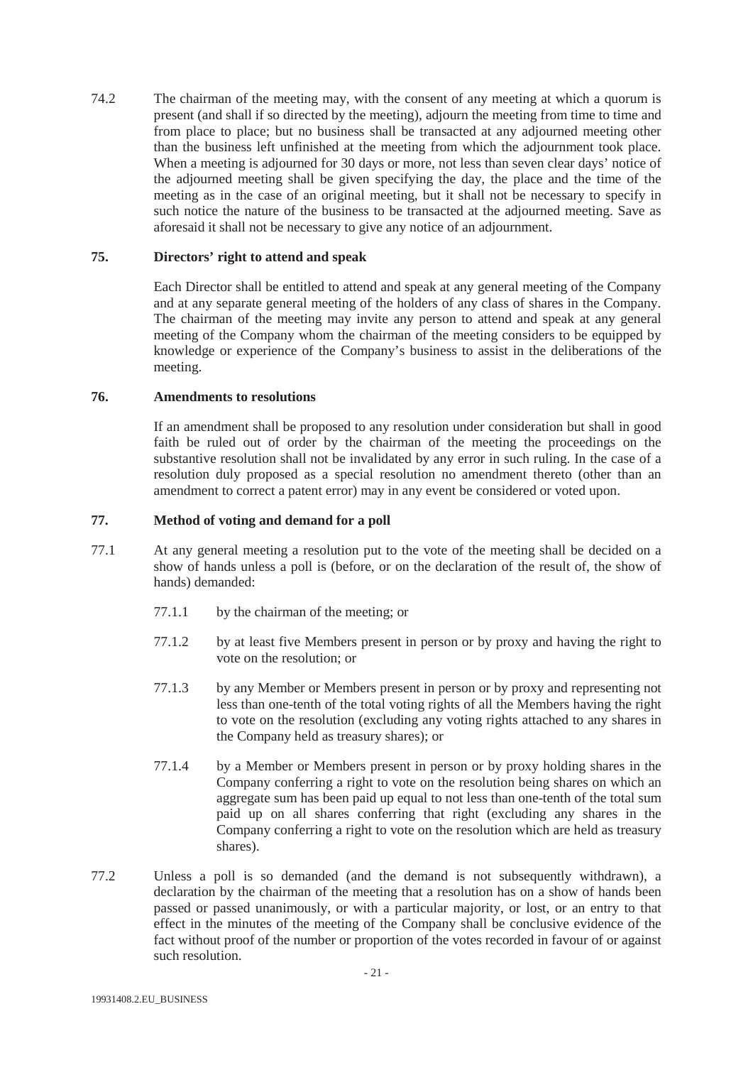74.2 The chairman of the meeting may, with the consent of any meeting at which a quorum is present (and shall if so directed by the meeting), adjourn the meeting from time to time and from place to place; but no business shall be transacted at any adjourned meeting other than the business left unfinished at the meeting from which the adjournment took place. When a meeting is adjourned for 30 days or more, not less than seven clear days' notice of the adjourned meeting shall be given specifying the day, the place and the time of the meeting as in the case of an original meeting, but it shall not be necessary to specify in such notice the nature of the business to be transacted at the adjourned meeting. Save as aforesaid it shall not be necessary to give any notice of an adjournment.

## 75. Directors' right to attend and speak

Each Director shall be entitled to attend and speak at any general meeting of the Company and at any separate general meeting of the holders of any class of shares in the Company. The chairman of the meeting may invite any person to attend and speak at any general meeting of the Company whom the chairman of the meeting considers to be equipped by knowledge or experience of the Company's business to assist in the deliberations of the meeting.

## 76. Amendments to resolutions

If an amendment shall be proposed to any resolution under consideration but shall in good faith be ruled out of order by the chairman of the meeting the proceedings on the substantive resolution shall not be invalidated by any error in such ruling. In the case of a resolution duly proposed as a special resolution no amendment thereto (other than an amendment to correct a patent error) may in any event be considered or voted upon.

## 77. Method of voting and demand for a poll

77.1 At any general meeting a resolution put to the vote of the meeting shall be decided on a show of hands unless a poll is (before, or on the declaration of the result of, the show of hands) demanded:

- 77.1.1 by the chairman of the meeting; or
- 77.1.2 by at least five Members present in person or by proxy and having the right to vote on the resolution; or
- 77.1.3 by any Member or Members present in person or by proxy and representing not less than one-tenth of the total voting rights of all the Members having the right to vote on the resolution (excluding any voting rights attached to any shares in the Company held as treasury shares); or
- 77.1.4 by a Member or Members present in person or by proxy holding shares in the Company conferring a right to vote on the resolution being shares on which an aggregate sum has been paid up equal to not less than one-tenth of the total sum paid up on all shares conferring that right (excluding any shares in the Company conferring a right to vote on the resolution which are held as treasury shares).

77.2 Unless a poll is so demanded (and the demand is not subsequently withdrawn), a declaration by the chairman of the meeting that a resolution has on a show of hands been passed or passed unanimously, or with a particular majority, or lost, or an entry to that effect in the minutes of the meeting of the Company shall be conclusive evidence of the fact without proof of the number or proportion of the votes recorded in favour of or against such resolution.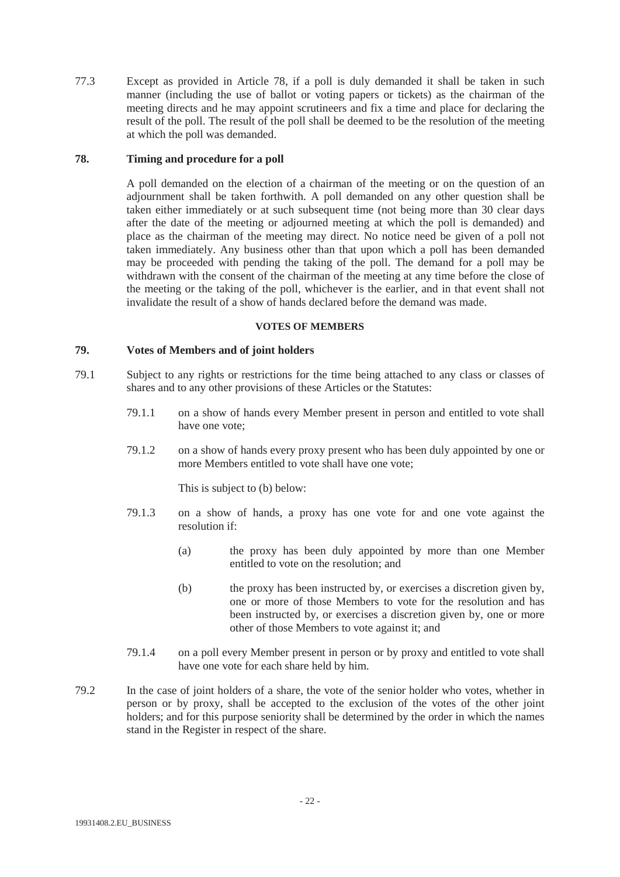77.3 Except as provided in Article 78, if a poll is duly demanded it shall be taken in such manner (including the use of ballot or voting papers or tickets) as the chairman of the meeting directs and he may appoint scrutineers and fix a time and place for declaring the result of the poll. The result of the poll shall be deemed to be the resolution of the meeting at which the poll was demanded.

### 78. Timing and procedure for a poll

A poll demanded on the election of a chairman of the meeting or on the question of an adjournment shall be taken forthwith. A poll demanded on any other question shall be taken either immediately or at such subsequent time (not being more than 30 clear days after the date of the meeting or adjourned meeting at which the poll is demanded) and place as the chairman of the meeting may direct. No notice need be given of a poll not taken immediately. Any business other than that upon which a poll has been demanded may be proceeded with pending the taking of the poll. The demand for a poll may be withdrawn with the consent of the chairman of the meeting at any time before the close of the meeting or the taking of the poll, whichever is the earlier, and in that event shall not invalidate the result of a show of hands declared before the demand was made.

## VOTES OF MEMBERS

### 79. Votes of Members and of joint holders

79.1 Subject to any rights or restrictions for the time being attached to any class or classes of shares and to any other provisions of these Articles or the Statutes:

79.1.1 on a show of hands every Member present in person and entitled to vote shall have one vote;

79.1.2 on a show of hands every proxy present who has been duly appointed by one or more Members entitled to vote shall have one vote;

This is subject to (b) below:

79.1.3 on a show of hands, a proxy has one vote for and one vote against the resolution if:

(a) the proxy has been duly appointed by more than one Member entitled to vote on the resolution; and

(b) the proxy has been instructed by, or exercises a discretion given by, one or more of those Members to vote for the resolution and has been instructed by, or exercises a discretion given by, one or more other of those Members to vote against it; and

79.1.4 on a poll every Member present in person or by proxy and entitled to vote shall have one vote for each share held by him.

79.2 In the case of joint holders of a share, the vote of the senior holder who votes, whether in person or by proxy, shall be accepted to the exclusion of the votes of the other joint holders; and for this purpose seniority shall be determined by the order in which the names stand in the Register in respect of the share.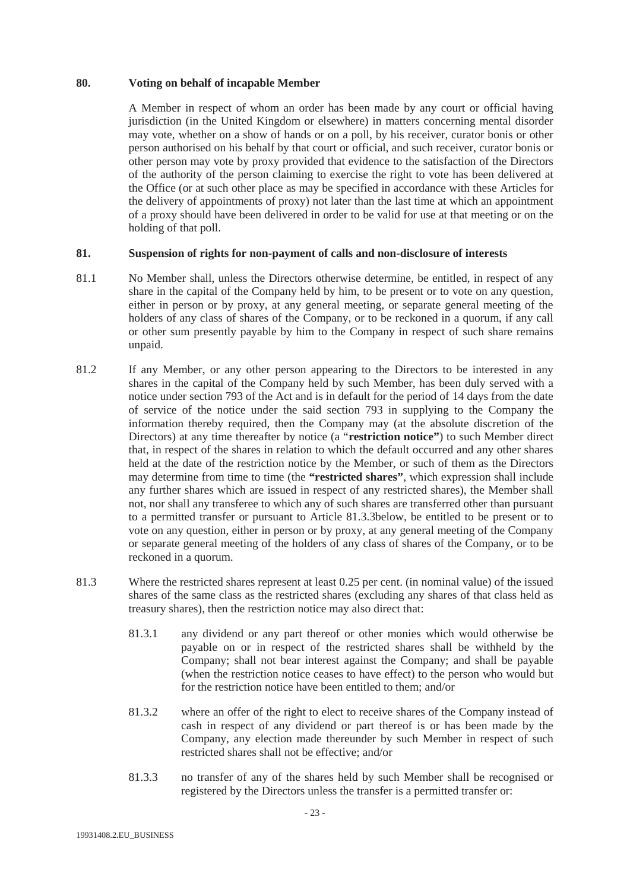## 80. Voting on behalf of incapable Member

A Member in respect of whom an order has been made by any court or official having jurisdiction (in the United Kingdom or elsewhere) in matters concerning mental disorder may vote, whether on a show of hands or on a poll, by his receiver, curator bonis or other person authorised on his behalf by that court or official, and such receiver, curator bonis or other person may vote by proxy provided that evidence to the satisfaction of the Directors of the authority of the person claiming to exercise the right to vote has been delivered at the Office (or at such other place as may be specified in accordance with these Articles for the delivery of appointments of proxy) not later than the last time at which an appointment of a proxy should have been delivered in order to be valid for use at that meeting or on the holding of that poll.

## 81. Suspension of rights for non-payment of calls and non-disclosure of interests

81.1 No Member shall, unless the Directors otherwise determine, be entitled, in respect of any share in the capital of the Company held by him, to be present or to vote on any question, either in person or by proxy, at any general meeting, or separate general meeting of the holders of any class of shares of the Company, or to be reckoned in a quorum, if any call or other sum presently payable by him to the Company in respect of such share remains unpaid.

81.2 If any Member, or any other person appearing to the Directors to be interested in any shares in the capital of the Company held by such Member, has been duly served with a notice under section 793 of the Act and is in default for the period of 14 days from the date of service of the notice under the said section 793 in supplying to the Company the information thereby required, then the Company may (at the absolute discretion of the Directors) at any time thereafter by notice (a "**restriction notice"**) to such Member direct that, in respect of the shares in relation to which the default occurred and any other shares held at the date of the restriction notice by the Member, or such of them as the Directors may determine from time to time (the **"restricted shares"**, which expression shall include any further shares which are issued in respect of any restricted shares), the Member shall not, nor shall any transferee to which any of such shares are transferred other than pursuant to a permitted transfer or pursuant to Article 81.3.3below, be entitled to be present or to vote on any question, either in person or by proxy, at any general meeting of the Company or separate general meeting of the holders of any class of shares of the Company, or to be reckoned in a quorum.

81.3 Where the restricted shares represent at least 0.25 per cent. (in nominal value) of the issued shares of the same class as the restricted shares (excluding any shares of that class held as treasury shares), then the restriction notice may also direct that:

81.3.1 any dividend or any part thereof or other monies which would otherwise be payable on or in respect of the restricted shares shall be withheld by the Company; shall not bear interest against the Company; and shall be payable (when the restriction notice ceases to have effect) to the person who would but for the restriction notice have been entitled to them; and/or

81.3.2 where an offer of the right to elect to receive shares of the Company instead of cash in respect of any dividend or part thereof is or has been made by the Company, any election made thereunder by such Member in respect of such restricted shares shall not be effective; and/or

81.3.3 no transfer of any of the shares held by such Member shall be recognised or registered by the Directors unless the transfer is a permitted transfer or: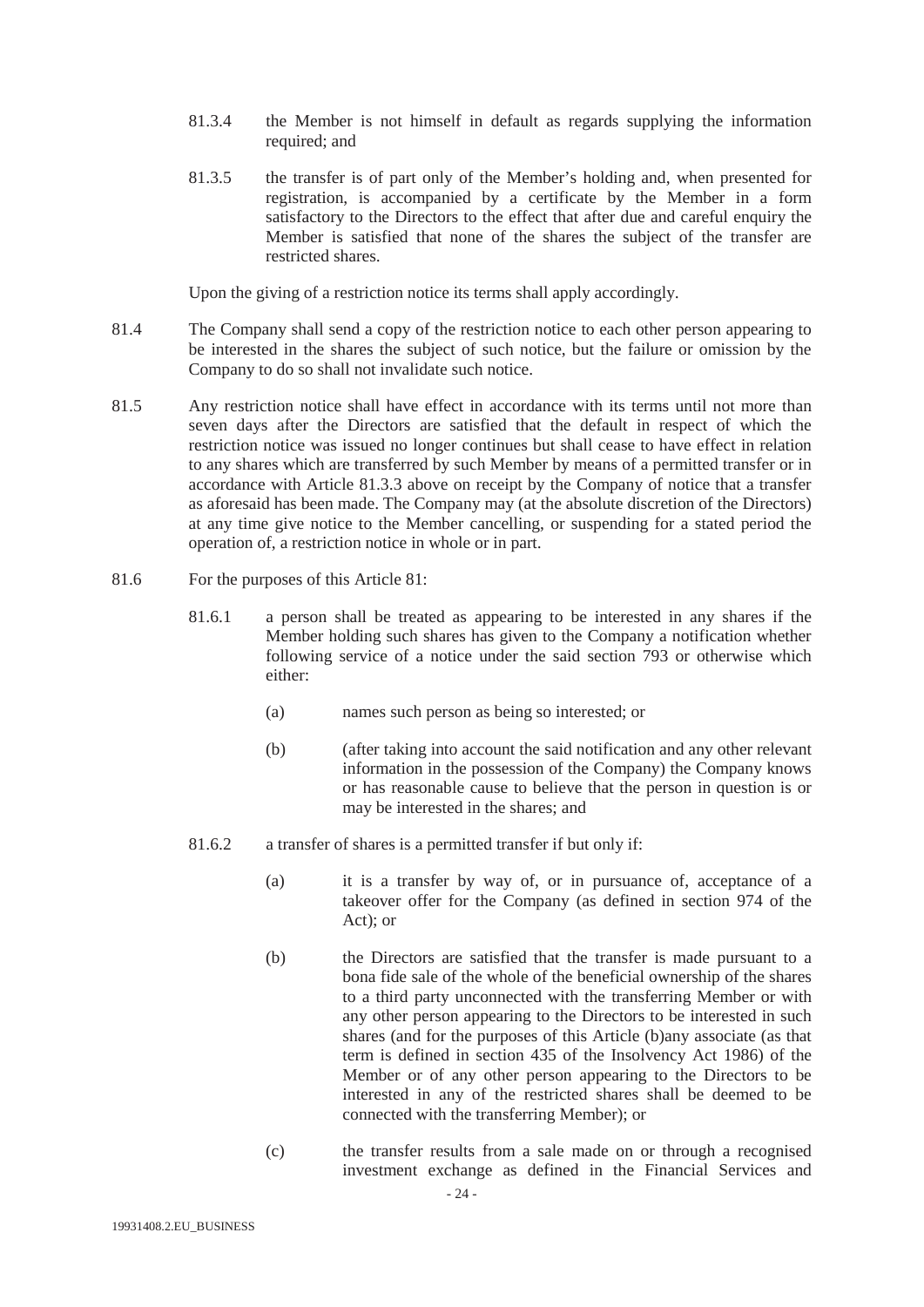81.3.4 the Member is not himself in default as regards supplying the information required; and

81.3.5 the transfer is of part only of the Member's holding and, when presented for registration, is accompanied by a certificate by the Member in a form satisfactory to the Directors to the effect that after due and careful enquiry the Member is satisfied that none of the shares the subject of the transfer are restricted shares.

Upon the giving of a restriction notice its terms shall apply accordingly.

81.4 The Company shall send a copy of the restriction notice to each other person appearing to be interested in the shares the subject of such notice, but the failure or omission by the Company to do so shall not invalidate such notice.

81.5 Any restriction notice shall have effect in accordance with its terms until not more than seven days after the Directors are satisfied that the default in respect of which the restriction notice was issued no longer continues but shall cease to have effect in relation to any shares which are transferred by such Member by means of a permitted transfer or in accordance with Article 81.3.3 above on receipt by the Company of notice that a transfer as aforesaid has been made. The Company may (at the absolute discretion of the Directors) at any time give notice to the Member cancelling, or suspending for a stated period the operation of, a restriction notice in whole or in part.

81.6 For the purposes of this Article 81:

81.6.1 a person shall be treated as appearing to be interested in any shares if the Member holding such shares has given to the Company a notification whether following service of a notice under the said section 793 or otherwise which either:

(a) names such person as being so interested; or

(b) (after taking into account the said notification and any other relevant information in the possession of the Company) the Company knows or has reasonable cause to believe that the person in question is or may be interested in the shares; and

81.6.2 a transfer of shares is a permitted transfer if but only if:

(a) it is a transfer by way of, or in pursuance of, acceptance of a takeover offer for the Company (as defined in section 974 of the Act); or

(b) the Directors are satisfied that the transfer is made pursuant to a bona fide sale of the whole of the beneficial ownership of the shares to a third party unconnected with the transferring Member or with any other person appearing to the Directors to be interested in such shares (and for the purposes of this Article (b)any associate (as that term is defined in section 435 of the Insolvency Act 1986) of the Member or of any other person appearing to the Directors to be interested in any of the restricted shares shall be deemed to be connected with the transferring Member); or

(c) the transfer results from a sale made on or through a recognised investment exchange as defined in the Financial Services and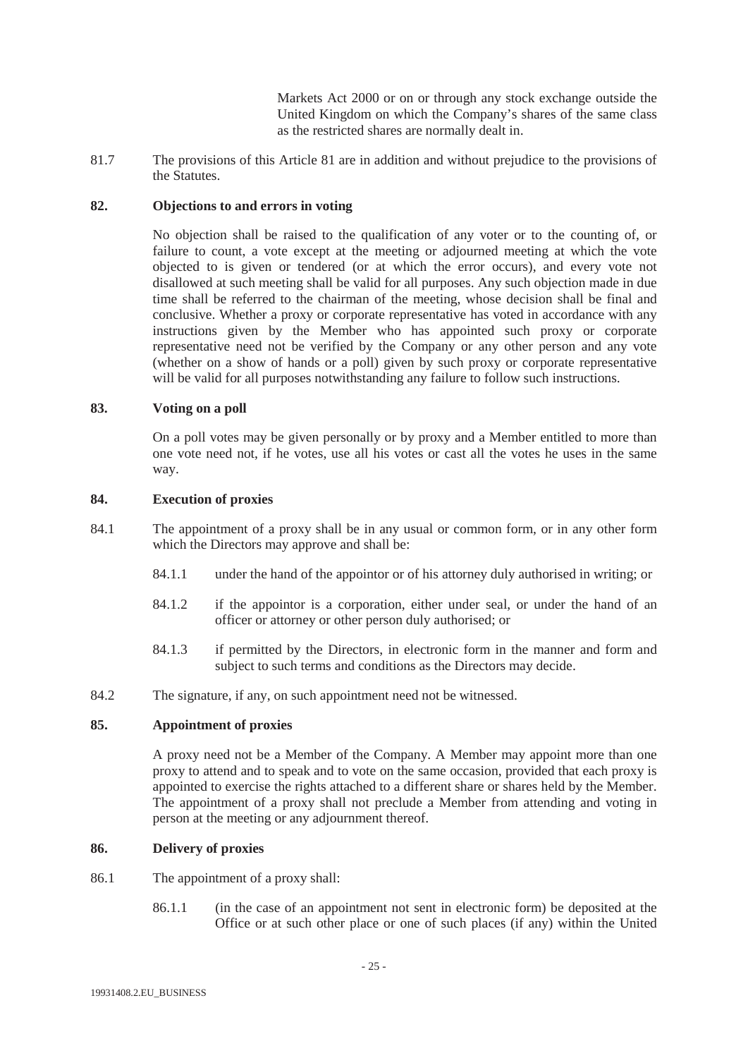Markets Act 2000 or on or through any stock exchange outside the United Kingdom on which the Company's shares of the same class as the restricted shares are normally dealt in.

81.7 The provisions of this Article 81 are in addition and without prejudice to the provisions of the Statutes.

## 82. Objections to and errors in voting

No objection shall be raised to the qualification of any voter or to the counting of, or failure to count, a vote except at the meeting or adjourned meeting at which the vote objected to is given or tendered (or at which the error occurs), and every vote not disallowed at such meeting shall be valid for all purposes. Any such objection made in due time shall be referred to the chairman of the meeting, whose decision shall be final and conclusive. Whether a proxy or corporate representative has voted in accordance with any instructions given by the Member who has appointed such proxy or corporate representative need not be verified by the Company or any other person and any vote (whether on a show of hands or a poll) given by such proxy or corporate representative will be valid for all purposes notwithstanding any failure to follow such instructions.

## 83. Voting on a poll

On a poll votes may be given personally or by proxy and a Member entitled to more than one vote need not, if he votes, use all his votes or cast all the votes he uses in the same way.

## 84. Execution of proxies

84.1 The appointment of a proxy shall be in any usual or common form, or in any other form which the Directors may approve and shall be:

84.1.1 under the hand of the appointor or of his attorney duly authorised in writing; or

84.1.2 if the appointor is a corporation, either under seal, or under the hand of an officer or attorney or other person duly authorised; or

84.1.3 if permitted by the Directors, in electronic form in the manner and form and subject to such terms and conditions as the Directors may decide.

84.2 The signature, if any, on such appointment need not be witnessed.

## 85. Appointment of proxies

A proxy need not be a Member of the Company. A Member may appoint more than one proxy to attend and to speak and to vote on the same occasion, provided that each proxy is appointed to exercise the rights attached to a different share or shares held by the Member. The appointment of a proxy shall not preclude a Member from attending and voting in person at the meeting or any adjournment thereof.

## 86. Delivery of proxies

86.1 The appointment of a proxy shall:

86.1.1 (in the case of an appointment not sent in electronic form) be deposited at the Office or at such other place or one of such places (if any) within the United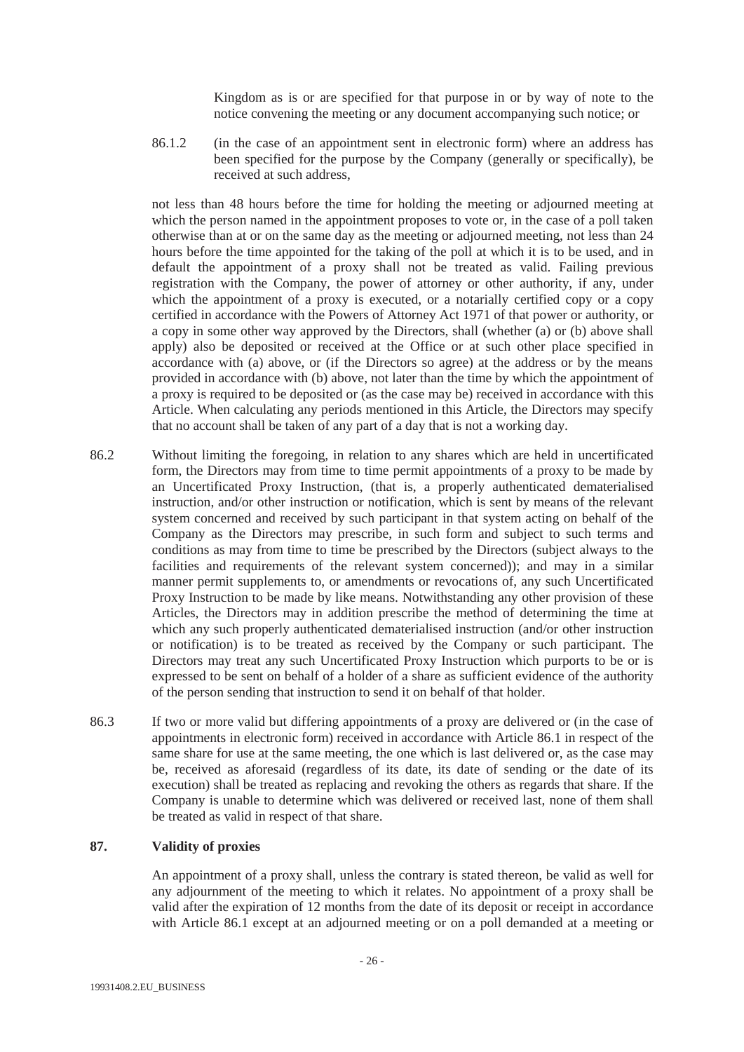Kingdom as is or are specified for that purpose in or by way of note to the notice convening the meeting or any document accompanying such notice; or

86.1.2 (in the case of an appointment sent in electronic form) where an address has been specified for the purpose by the Company (generally or specifically), be received at such address,

not less than 48 hours before the time for holding the meeting or adjourned meeting at which the person named in the appointment proposes to vote or, in the case of a poll taken otherwise than at or on the same day as the meeting or adjourned meeting, not less than 24 hours before the time appointed for the taking of the poll at which it is to be used, and in default the appointment of a proxy shall not be treated as valid. Failing previous registration with the Company, the power of attorney or other authority, if any, under which the appointment of a proxy is executed, or a notarially certified copy or a copy certified in accordance with the Powers of Attorney Act 1971 of that power or authority, or a copy in some other way approved by the Directors, shall (whether (a) or (b) above shall apply) also be deposited or received at the Office or at such other place specified in accordance with (a) above, or (if the Directors so agree) at the address or by the means provided in accordance with (b) above, not later than the time by which the appointment of a proxy is required to be deposited or (as the case may be) received in accordance with this Article. When calculating any periods mentioned in this Article, the Directors may specify that no account shall be taken of any part of a day that is not a working day.

86.2 Without limiting the foregoing, in relation to any shares which are held in uncertificated form, the Directors may from time to time permit appointments of a proxy to be made by an Uncertificated Proxy Instruction, (that is, a properly authenticated dematerialised instruction, and/or other instruction or notification, which is sent by means of the relevant system concerned and received by such participant in that system acting on behalf of the Company as the Directors may prescribe, in such form and subject to such terms and conditions as may from time to time be prescribed by the Directors (subject always to the facilities and requirements of the relevant system concerned)); and may in a similar manner permit supplements to, or amendments or revocations of, any such Uncertificated Proxy Instruction to be made by like means. Notwithstanding any other provision of these Articles, the Directors may in addition prescribe the method of determining the time at which any such properly authenticated dematerialised instruction (and/or other instruction or notification) is to be treated as received by the Company or such participant. The Directors may treat any such Uncertificated Proxy Instruction which purports to be or is expressed to be sent on behalf of a holder of a share as sufficient evidence of the authority of the person sending that instruction to send it on behalf of that holder.

86.3 If two or more valid but differing appointments of a proxy are delivered or (in the case of appointments in electronic form) received in accordance with Article 86.1 in respect of the same share for use at the same meeting, the one which is last delivered or, as the case may be, received as aforesaid (regardless of its date, its date of sending or the date of its execution) shall be treated as replacing and revoking the others as regards that share. If the Company is unable to determine which was delivered or received last, none of them shall be treated as valid in respect of that share.

## 87. Validity of proxies

An appointment of a proxy shall, unless the contrary is stated thereon, be valid as well for any adjournment of the meeting to which it relates. No appointment of a proxy shall be valid after the expiration of 12 months from the date of its deposit or receipt in accordance with Article 86.1 except at an adjourned meeting or on a poll demanded at a meeting or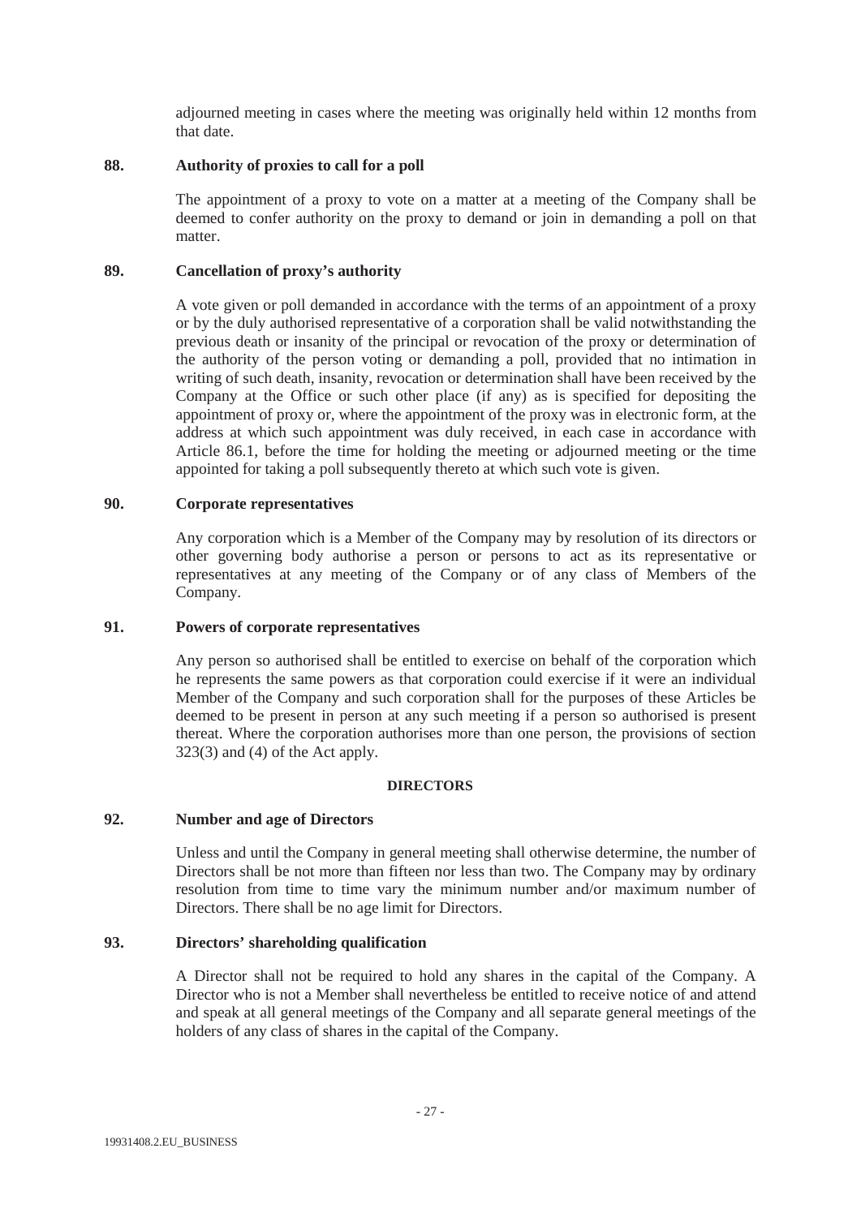adjourned meeting in cases where the meeting was originally held within 12 months from that date.

**88. Authority of proxies to call for a poll**

The appointment of a proxy to vote on a matter at a meeting of the Company shall be deemed to confer authority on the proxy to demand or join in demanding a poll on that matter.

**89. Cancellation of proxy's authority**

A vote given or poll demanded in accordance with the terms of an appointment of a proxy or by the duly authorised representative of a corporation shall be valid notwithstanding the previous death or insanity of the principal or revocation of the proxy or determination of the authority of the person voting or demanding a poll, provided that no intimation in writing of such death, insanity, revocation or determination shall have been received by the Company at the Office or such other place (if any) as is specified for depositing the appointment of proxy or, where the appointment of the proxy was in electronic form, at the address at which such appointment was duly received, in each case in accordance with Article 86.1, before the time for holding the meeting or adjourned meeting or the time appointed for taking a poll subsequently thereto at which such vote is given.

**90. Corporate representatives**

Any corporation which is a Member of the Company may by resolution of its directors or other governing body authorise a person or persons to act as its representative or representatives at any meeting of the Company or of any class of Members of the Company.

**91. Powers of corporate representatives**

Any person so authorised shall be entitled to exercise on behalf of the corporation which he represents the same powers as that corporation could exercise if it were an individual Member of the Company and such corporation shall for the purposes of these Articles be deemed to be present in person at any such meeting if a person so authorised is present thereat. Where the corporation authorises more than one person, the provisions of section 323(3) and (4) of the Act apply.

## DIRECTORS

**92. Number and age of Directors**

Unless and until the Company in general meeting shall otherwise determine, the number of Directors shall be not more than fifteen nor less than two. The Company may by ordinary resolution from time to time vary the minimum number and/or maximum number of Directors. There shall be no age limit for Directors.

**93. Directors' shareholding qualification**

A Director shall not be required to hold any shares in the capital of the Company. A Director who is not a Member shall nevertheless be entitled to receive notice of and attend and speak at all general meetings of the Company and all separate general meetings of the holders of any class of shares in the capital of the Company.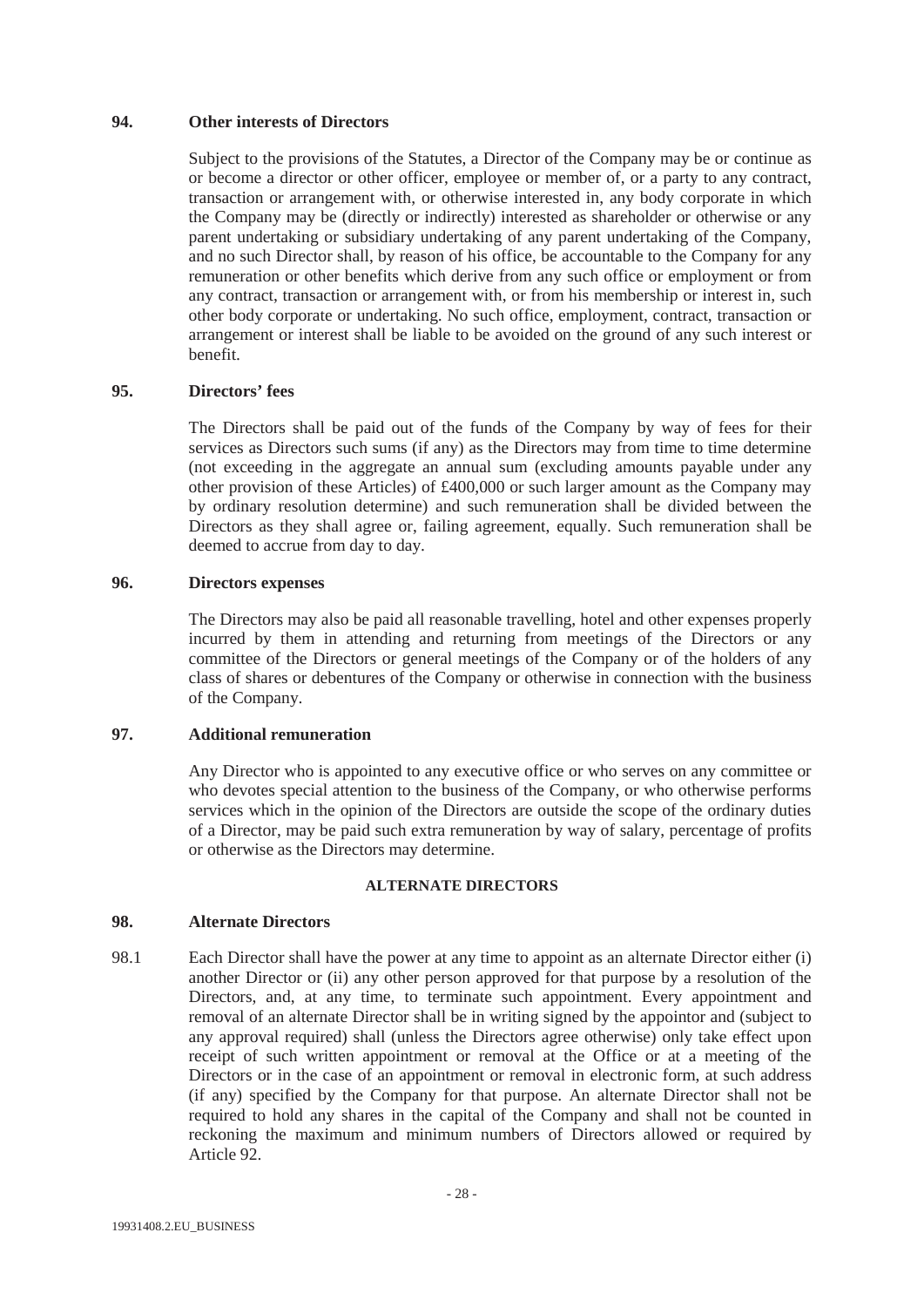## 94. Other interests of Directors

Subject to the provisions of the Statutes, a Director of the Company may be or continue as or become a director or other officer, employee or member of, or a party to any contract, transaction or arrangement with, or otherwise interested in, any body corporate in which the Company may be (directly or indirectly) interested as shareholder or otherwise or any parent undertaking or subsidiary undertaking of any parent undertaking of the Company, and no such Director shall, by reason of his office, be accountable to the Company for any remuneration or other benefits which derive from any such office or employment or from any contract, transaction or arrangement with, or from his membership or interest in, such other body corporate or undertaking. No such office, employment, contract, transaction or arrangement or interest shall be liable to be avoided on the ground of any such interest or benefit.

## 95. Directors' fees

The Directors shall be paid out of the funds of the Company by way of fees for their services as Directors such sums (if any) as the Directors may from time to time determine (not exceeding in the aggregate an annual sum (excluding amounts payable under any other provision of these Articles) of £400,000 or such larger amount as the Company may by ordinary resolution determine) and such remuneration shall be divided between the Directors as they shall agree or, failing agreement, equally. Such remuneration shall be deemed to accrue from day to day.

## 96. Directors expenses

The Directors may also be paid all reasonable travelling, hotel and other expenses properly incurred by them in attending and returning from meetings of the Directors or any committee of the Directors or general meetings of the Company or of the holders of any class of shares or debentures of the Company or otherwise in connection with the business of the Company.

## 97. Additional remuneration

Any Director who is appointed to any executive office or who serves on any committee or who devotes special attention to the business of the Company, or who otherwise performs services which in the opinion of the Directors are outside the scope of the ordinary duties of a Director, may be paid such extra remuneration by way of salary, percentage of profits or otherwise as the Directors may determine.

**ALTERNATE DIRECTORS**

## 98. Alternate Directors

98.1 Each Director shall have the power at any time to appoint as an alternate Director either (i) another Director or (ii) any other person approved for that purpose by a resolution of the Directors, and, at any time, to terminate such appointment. Every appointment and removal of an alternate Director shall be in writing signed by the appointor and (subject to any approval required) shall (unless the Directors agree otherwise) only take effect upon receipt of such written appointment or removal at the Office or at a meeting of the Directors or in the case of an appointment or removal in electronic form, at such address (if any) specified by the Company for that purpose. An alternate Director shall not be required to hold any shares in the capital of the Company and shall not be counted in reckoning the maximum and minimum numbers of Directors allowed or required by Article 92.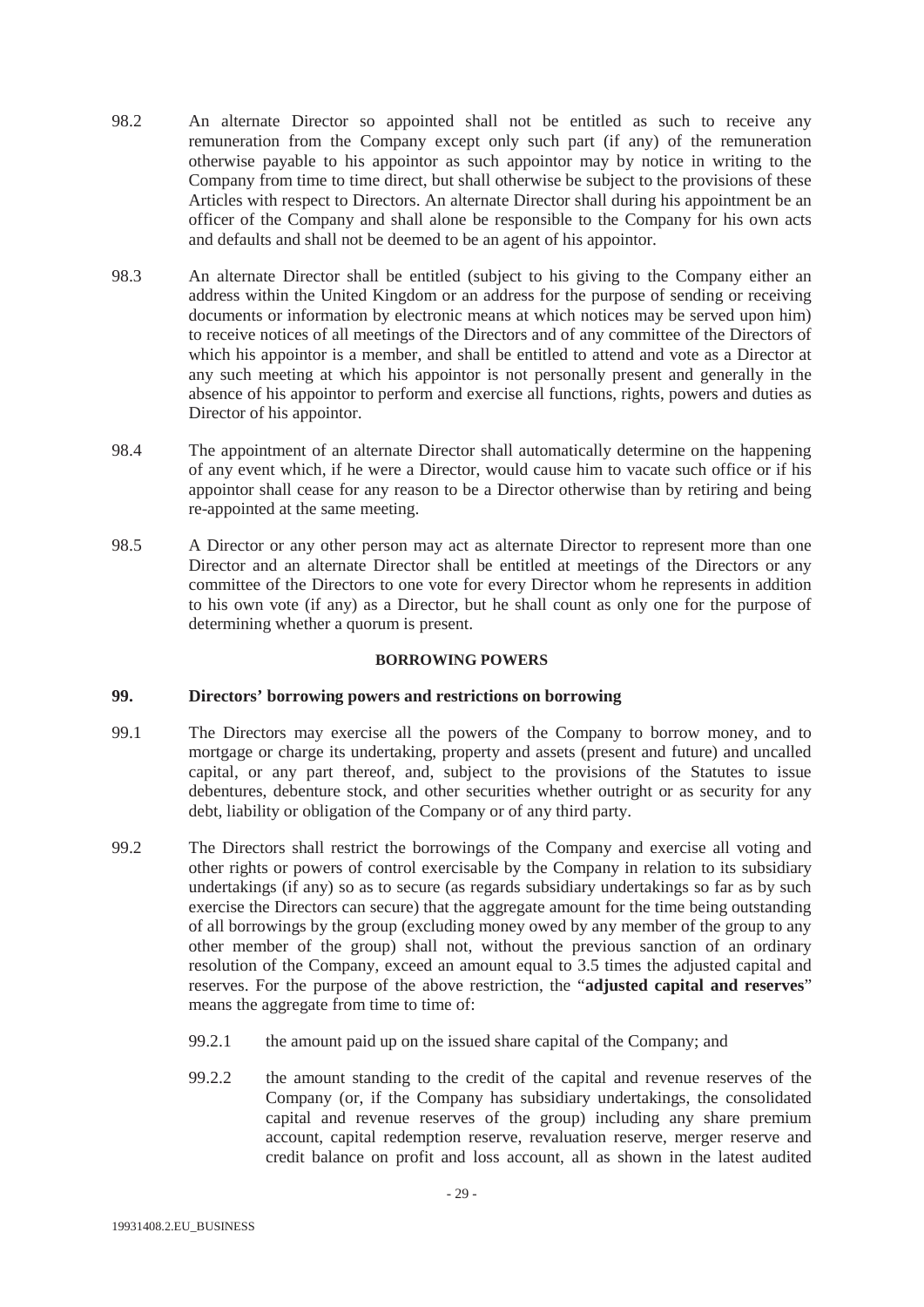98.2 An alternate Director so appointed shall not be entitled as such to receive any remuneration from the Company except only such part (if any) of the remuneration otherwise payable to his appointor as such appointor may by notice in writing to the Company from time to time direct, but shall otherwise be subject to the provisions of these Articles with respect to Directors. An alternate Director shall during his appointment be an officer of the Company and shall alone be responsible to the Company for his own acts and defaults and shall not be deemed to be an agent of his appointor.

98.3 An alternate Director shall be entitled (subject to his giving to the Company either an address within the United Kingdom or an address for the purpose of sending or receiving documents or information by electronic means at which notices may be served upon him) to receive notices of all meetings of the Directors and of any committee of the Directors of which his appointor is a member, and shall be entitled to attend and vote as a Director at any such meeting at which his appointor is not personally present and generally in the absence of his appointor to perform and exercise all functions, rights, powers and duties as Director of his appointor.

98.4 The appointment of an alternate Director shall automatically determine on the happening of any event which, if he were a Director, would cause him to vacate such office or if his appointor shall cease for any reason to be a Director otherwise than by retiring and being re-appointed at the same meeting.

98.5 A Director or any other person may act as alternate Director to represent more than one Director and an alternate Director shall be entitled at meetings of the Directors or any committee of the Directors to one vote for every Director whom he represents in addition to his own vote (if any) as a Director, but he shall count as only one for the purpose of determining whether a quorum is present.

**BORROWING POWERS**

**99. Directors' borrowing powers and restrictions on borrowing**

99.1 The Directors may exercise all the powers of the Company to borrow money, and to mortgage or charge its undertaking, property and assets (present and future) and uncalled capital, or any part thereof, and, subject to the provisions of the Statutes to issue debentures, debenture stock, and other securities whether outright or as security for any debt, liability or obligation of the Company or of any third party.

99.2 The Directors shall restrict the borrowings of the Company and exercise all voting and other rights or powers of control exercisable by the Company in relation to its subsidiary undertakings (if any) so as to secure (as regards subsidiary undertakings so far as by such exercise the Directors can secure) that the aggregate amount for the time being outstanding of all borrowings by the group (excluding money owed by any member of the group to any other member of the group) shall not, without the previous sanction of an ordinary resolution of the Company, exceed an amount equal to 3.5 times the adjusted capital and reserves. For the purpose of the above restriction, the "**adjusted capital and reserves**" means the aggregate from time to time of:

99.2.1 the amount paid up on the issued share capital of the Company; and

99.2.2 the amount standing to the credit of the capital and revenue reserves of the Company (or, if the Company has subsidiary undertakings, the consolidated capital and revenue reserves of the group) including any share premium account, capital redemption reserve, revaluation reserve, merger reserve and credit balance on profit and loss account, all as shown in the latest audited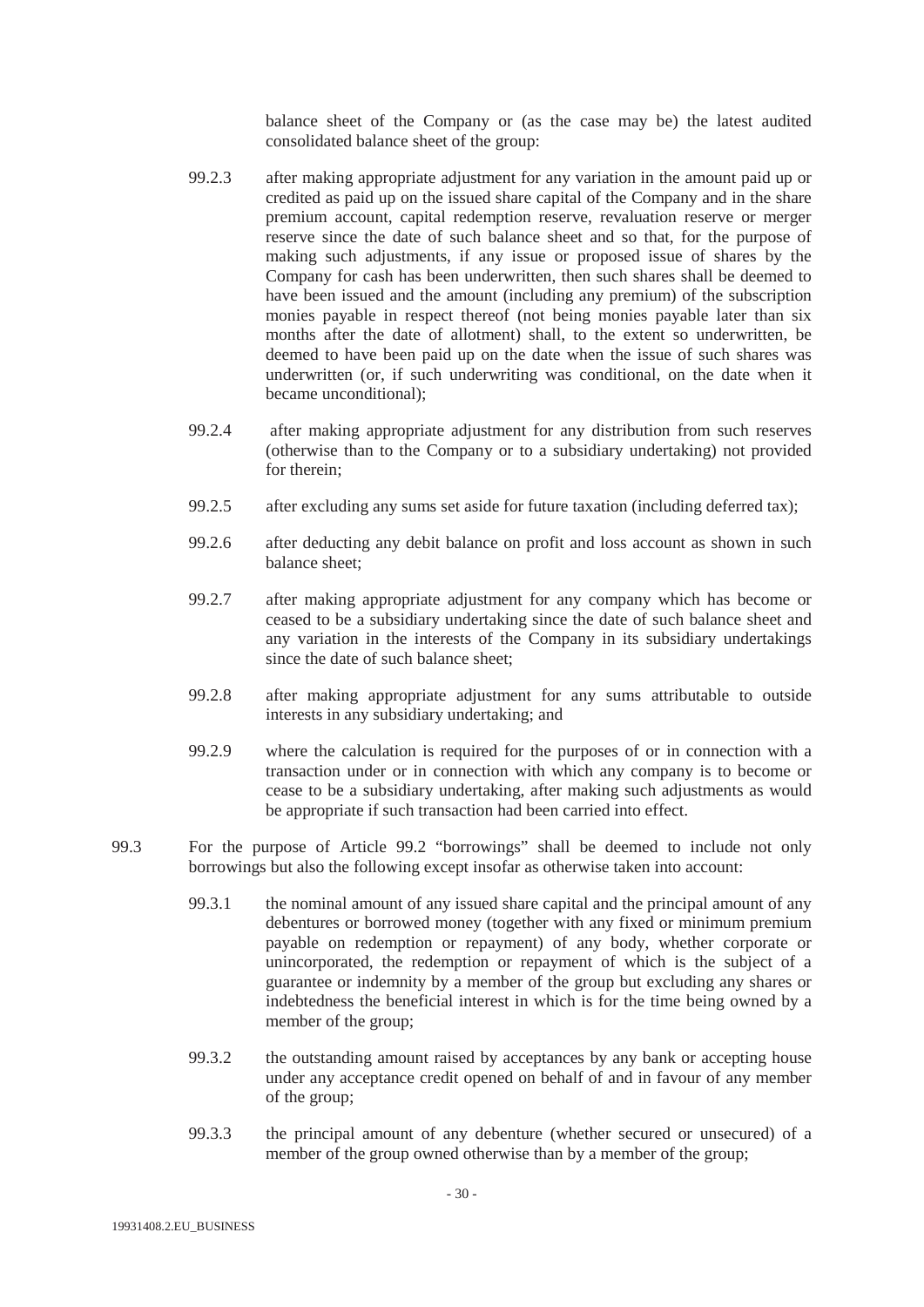balance sheet of the Company or (as the case may be) the latest audited consolidated balance sheet of the group:

99.2.3 after making appropriate adjustment for any variation in the amount paid up or credited as paid up on the issued share capital of the Company and in the share premium account, capital redemption reserve, revaluation reserve or merger reserve since the date of such balance sheet and so that, for the purpose of making such adjustments, if any issue or proposed issue of shares by the Company for cash has been underwritten, then such shares shall be deemed to have been issued and the amount (including any premium) of the subscription monies payable in respect thereof (not being monies payable later than six months after the date of allotment) shall, to the extent so underwritten, be deemed to have been paid up on the date when the issue of such shares was underwritten (or, if such underwriting was conditional, on the date when it became unconditional);

99.2.4 after making appropriate adjustment for any distribution from such reserves (otherwise than to the Company or to a subsidiary undertaking) not provided for therein;

99.2.5 after excluding any sums set aside for future taxation (including deferred tax);

99.2.6 after deducting any debit balance on profit and loss account as shown in such balance sheet;

99.2.7 after making appropriate adjustment for any company which has become or ceased to be a subsidiary undertaking since the date of such balance sheet and any variation in the interests of the Company in its subsidiary undertakings since the date of such balance sheet;

99.2.8 after making appropriate adjustment for any sums attributable to outside interests in any subsidiary undertaking; and

99.2.9 where the calculation is required for the purposes of or in connection with a transaction under or in connection with which any company is to become or cease to be a subsidiary undertaking, after making such adjustments as would be appropriate if such transaction had been carried into effect.

99.3 For the purpose of Article 99.2 "borrowings" shall be deemed to include not only borrowings but also the following except insofar as otherwise taken into account:

99.3.1 the nominal amount of any issued share capital and the principal amount of any debentures or borrowed money (together with any fixed or minimum premium payable on redemption or repayment) of any body, whether corporate or unincorporated, the redemption or repayment of which is the subject of a guarantee or indemnity by a member of the group but excluding any shares or indebtedness the beneficial interest in which is for the time being owned by a member of the group;

99.3.2 the outstanding amount raised by acceptances by any bank or accepting house under any acceptance credit opened on behalf of and in favour of any member of the group;

99.3.3 the principal amount of any debenture (whether secured or unsecured) of a member of the group owned otherwise than by a member of the group;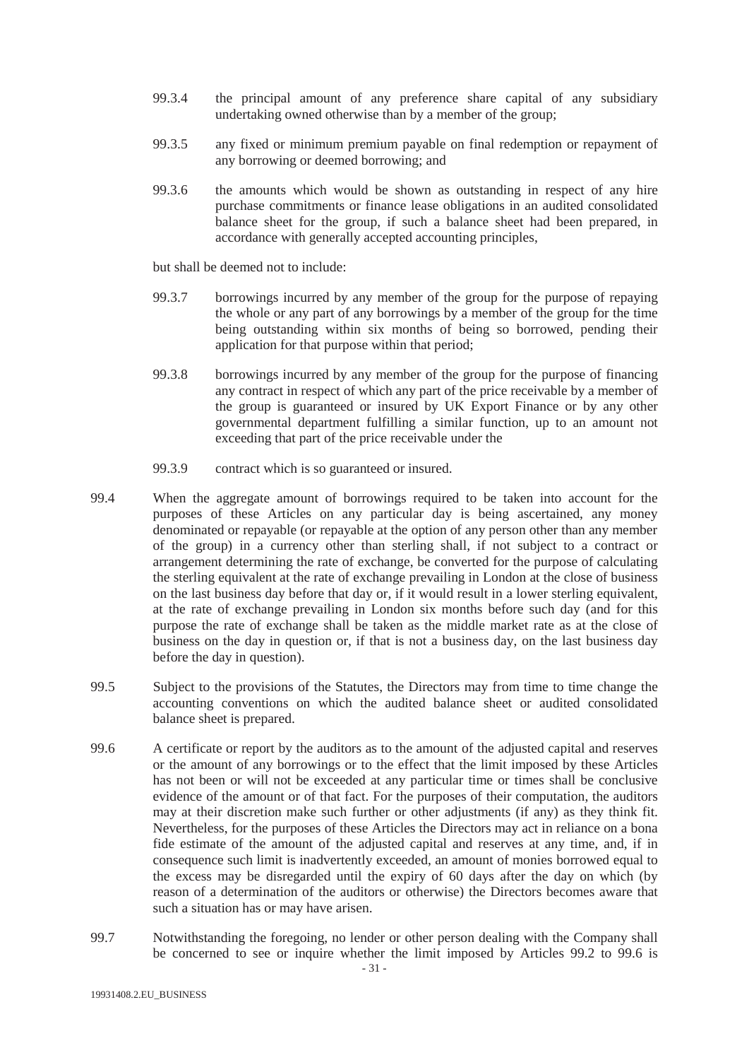99.3.4 the principal amount of any preference share capital of any subsidiary undertaking owned otherwise than by a member of the group;

99.3.5 any fixed or minimum premium payable on final redemption or repayment of any borrowing or deemed borrowing; and

99.3.6 the amounts which would be shown as outstanding in respect of any hire purchase commitments or finance lease obligations in an audited consolidated balance sheet for the group, if such a balance sheet had been prepared, in accordance with generally accepted accounting principles,

but shall be deemed not to include:

99.3.7 borrowings incurred by any member of the group for the purpose of repaying the whole or any part of any borrowings by a member of the group for the time being outstanding within six months of being so borrowed, pending their application for that purpose within that period;

99.3.8 borrowings incurred by any member of the group for the purpose of financing any contract in respect of which any part of the price receivable by a member of the group is guaranteed or insured by UK Export Finance or by any other governmental department fulfilling a similar function, up to an amount not exceeding that part of the price receivable under the

99.3.9 contract which is so guaranteed or insured.

99.4 When the aggregate amount of borrowings required to be taken into account for the purposes of these Articles on any particular day is being ascertained, any money denominated or repayable (or repayable at the option of any person other than any member of the group) in a currency other than sterling shall, if not subject to a contract or arrangement determining the rate of exchange, be converted for the purpose of calculating the sterling equivalent at the rate of exchange prevailing in London at the close of business on the last business day before that day or, if it would result in a lower sterling equivalent, at the rate of exchange prevailing in London six months before such day (and for this purpose the rate of exchange shall be taken as the middle market rate as at the close of business on the day in question or, if that is not a business day, on the last business day before the day in question).

99.5 Subject to the provisions of the Statutes, the Directors may from time to time change the accounting conventions on which the audited balance sheet or audited consolidated balance sheet is prepared.

99.6 A certificate or report by the auditors as to the amount of the adjusted capital and reserves or the amount of any borrowings or to the effect that the limit imposed by these Articles has not been or will not be exceeded at any particular time or times shall be conclusive evidence of the amount or of that fact. For the purposes of their computation, the auditors may at their discretion make such further or other adjustments (if any) as they think fit. Nevertheless, for the purposes of these Articles the Directors may act in reliance on a bona fide estimate of the amount of the adjusted capital and reserves at any time, and, if in consequence such limit is inadvertently exceeded, an amount of monies borrowed equal to the excess may be disregarded until the expiry of 60 days after the day on which (by reason of a determination of the auditors or otherwise) the Directors becomes aware that such a situation has or may have arisen.

99.7 Notwithstanding the foregoing, no lender or other person dealing with the Company shall be concerned to see or inquire whether the limit imposed by Articles 99.2 to 99.6 is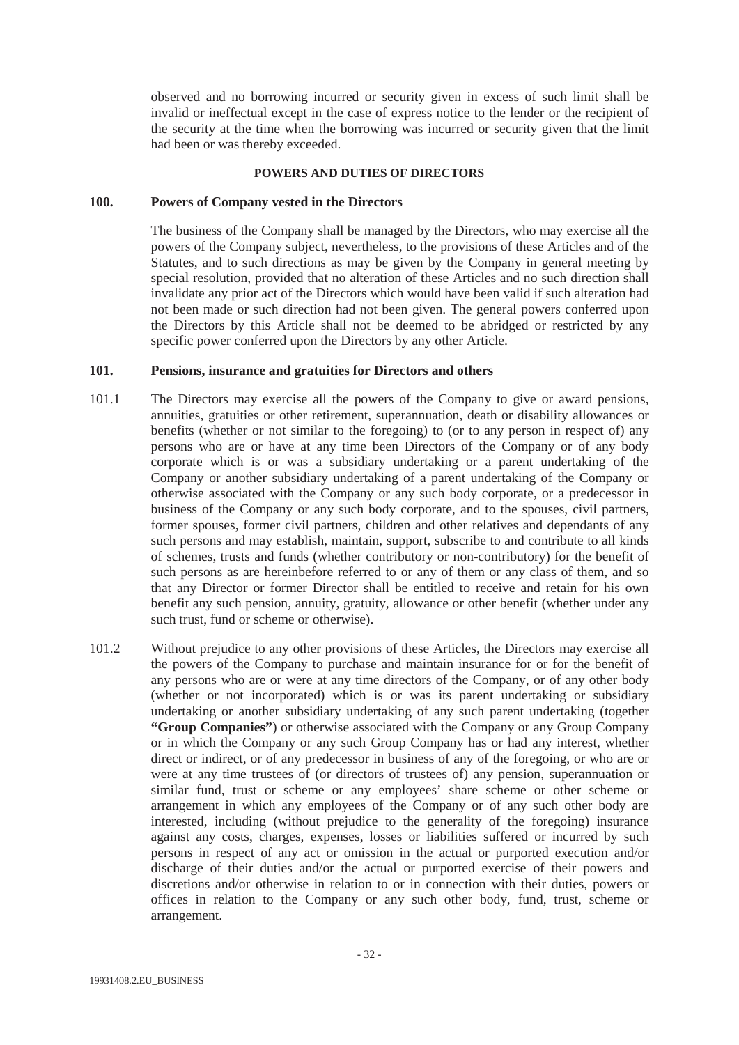observed and no borrowing incurred or security given in excess of such limit shall be invalid or ineffectual except in the case of express notice to the lender or the recipient of the security at the time when the borrowing was incurred or security given that the limit had been or was thereby exceeded.

## POWERS AND DUTIES OF DIRECTORS

### 100. Powers of Company vested in the Directors

The business of the Company shall be managed by the Directors, who may exercise all the powers of the Company subject, nevertheless, to the provisions of these Articles and of the Statutes, and to such directions as may be given by the Company in general meeting by special resolution, provided that no alteration of these Articles and no such direction shall invalidate any prior act of the Directors which would have been valid if such alteration had not been made or such direction had not been given. The general powers conferred upon the Directors by this Article shall not be deemed to be abridged or restricted by any specific power conferred upon the Directors by any other Article.

### 101. Pensions, insurance and gratuities for Directors and others

101.1 The Directors may exercise all the powers of the Company to give or award pensions, annuities, gratuities or other retirement, superannuation, death or disability allowances or benefits (whether or not similar to the foregoing) to (or to any person in respect of) any persons who are or have at any time been Directors of the Company or of any body corporate which is or was a subsidiary undertaking or a parent undertaking of the Company or another subsidiary undertaking of a parent undertaking of the Company or otherwise associated with the Company or any such body corporate, or a predecessor in business of the Company or any such body corporate, and to the spouses, civil partners, former spouses, former civil partners, children and other relatives and dependants of any such persons and may establish, maintain, support, subscribe to and contribute to all kinds of schemes, trusts and funds (whether contributory or non-contributory) for the benefit of such persons as are hereinbefore referred to or any of them or any class of them, and so that any Director or former Director shall be entitled to receive and retain for his own benefit any such pension, annuity, gratuity, allowance or other benefit (whether under any such trust, fund or scheme or otherwise).

101.2 Without prejudice to any other provisions of these Articles, the Directors may exercise all the powers of the Company to purchase and maintain insurance for or for the benefit of any persons who are or were at any time directors of the Company, or of any other body (whether or not incorporated) which is or was its parent undertaking or subsidiary undertaking or another subsidiary undertaking of any such parent undertaking (together **"Group Companies"**) or otherwise associated with the Company or any Group Company or in which the Company or any such Group Company has or had any interest, whether direct or indirect, or of any predecessor in business of any of the foregoing, or who are or were at any time trustees of (or directors of trustees of) any pension, superannuation or similar fund, trust or scheme or any employees' share scheme or other scheme or arrangement in which any employees of the Company or of any such other body are interested, including (without prejudice to the generality of the foregoing) insurance against any costs, charges, expenses, losses or liabilities suffered or incurred by such persons in respect of any act or omission in the actual or purported execution and/or discharge of their duties and/or the actual or purported exercise of their powers and discretions and/or otherwise in relation to or in connection with their duties, powers or offices in relation to the Company or any such other body, fund, trust, scheme or arrangement.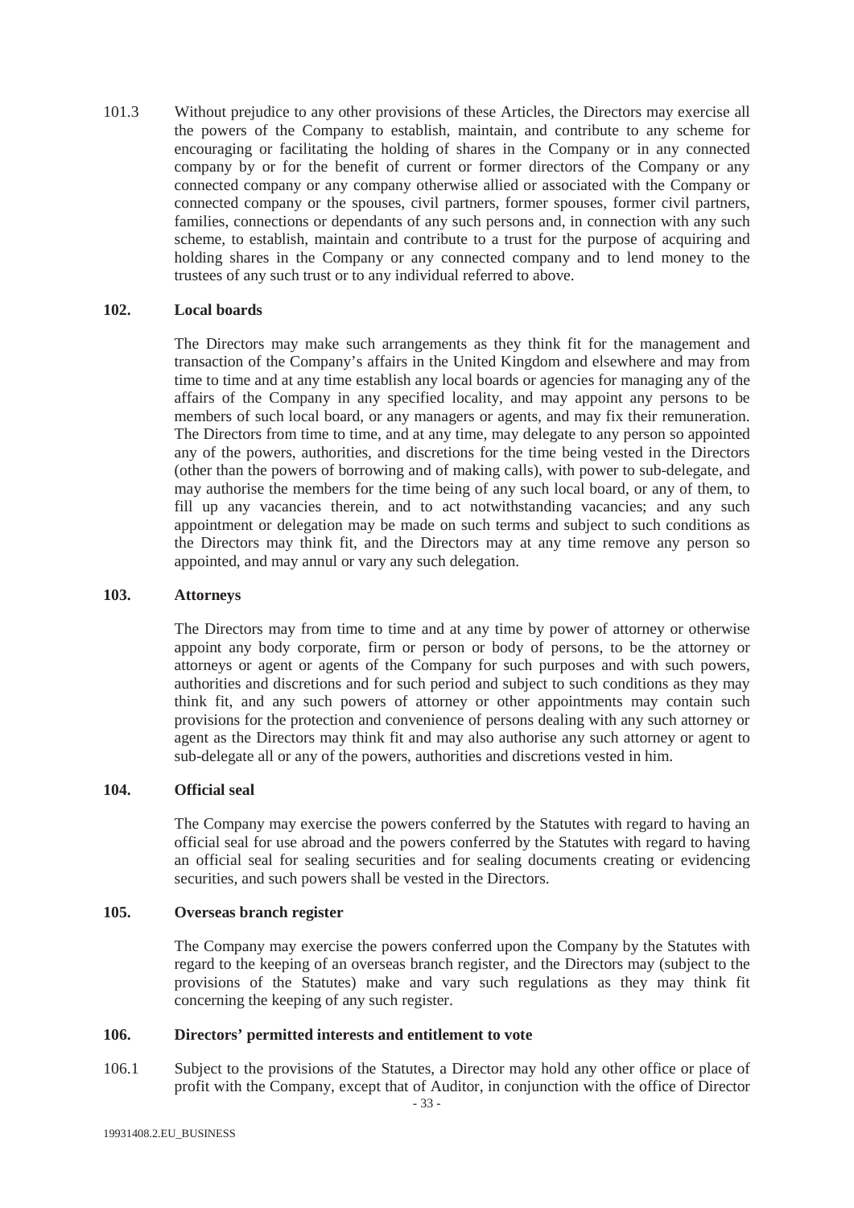101.3 Without prejudice to any other provisions of these Articles, the Directors may exercise all the powers of the Company to establish, maintain, and contribute to any scheme for encouraging or facilitating the holding of shares in the Company or in any connected company by or for the benefit of current or former directors of the Company or any connected company or any company otherwise allied or associated with the Company or connected company or the spouses, civil partners, former spouses, former civil partners, families, connections or dependants of any such persons and, in connection with any such scheme, to establish, maintain and contribute to a trust for the purpose of acquiring and holding shares in the Company or any connected company and to lend money to the trustees of any such trust or to any individual referred to above.

## 102. Local boards

The Directors may make such arrangements as they think fit for the management and transaction of the Company's affairs in the United Kingdom and elsewhere and may from time to time and at any time establish any local boards or agencies for managing any of the affairs of the Company in any specified locality, and may appoint any persons to be members of such local board, or any managers or agents, and may fix their remuneration. The Directors from time to time, and at any time, may delegate to any person so appointed any of the powers, authorities, and discretions for the time being vested in the Directors (other than the powers of borrowing and of making calls), with power to sub-delegate, and may authorise the members for the time being of any such local board, or any of them, to fill up any vacancies therein, and to act notwithstanding vacancies; and any such appointment or delegation may be made on such terms and subject to such conditions as the Directors may think fit, and the Directors may at any time remove any person so appointed, and may annul or vary any such delegation.

## 103. Attorneys

The Directors may from time to time and at any time by power of attorney or otherwise appoint any body corporate, firm or person or body of persons, to be the attorney or attorneys or agent or agents of the Company for such purposes and with such powers, authorities and discretions and for such period and subject to such conditions as they may think fit, and any such powers of attorney or other appointments may contain such provisions for the protection and convenience of persons dealing with any such attorney or agent as the Directors may think fit and may also authorise any such attorney or agent to sub-delegate all or any of the powers, authorities and discretions vested in him.

## 104. Official seal

The Company may exercise the powers conferred by the Statutes with regard to having an official seal for use abroad and the powers conferred by the Statutes with regard to having an official seal for sealing securities and for sealing documents creating or evidencing securities, and such powers shall be vested in the Directors.

## 105. Overseas branch register

The Company may exercise the powers conferred upon the Company by the Statutes with regard to the keeping of an overseas branch register, and the Directors may (subject to the provisions of the Statutes) make and vary such regulations as they may think fit concerning the keeping of any such register.

## 106. Directors' permitted interests and entitlement to vote

106.1 Subject to the provisions of the Statutes, a Director may hold any other office or place of profit with the Company, except that of Auditor, in conjunction with the office of Director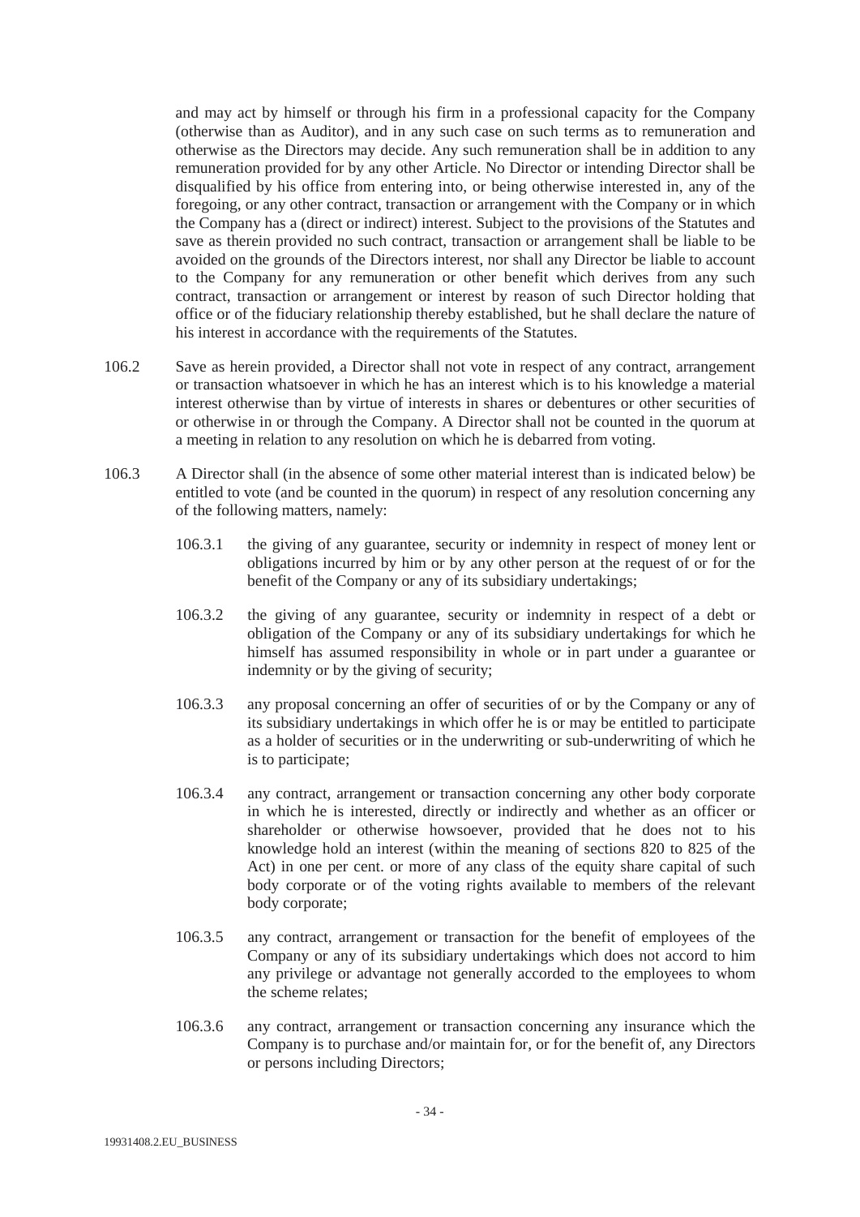and may act by himself or through his firm in a professional capacity for the Company (otherwise than as Auditor), and in any such case on such terms as to remuneration and otherwise as the Directors may decide. Any such remuneration shall be in addition to any remuneration provided for by any other Article. No Director or intending Director shall be disqualified by his office from entering into, or being otherwise interested in, any of the foregoing, or any other contract, transaction or arrangement with the Company or in which the Company has a (direct or indirect) interest. Subject to the provisions of the Statutes and save as therein provided no such contract, transaction or arrangement shall be liable to be avoided on the grounds of the Directors interest, nor shall any Director be liable to account to the Company for any remuneration or other benefit which derives from any such contract, transaction or arrangement or interest by reason of such Director holding that office or of the fiduciary relationship thereby established, but he shall declare the nature of his interest in accordance with the requirements of the Statutes.

106.2 Save as herein provided, a Director shall not vote in respect of any contract, arrangement or transaction whatsoever in which he has an interest which is to his knowledge a material interest otherwise than by virtue of interests in shares or debentures or other securities of or otherwise in or through the Company. A Director shall not be counted in the quorum at a meeting in relation to any resolution on which he is debarred from voting.

106.3 A Director shall (in the absence of some other material interest than is indicated below) be entitled to vote (and be counted in the quorum) in respect of any resolution concerning any of the following matters, namely:

106.3.1 the giving of any guarantee, security or indemnity in respect of money lent or obligations incurred by him or by any other person at the request of or for the benefit of the Company or any of its subsidiary undertakings;

106.3.2 the giving of any guarantee, security or indemnity in respect of a debt or obligation of the Company or any of its subsidiary undertakings for which he himself has assumed responsibility in whole or in part under a guarantee or indemnity or by the giving of security;

106.3.3 any proposal concerning an offer of securities of or by the Company or any of its subsidiary undertakings in which offer he is or may be entitled to participate as a holder of securities or in the underwriting or sub-underwriting of which he is to participate;

106.3.4 any contract, arrangement or transaction concerning any other body corporate in which he is interested, directly or indirectly and whether as an officer or shareholder or otherwise howsoever, provided that he does not to his knowledge hold an interest (within the meaning of sections 820 to 825 of the Act) in one per cent. or more of any class of the equity share capital of such body corporate or of the voting rights available to members of the relevant body corporate;

106.3.5 any contract, arrangement or transaction for the benefit of employees of the Company or any of its subsidiary undertakings which does not accord to him any privilege or advantage not generally accorded to the employees to whom the scheme relates;

106.3.6 any contract, arrangement or transaction concerning any insurance which the Company is to purchase and/or maintain for, or for the benefit of, any Directors or persons including Directors;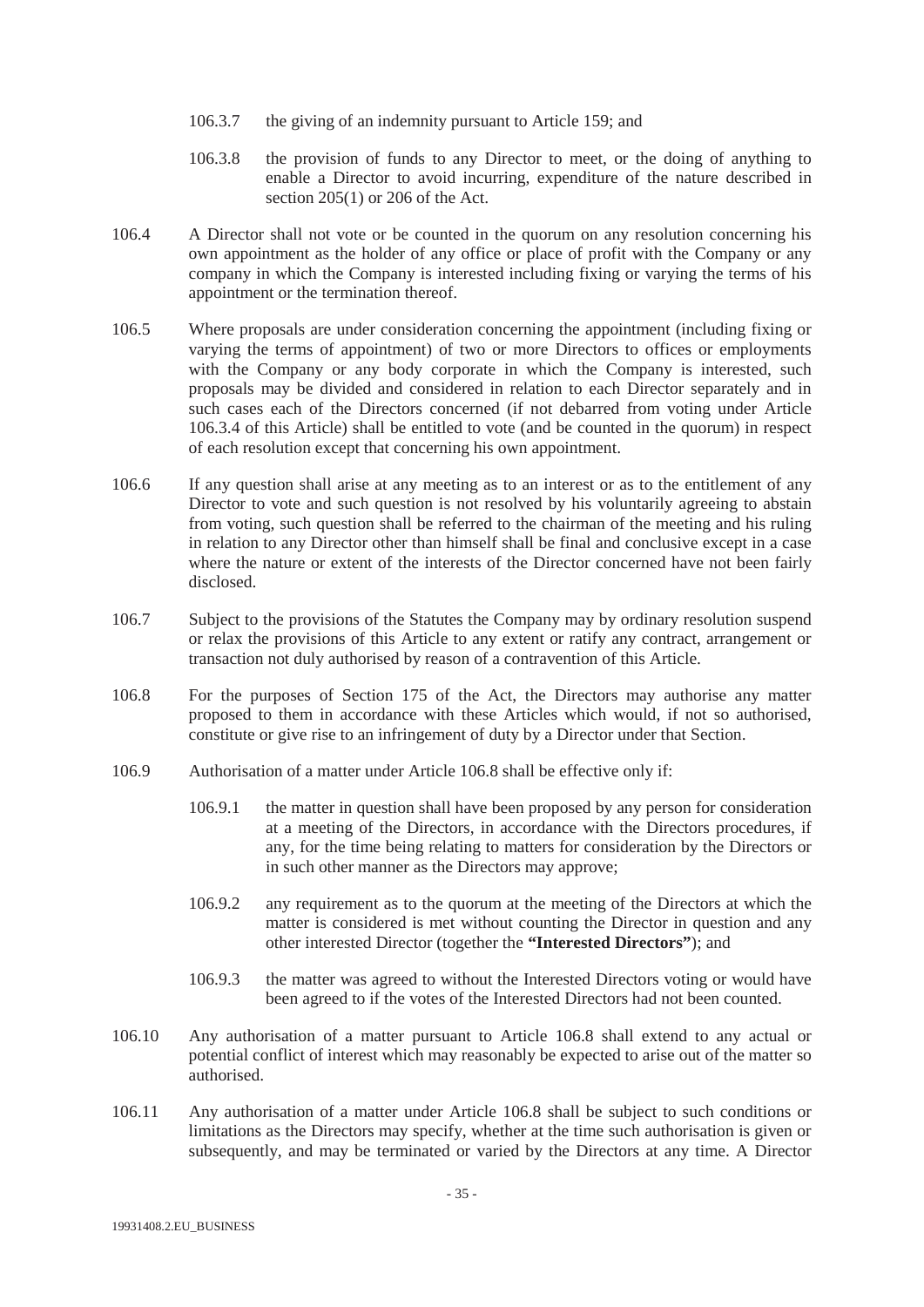106.3.7 the giving of an indemnity pursuant to Article 159; and

106.3.8 the provision of funds to any Director to meet, or the doing of anything to enable a Director to avoid incurring, expenditure of the nature described in section 205(1) or 206 of the Act.

106.4 A Director shall not vote or be counted in the quorum on any resolution concerning his own appointment as the holder of any office or place of profit with the Company or any company in which the Company is interested including fixing or varying the terms of his appointment or the termination thereof.

106.5 Where proposals are under consideration concerning the appointment (including fixing or varying the terms of appointment) of two or more Directors to offices or employments with the Company or any body corporate in which the Company is interested, such proposals may be divided and considered in relation to each Director separately and in such cases each of the Directors concerned (if not debarred from voting under Article 106.3.4 of this Article) shall be entitled to vote (and be counted in the quorum) in respect of each resolution except that concerning his own appointment.

106.6 If any question shall arise at any meeting as to an interest or as to the entitlement of any Director to vote and such question is not resolved by his voluntarily agreeing to abstain from voting, such question shall be referred to the chairman of the meeting and his ruling in relation to any Director other than himself shall be final and conclusive except in a case where the nature or extent of the interests of the Director concerned have not been fairly disclosed.

106.7 Subject to the provisions of the Statutes the Company may by ordinary resolution suspend or relax the provisions of this Article to any extent or ratify any contract, arrangement or transaction not duly authorised by reason of a contravention of this Article.

106.8 For the purposes of Section 175 of the Act, the Directors may authorise any matter proposed to them in accordance with these Articles which would, if not so authorised, constitute or give rise to an infringement of duty by a Director under that Section.

106.9 Authorisation of a matter under Article 106.8 shall be effective only if:

106.9.1 the matter in question shall have been proposed by any person for consideration at a meeting of the Directors, in accordance with the Directors procedures, if any, for the time being relating to matters for consideration by the Directors or in such other manner as the Directors may approve;

106.9.2 any requirement as to the quorum at the meeting of the Directors at which the matter is considered is met without counting the Director in question and any other interested Director (together the **"Interested Directors"**); and

106.9.3 the matter was agreed to without the Interested Directors voting or would have been agreed to if the votes of the Interested Directors had not been counted.

106.10 Any authorisation of a matter pursuant to Article 106.8 shall extend to any actual or potential conflict of interest which may reasonably be expected to arise out of the matter so authorised.

106.11 Any authorisation of a matter under Article 106.8 shall be subject to such conditions or limitations as the Directors may specify, whether at the time such authorisation is given or subsequently, and may be terminated or varied by the Directors at any time. A Director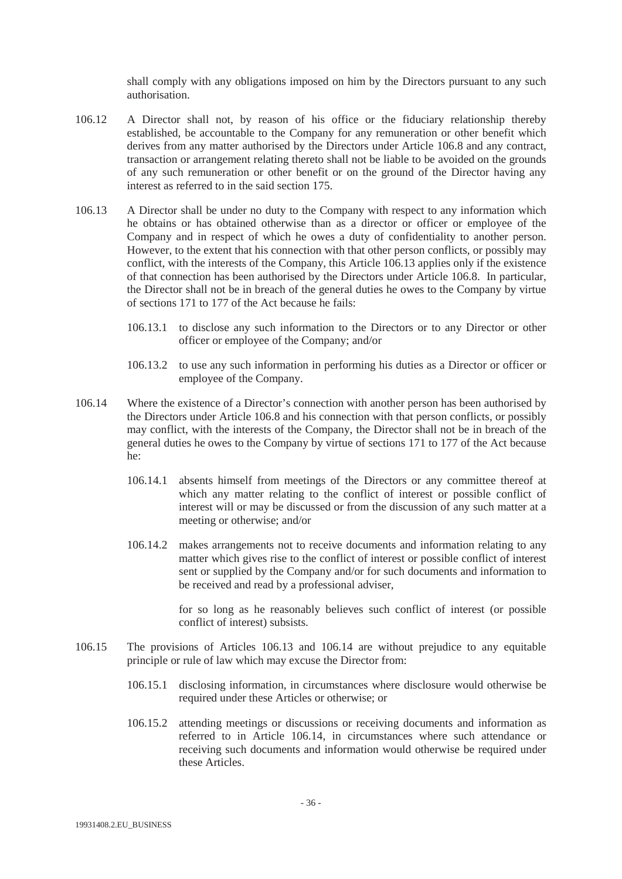shall comply with any obligations imposed on him by the Directors pursuant to any such authorisation.

106.12 A Director shall not, by reason of his office or the fiduciary relationship thereby established, be accountable to the Company for any remuneration or other benefit which derives from any matter authorised by the Directors under Article 106.8 and any contract, transaction or arrangement relating thereto shall not be liable to be avoided on the grounds of any such remuneration or other benefit or on the ground of the Director having any interest as referred to in the said section 175.

106.13 A Director shall be under no duty to the Company with respect to any information which he obtains or has obtained otherwise than as a director or officer or employee of the Company and in respect of which he owes a duty of confidentiality to another person. However, to the extent that his connection with that other person conflicts, or possibly may conflict, with the interests of the Company, this Article 106.13 applies only if the existence of that connection has been authorised by the Directors under Article 106.8. In particular, the Director shall not be in breach of the general duties he owes to the Company by virtue of sections 171 to 177 of the Act because he fails:

106.13.1 to disclose any such information to the Directors or to any Director or other officer or employee of the Company; and/or

106.13.2 to use any such information in performing his duties as a Director or officer or employee of the Company.

106.14 Where the existence of a Director's connection with another person has been authorised by the Directors under Article 106.8 and his connection with that person conflicts, or possibly may conflict, with the interests of the Company, the Director shall not be in breach of the general duties he owes to the Company by virtue of sections 171 to 177 of the Act because he:

106.14.1 absents himself from meetings of the Directors or any committee thereof at which any matter relating to the conflict of interest or possible conflict of interest will or may be discussed or from the discussion of any such matter at a meeting or otherwise; and/or

106.14.2 makes arrangements not to receive documents and information relating to any matter which gives rise to the conflict of interest or possible conflict of interest sent or supplied by the Company and/or for such documents and information to be received and read by a professional adviser,

for so long as he reasonably believes such conflict of interest (or possible conflict of interest) subsists.

106.15 The provisions of Articles 106.13 and 106.14 are without prejudice to any equitable principle or rule of law which may excuse the Director from:

106.15.1 disclosing information, in circumstances where disclosure would otherwise be required under these Articles or otherwise; or

106.15.2 attending meetings or discussions or receiving documents and information as referred to in Article 106.14, in circumstances where such attendance or receiving such documents and information would otherwise be required under these Articles.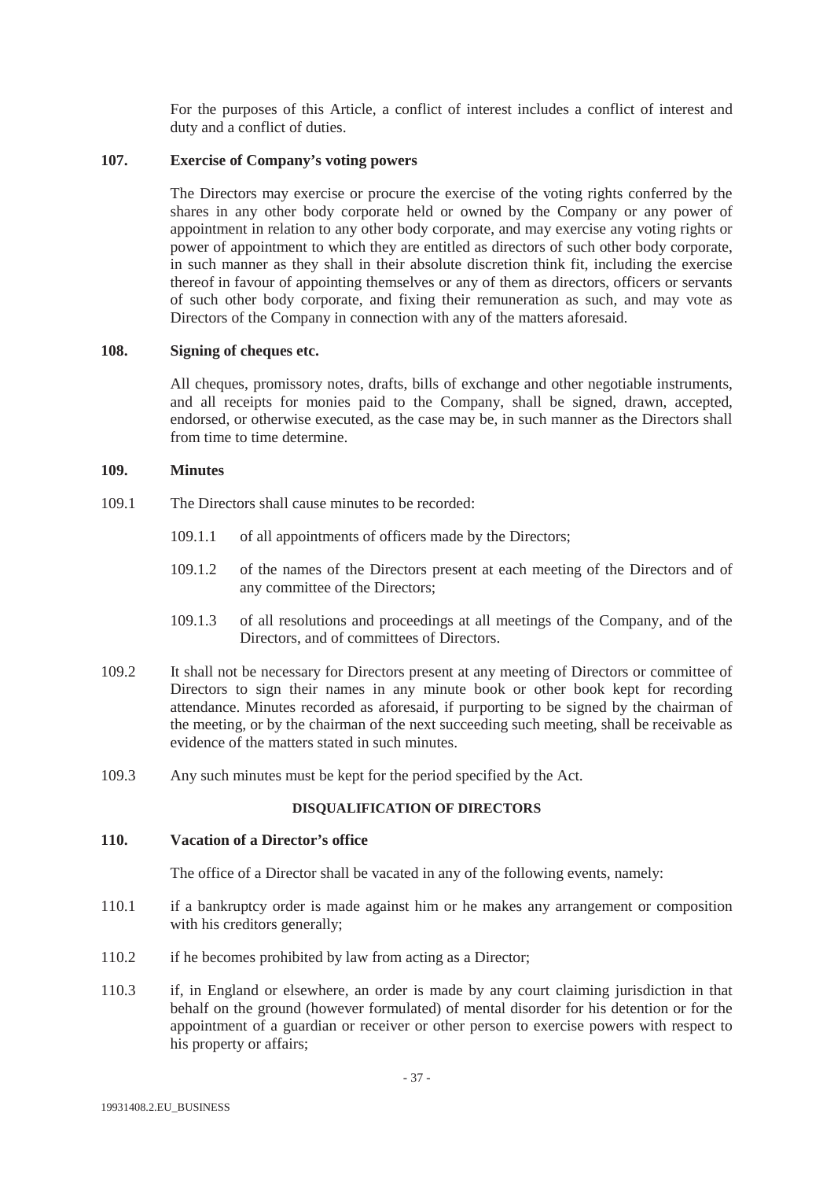For the purposes of this Article, a conflict of interest includes a conflict of interest and duty and a conflict of duties.

**107. Exercise of Company's voting powers**

The Directors may exercise or procure the exercise of the voting rights conferred by the shares in any other body corporate held or owned by the Company or any power of appointment in relation to any other body corporate, and may exercise any voting rights or power of appointment to which they are entitled as directors of such other body corporate, in such manner as they shall in their absolute discretion think fit, including the exercise thereof in favour of appointing themselves or any of them as directors, officers or servants of such other body corporate, and fixing their remuneration as such, and may vote as Directors of the Company in connection with any of the matters aforesaid.

**108. Signing of cheques etc.**

All cheques, promissory notes, drafts, bills of exchange and other negotiable instruments, and all receipts for monies paid to the Company, shall be signed, drawn, accepted, endorsed, or otherwise executed, as the case may be, in such manner as the Directors shall from time to time determine.

**109. Minutes**

109.1 The Directors shall cause minutes to be recorded:

109.1.1 of all appointments of officers made by the Directors;

109.1.2 of the names of the Directors present at each meeting of the Directors and of any committee of the Directors;

109.1.3 of all resolutions and proceedings at all meetings of the Company, and of the Directors, and of committees of Directors.

109.2 It shall not be necessary for Directors present at any meeting of Directors or committee of Directors to sign their names in any minute book or other book kept for recording attendance. Minutes recorded as aforesaid, if purporting to be signed by the chairman of the meeting, or by the chairman of the next succeeding such meeting, shall be receivable as evidence of the matters stated in such minutes.

109.3 Any such minutes must be kept for the period specified by the Act.

**DISQUALIFICATION OF DIRECTORS**

**110. Vacation of a Director's office**

The office of a Director shall be vacated in any of the following events, namely:

110.1 if a bankruptcy order is made against him or he makes any arrangement or composition with his creditors generally;

110.2 if he becomes prohibited by law from acting as a Director;

110.3 if, in England or elsewhere, an order is made by any court claiming jurisdiction in that behalf on the ground (however formulated) of mental disorder for his detention or for the appointment of a guardian or receiver or other person to exercise powers with respect to his property or affairs;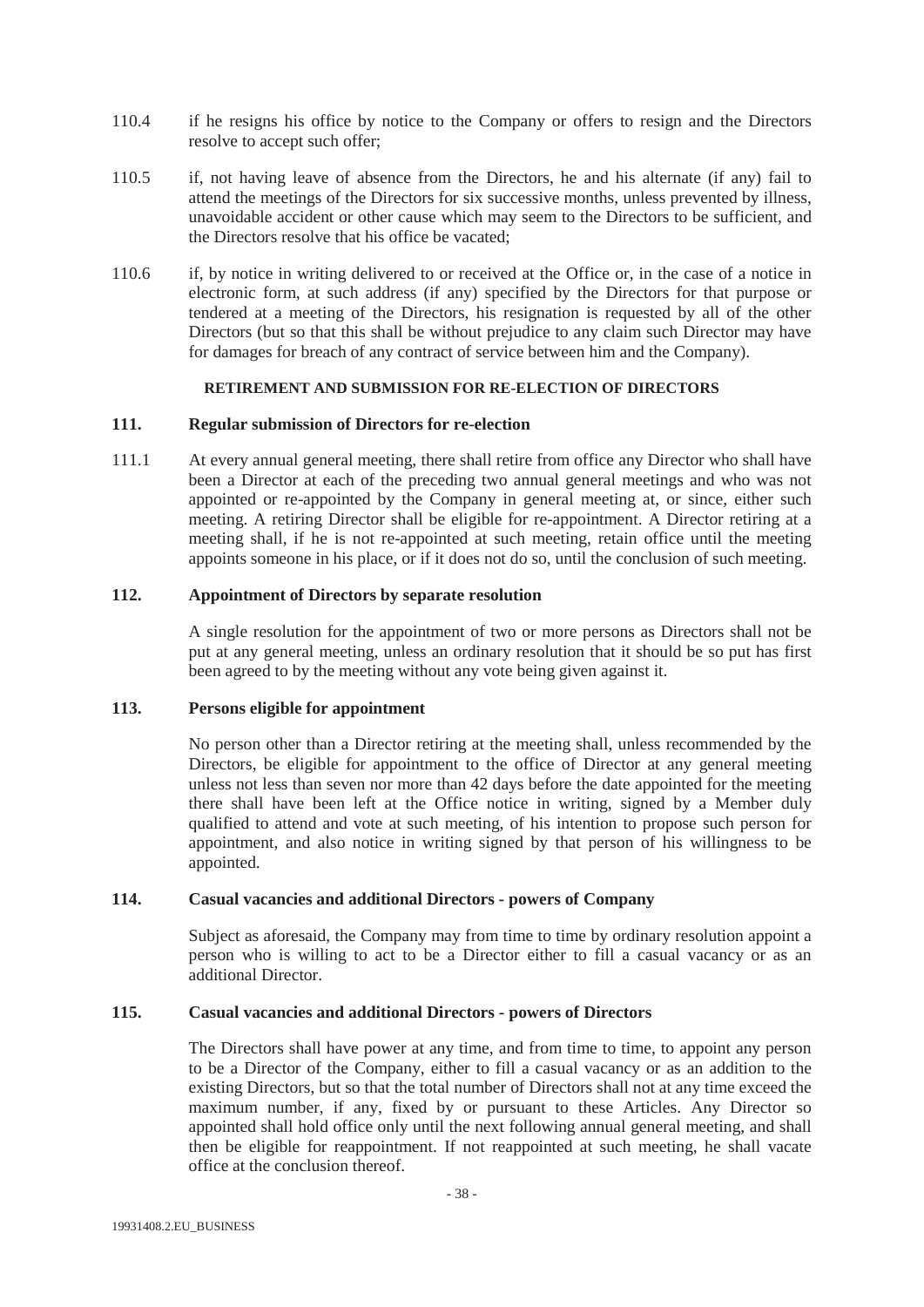110.4 if he resigns his office by notice to the Company or offers to resign and the Directors resolve to accept such offer;

110.5 if, not having leave of absence from the Directors, he and his alternate (if any) fail to attend the meetings of the Directors for six successive months, unless prevented by illness, unavoidable accident or other cause which may seem to the Directors to be sufficient, and the Directors resolve that his office be vacated;

110.6 if, by notice in writing delivered to or received at the Office or, in the case of a notice in electronic form, at such address (if any) specified by the Directors for that purpose or tendered at a meeting of the Directors, his resignation is requested by all of the other Directors (but so that this shall be without prejudice to any claim such Director may have for damages for breach of any contract of service between him and the Company).

**RETIREMENT AND SUBMISSION FOR RE-ELECTION OF DIRECTORS**

**111. Regular submission of Directors for re-election**

111.1 At every annual general meeting, there shall retire from office any Director who shall have been a Director at each of the preceding two annual general meetings and who was not appointed or re-appointed by the Company in general meeting at, or since, either such meeting. A retiring Director shall be eligible for re-appointment. A Director retiring at a meeting shall, if he is not re-appointed at such meeting, retain office until the meeting appoints someone in his place, or if it does not do so, until the conclusion of such meeting.

**112. Appointment of Directors by separate resolution**

A single resolution for the appointment of two or more persons as Directors shall not be put at any general meeting, unless an ordinary resolution that it should be so put has first been agreed to by the meeting without any vote being given against it.

**113. Persons eligible for appointment**

No person other than a Director retiring at the meeting shall, unless recommended by the Directors, be eligible for appointment to the office of Director at any general meeting unless not less than seven nor more than 42 days before the date appointed for the meeting there shall have been left at the Office notice in writing, signed by a Member duly qualified to attend and vote at such meeting, of his intention to propose such person for appointment, and also notice in writing signed by that person of his willingness to be appointed.

**114. Casual vacancies and additional Directors - powers of Company**

Subject as aforesaid, the Company may from time to time by ordinary resolution appoint a person who is willing to act to be a Director either to fill a casual vacancy or as an additional Director.

**115. Casual vacancies and additional Directors - powers of Directors**

The Directors shall have power at any time, and from time to time, to appoint any person to be a Director of the Company, either to fill a casual vacancy or as an addition to the existing Directors, but so that the total number of Directors shall not at any time exceed the maximum number, if any, fixed by or pursuant to these Articles. Any Director so appointed shall hold office only until the next following annual general meeting, and shall then be eligible for reappointment. If not reappointed at such meeting, he shall vacate office at the conclusion thereof.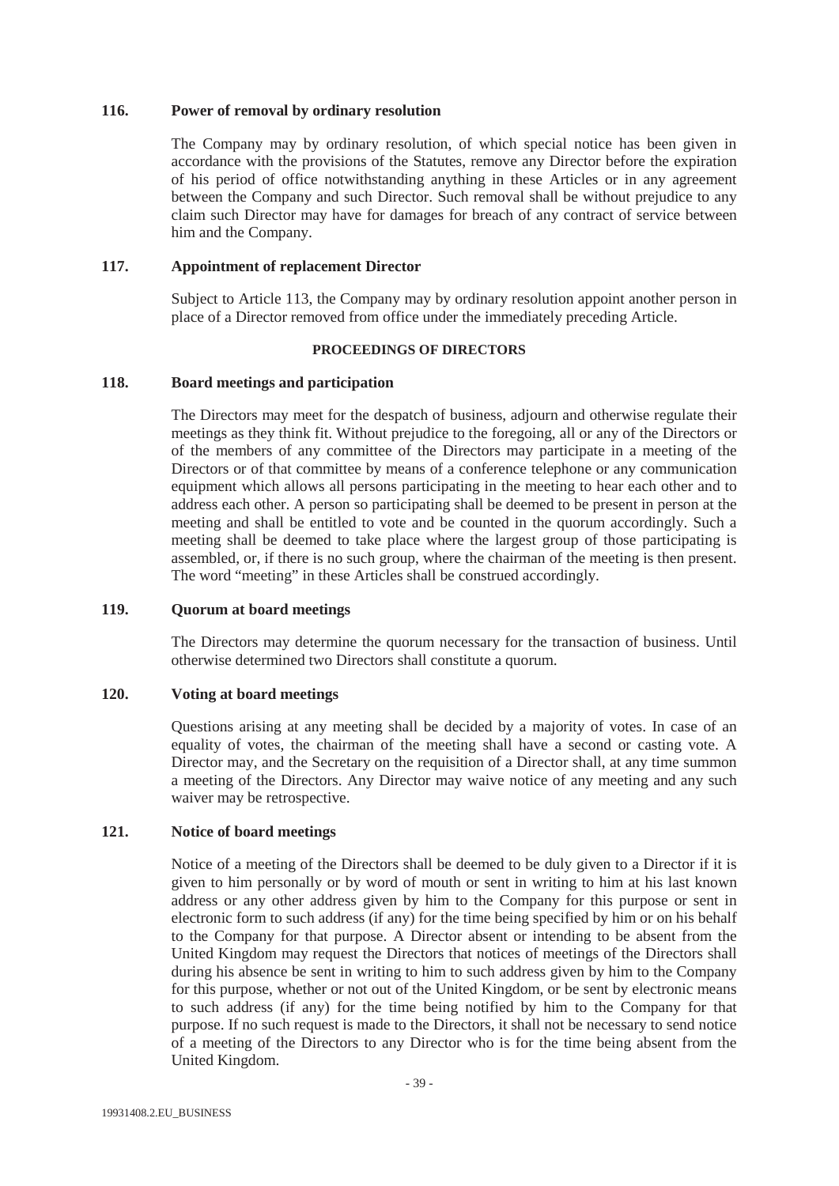### 116. Power of removal by ordinary resolution

The Company may by ordinary resolution, of which special notice has been given in accordance with the provisions of the Statutes, remove any Director before the expiration of his period of office notwithstanding anything in these Articles or in any agreement between the Company and such Director. Such removal shall be without prejudice to any claim such Director may have for damages for breach of any contract of service between him and the Company.

### 117. Appointment of replacement Director

Subject to Article 113, the Company may by ordinary resolution appoint another person in place of a Director removed from office under the immediately preceding Article.

## PROCEEDINGS OF DIRECTORS

### 118. Board meetings and participation

The Directors may meet for the despatch of business, adjourn and otherwise regulate their meetings as they think fit. Without prejudice to the foregoing, all or any of the Directors or of the members of any committee of the Directors may participate in a meeting of the Directors or of that committee by means of a conference telephone or any communication equipment which allows all persons participating in the meeting to hear each other and to address each other. A person so participating shall be deemed to be present in person at the meeting and shall be entitled to vote and be counted in the quorum accordingly. Such a meeting shall be deemed to take place where the largest group of those participating is assembled, or, if there is no such group, where the chairman of the meeting is then present. The word "meeting" in these Articles shall be construed accordingly.

### 119. Quorum at board meetings

The Directors may determine the quorum necessary for the transaction of business. Until otherwise determined two Directors shall constitute a quorum.

### 120. Voting at board meetings

Questions arising at any meeting shall be decided by a majority of votes. In case of an equality of votes, the chairman of the meeting shall have a second or casting vote. A Director may, and the Secretary on the requisition of a Director shall, at any time summon a meeting of the Directors. Any Director may waive notice of any meeting and any such waiver may be retrospective.

### 121. Notice of board meetings

Notice of a meeting of the Directors shall be deemed to be duly given to a Director if it is given to him personally or by word of mouth or sent in writing to him at his last known address or any other address given by him to the Company for this purpose or sent in electronic form to such address (if any) for the time being specified by him or on his behalf to the Company for that purpose. A Director absent or intending to be absent from the United Kingdom may request the Directors that notices of meetings of the Directors shall during his absence be sent in writing to him to such address given by him to the Company for this purpose, whether or not out of the United Kingdom, or be sent by electronic means to such address (if any) for the time being notified by him to the Company for that purpose. If no such request is made to the Directors, it shall not be necessary to send notice of a meeting of the Directors to any Director who is for the time being absent from the United Kingdom.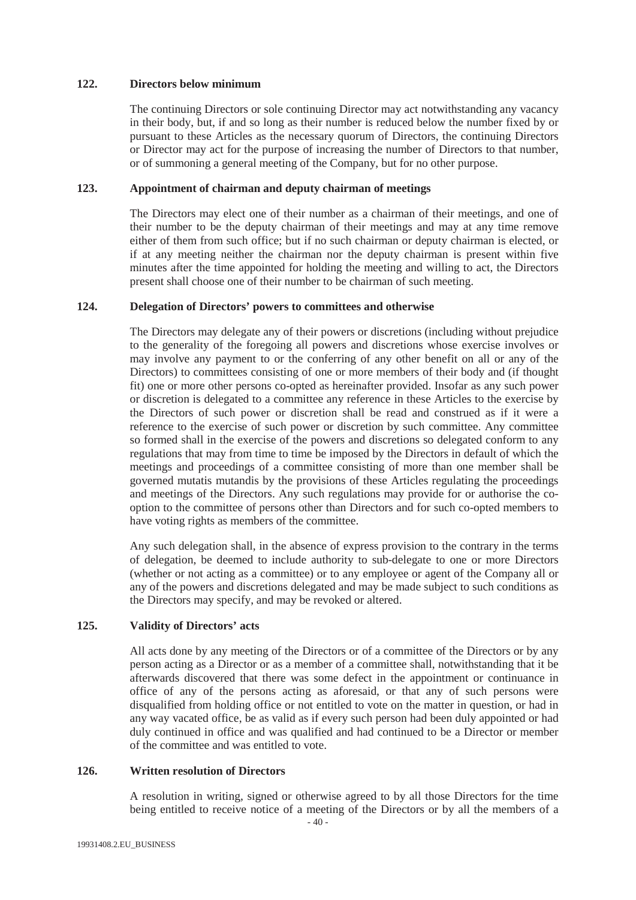### 122. Directors below minimum

The continuing Directors or sole continuing Director may act notwithstanding any vacancy in their body, but, if and so long as their number is reduced below the number fixed by or pursuant to these Articles as the necessary quorum of Directors, the continuing Directors or Director may act for the purpose of increasing the number of Directors to that number, or of summoning a general meeting of the Company, but for no other purpose.

### 123. Appointment of chairman and deputy chairman of meetings

The Directors may elect one of their number as a chairman of their meetings, and one of their number to be the deputy chairman of their meetings and may at any time remove either of them from such office; but if no such chairman or deputy chairman is elected, or if at any meeting neither the chairman nor the deputy chairman is present within five minutes after the time appointed for holding the meeting and willing to act, the Directors present shall choose one of their number to be chairman of such meeting.

### 124. Delegation of Directors' powers to committees and otherwise

The Directors may delegate any of their powers or discretions (including without prejudice to the generality of the foregoing all powers and discretions whose exercise involves or may involve any payment to or the conferring of any other benefit on all or any of the Directors) to committees consisting of one or more members of their body and (if thought fit) one or more other persons co-opted as hereinafter provided. Insofar as any such power or discretion is delegated to a committee any reference in these Articles to the exercise by the Directors of such power or discretion shall be read and construed as if it were a reference to the exercise of such power or discretion by such committee. Any committee so formed shall in the exercise of the powers and discretions so delegated conform to any regulations that may from time to time be imposed by the Directors in default of which the meetings and proceedings of a committee consisting of more than one member shall be governed mutatis mutandis by the provisions of these Articles regulating the proceedings and meetings of the Directors. Any such regulations may provide for or authorise the co-option to the committee of persons other than Directors and for such co-opted members to have voting rights as members of the committee.

Any such delegation shall, in the absence of express provision to the contrary in the terms of delegation, be deemed to include authority to sub-delegate to one or more Directors (whether or not acting as a committee) or to any employee or agent of the Company all or any of the powers and discretions delegated and may be made subject to such conditions as the Directors may specify, and may be revoked or altered.

### 125. Validity of Directors' acts

All acts done by any meeting of the Directors or of a committee of the Directors or by any person acting as a Director or as a member of a committee shall, notwithstanding that it be afterwards discovered that there was some defect in the appointment or continuance in office of any of the persons acting as aforesaid, or that any of such persons were disqualified from holding office or not entitled to vote on the matter in question, or had in any way vacated office, be as valid as if every such person had been duly appointed or had duly continued in office and was qualified and had continued to be a Director or member of the committee and was entitled to vote.

### 126. Written resolution of Directors

A resolution in writing, signed or otherwise agreed to by all those Directors for the time being entitled to receive notice of a meeting of the Directors or by all the members of a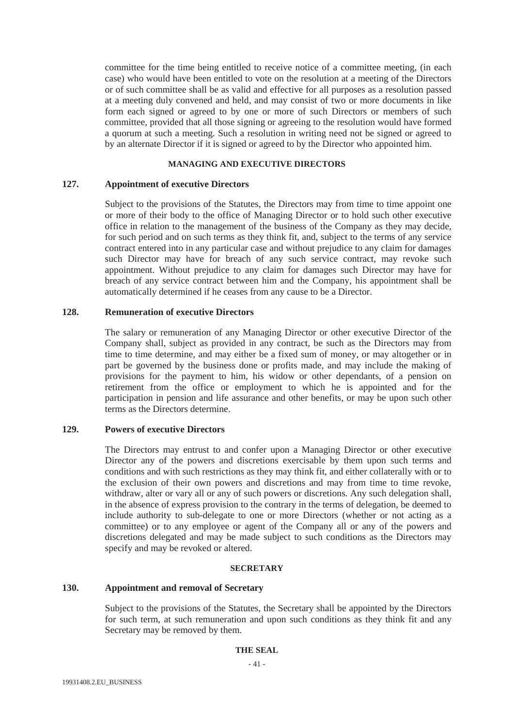committee for the time being entitled to receive notice of a committee meeting, (in each case) who would have been entitled to vote on the resolution at a meeting of the Directors or of such committee shall be as valid and effective for all purposes as a resolution passed at a meeting duly convened and held, and may consist of two or more documents in like form each signed or agreed to by one or more of such Directors or members of such committee, provided that all those signing or agreeing to the resolution would have formed a quorum at such a meeting. Such a resolution in writing need not be signed or agreed to by an alternate Director if it is signed or agreed to by the Director who appointed him.

## MANAGING AND EXECUTIVE DIRECTORS

### 127. Appointment of executive Directors

Subject to the provisions of the Statutes, the Directors may from time to time appoint one or more of their body to the office of Managing Director or to hold such other executive office in relation to the management of the business of the Company as they may decide, for such period and on such terms as they think fit, and, subject to the terms of any service contract entered into in any particular case and without prejudice to any claim for damages such Director may have for breach of any such service contract, may revoke such appointment. Without prejudice to any claim for damages such Director may have for breach of any service contract between him and the Company, his appointment shall be automatically determined if he ceases from any cause to be a Director.

### 128. Remuneration of executive Directors

The salary or remuneration of any Managing Director or other executive Director of the Company shall, subject as provided in any contract, be such as the Directors may from time to time determine, and may either be a fixed sum of money, or may altogether or in part be governed by the business done or profits made, and may include the making of provisions for the payment to him, his widow or other dependants, of a pension on retirement from the office or employment to which he is appointed and for the participation in pension and life assurance and other benefits, or may be upon such other terms as the Directors determine.

### 129. Powers of executive Directors

The Directors may entrust to and confer upon a Managing Director or other executive Director any of the powers and discretions exercisable by them upon such terms and conditions and with such restrictions as they may think fit, and either collaterally with or to the exclusion of their own powers and discretions and may from time to time revoke, withdraw, alter or vary all or any of such powers or discretions. Any such delegation shall, in the absence of express provision to the contrary in the terms of delegation, be deemed to include authority to sub-delegate to one or more Directors (whether or not acting as a committee) or to any employee or agent of the Company all or any of the powers and discretions delegated and may be made subject to such conditions as the Directors may specify and may be revoked or altered.

## SECRETARY

### 130. Appointment and removal of Secretary

Subject to the provisions of the Statutes, the Secretary shall be appointed by the Directors for such term, at such remuneration and upon such conditions as they think fit and any Secretary may be removed by them.

## THE SEAL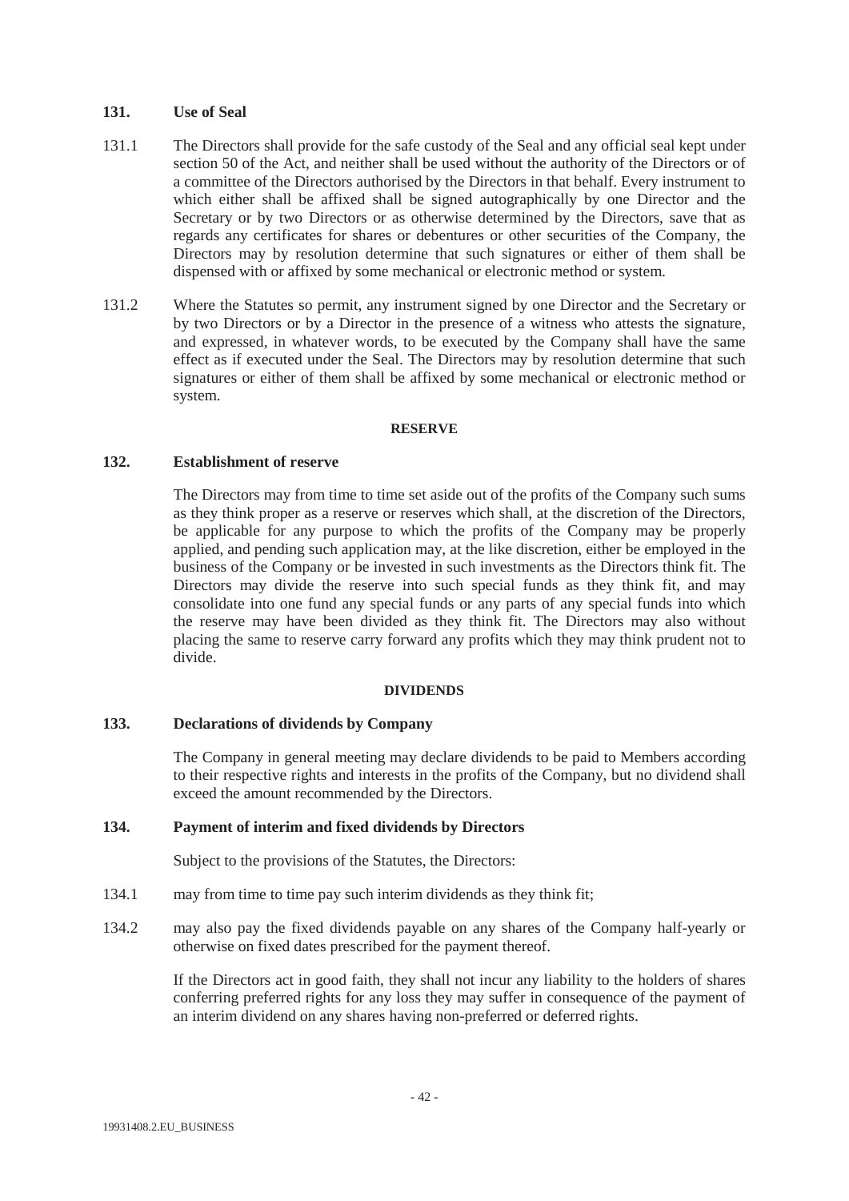### 131. Use of Seal

131.1 The Directors shall provide for the safe custody of the Seal and any official seal kept under section 50 of the Act, and neither shall be used without the authority of the Directors or of a committee of the Directors authorised by the Directors in that behalf. Every instrument to which either shall be affixed shall be signed autographically by one Director and the Secretary or by two Directors or as otherwise determined by the Directors, save that as regards any certificates for shares or debentures or other securities of the Company, the Directors may by resolution determine that such signatures or either of them shall be dispensed with or affixed by some mechanical or electronic method or system.

131.2 Where the Statutes so permit, any instrument signed by one Director and the Secretary or by two Directors or by a Director in the presence of a witness who attests the signature, and expressed, in whatever words, to be executed by the Company shall have the same effect as if executed under the Seal. The Directors may by resolution determine that such signatures or either of them shall be affixed by some mechanical or electronic method or system.

## RESERVE

### 132. Establishment of reserve

The Directors may from time to time set aside out of the profits of the Company such sums as they think proper as a reserve or reserves which shall, at the discretion of the Directors, be applicable for any purpose to which the profits of the Company may be properly applied, and pending such application may, at the like discretion, either be employed in the business of the Company or be invested in such investments as the Directors think fit. The Directors may divide the reserve into such special funds as they think fit, and may consolidate into one fund any special funds or any parts of any special funds into which the reserve may have been divided as they think fit. The Directors may also without placing the same to reserve carry forward any profits which they may think prudent not to divide.

## DIVIDENDS

### 133. Declarations of dividends by Company

The Company in general meeting may declare dividends to be paid to Members according to their respective rights and interests in the profits of the Company, but no dividend shall exceed the amount recommended by the Directors.

### 134. Payment of interim and fixed dividends by Directors

Subject to the provisions of the Statutes, the Directors:

134.1 may from time to time pay such interim dividends as they think fit;

134.2 may also pay the fixed dividends payable on any shares of the Company half-yearly or otherwise on fixed dates prescribed for the payment thereof.

If the Directors act in good faith, they shall not incur any liability to the holders of shares conferring preferred rights for any loss they may suffer in consequence of the payment of an interim dividend on any shares having non-preferred or deferred rights.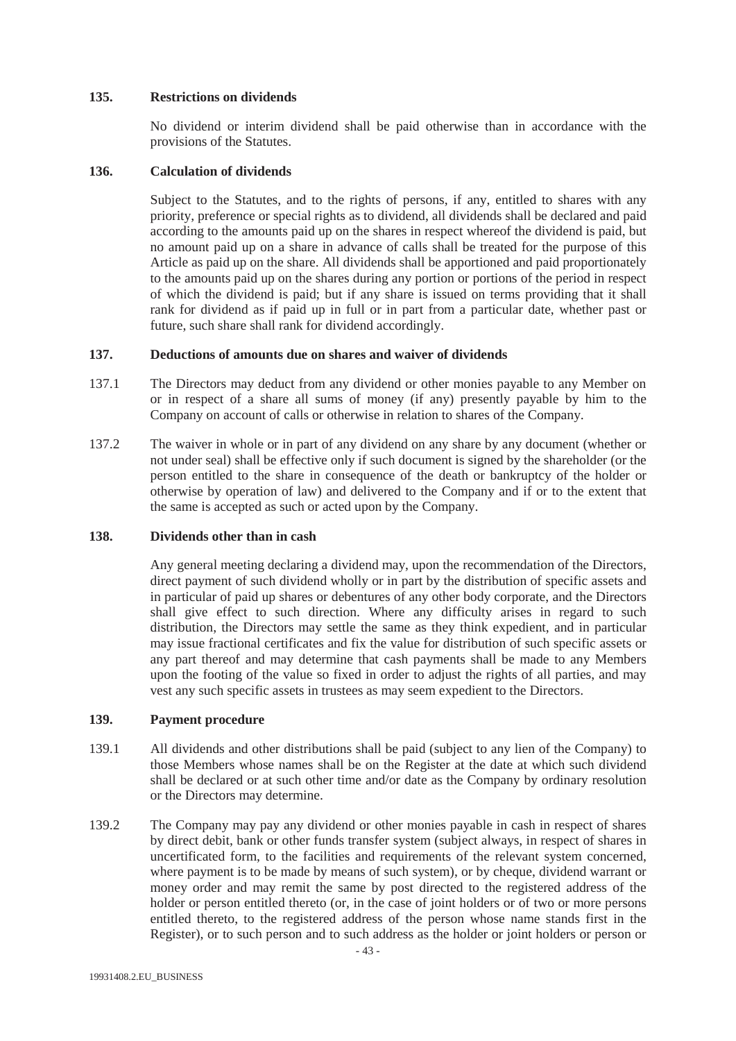### 135. Restrictions on dividends

No dividend or interim dividend shall be paid otherwise than in accordance with the provisions of the Statutes.

### 136. Calculation of dividends

Subject to the Statutes, and to the rights of persons, if any, entitled to shares with any priority, preference or special rights as to dividend, all dividends shall be declared and paid according to the amounts paid up on the shares in respect whereof the dividend is paid, but no amount paid up on a share in advance of calls shall be treated for the purpose of this Article as paid up on the share. All dividends shall be apportioned and paid proportionately to the amounts paid up on the shares during any portion or portions of the period in respect of which the dividend is paid; but if any share is issued on terms providing that it shall rank for dividend as if paid up in full or in part from a particular date, whether past or future, such share shall rank for dividend accordingly.

### 137. Deductions of amounts due on shares and waiver of dividends

137.1 The Directors may deduct from any dividend or other monies payable to any Member on or in respect of a share all sums of money (if any) presently payable by him to the Company on account of calls or otherwise in relation to shares of the Company.

137.2 The waiver in whole or in part of any dividend on any share by any document (whether or not under seal) shall be effective only if such document is signed by the shareholder (or the person entitled to the share in consequence of the death or bankruptcy of the holder or otherwise by operation of law) and delivered to the Company and if or to the extent that the same is accepted as such or acted upon by the Company.

### 138. Dividends other than in cash

Any general meeting declaring a dividend may, upon the recommendation of the Directors, direct payment of such dividend wholly or in part by the distribution of specific assets and in particular of paid up shares or debentures of any other body corporate, and the Directors shall give effect to such direction. Where any difficulty arises in regard to such distribution, the Directors may settle the same as they think expedient, and in particular may issue fractional certificates and fix the value for distribution of such specific assets or any part thereof and may determine that cash payments shall be made to any Members upon the footing of the value so fixed in order to adjust the rights of all parties, and may vest any such specific assets in trustees as may seem expedient to the Directors.

### 139. Payment procedure

139.1 All dividends and other distributions shall be paid (subject to any lien of the Company) to those Members whose names shall be on the Register at the date at which such dividend shall be declared or at such other time and/or date as the Company by ordinary resolution or the Directors may determine.

139.2 The Company may pay any dividend or other monies payable in cash in respect of shares by direct debit, bank or other funds transfer system (subject always, in respect of shares in uncertificated form, to the facilities and requirements of the relevant system concerned, where payment is to be made by means of such system), or by cheque, dividend warrant or money order and may remit the same by post directed to the registered address of the holder or person entitled thereto (or, in the case of joint holders or of two or more persons entitled thereto, to the registered address of the person whose name stands first in the Register), or to such person and to such address as the holder or joint holders or person or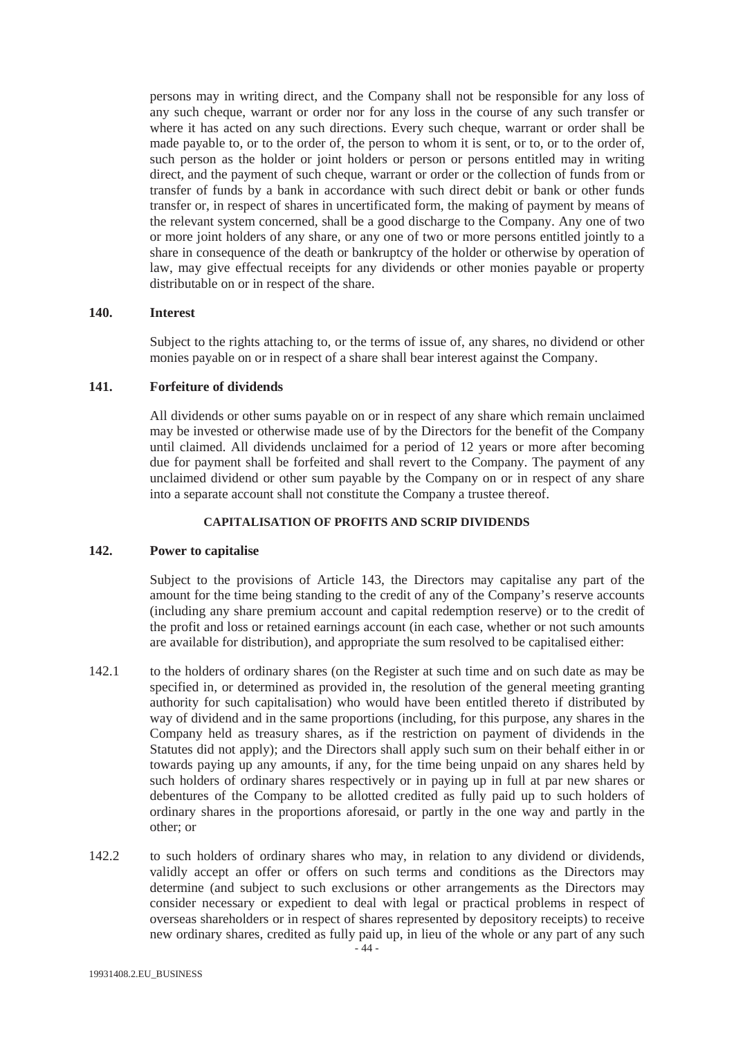persons may in writing direct, and the Company shall not be responsible for any loss of any such cheque, warrant or order nor for any loss in the course of any such transfer or where it has acted on any such directions. Every such cheque, warrant or order shall be made payable to, or to the order of, the person to whom it is sent, or to, or to the order of, such person as the holder or joint holders or person or persons entitled may in writing direct, and the payment of such cheque, warrant or order or the collection of funds from or transfer of funds by a bank in accordance with such direct debit or bank or other funds transfer or, in respect of shares in uncertificated form, the making of payment by means of the relevant system concerned, shall be a good discharge to the Company. Any one of two or more joint holders of any share, or any one of two or more persons entitled jointly to a share in consequence of the death or bankruptcy of the holder or otherwise by operation of law, may give effectual receipts for any dividends or other monies payable or property distributable on or in respect of the share.

**140. Interest**

Subject to the rights attaching to, or the terms of issue of, any shares, no dividend or other monies payable on or in respect of a share shall bear interest against the Company.

**141. Forfeiture of dividends**

All dividends or other sums payable on or in respect of any share which remain unclaimed may be invested or otherwise made use of by the Directors for the benefit of the Company until claimed. All dividends unclaimed for a period of 12 years or more after becoming due for payment shall be forfeited and shall revert to the Company. The payment of any unclaimed dividend or other sum payable by the Company on or in respect of any share into a separate account shall not constitute the Company a trustee thereof.

**CAPITALISATION OF PROFITS AND SCRIP DIVIDENDS**

**142. Power to capitalise**

Subject to the provisions of Article 143, the Directors may capitalise any part of the amount for the time being standing to the credit of any of the Company's reserve accounts (including any share premium account and capital redemption reserve) or to the credit of the profit and loss or retained earnings account (in each case, whether or not such amounts are available for distribution), and appropriate the sum resolved to be capitalised either:

142.1 to the holders of ordinary shares (on the Register at such time and on such date as may be specified in, or determined as provided in, the resolution of the general meeting granting authority for such capitalisation) who would have been entitled thereto if distributed by way of dividend and in the same proportions (including, for this purpose, any shares in the Company held as treasury shares, as if the restriction on payment of dividends in the Statutes did not apply); and the Directors shall apply such sum on their behalf either in or towards paying up any amounts, if any, for the time being unpaid on any shares held by such holders of ordinary shares respectively or in paying up in full at par new shares or debentures of the Company to be allotted credited as fully paid up to such holders of ordinary shares in the proportions aforesaid, or partly in the one way and partly in the other; or

142.2 to such holders of ordinary shares who may, in relation to any dividend or dividends, validly accept an offer or offers on such terms and conditions as the Directors may determine (and subject to such exclusions or other arrangements as the Directors may consider necessary or expedient to deal with legal or practical problems in respect of overseas shareholders or in respect of shares represented by depository receipts) to receive new ordinary shares, credited as fully paid up, in lieu of the whole or any part of any such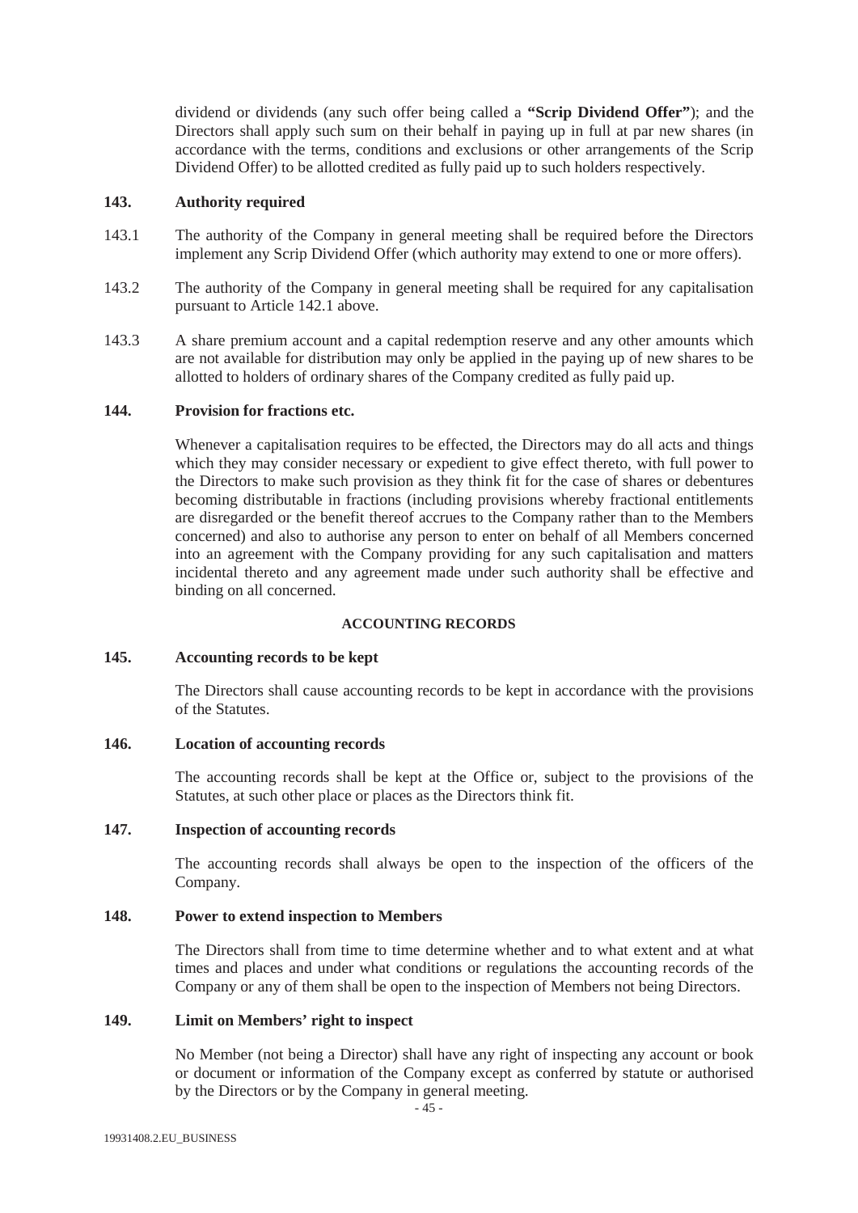dividend or dividends (any such offer being called a **"Scrip Dividend Offer"**); and the Directors shall apply such sum on their behalf in paying up in full at par new shares (in accordance with the terms, conditions and exclusions or other arrangements of the Scrip Dividend Offer) to be allotted credited as fully paid up to such holders respectively.

### 143. Authority required

143.1 The authority of the Company in general meeting shall be required before the Directors implement any Scrip Dividend Offer (which authority may extend to one or more offers).

143.2 The authority of the Company in general meeting shall be required for any capitalisation pursuant to Article 142.1 above.

143.3 A share premium account and a capital redemption reserve and any other amounts which are not available for distribution may only be applied in the paying up of new shares to be allotted to holders of ordinary shares of the Company credited as fully paid up.

### 144. Provision for fractions etc.

Whenever a capitalisation requires to be effected, the Directors may do all acts and things which they may consider necessary or expedient to give effect thereto, with full power to the Directors to make such provision as they think fit for the case of shares or debentures becoming distributable in fractions (including provisions whereby fractional entitlements are disregarded or the benefit thereof accrues to the Company rather than to the Members concerned) and also to authorise any person to enter on behalf of all Members concerned into an agreement with the Company providing for any such capitalisation and matters incidental thereto and any agreement made under such authority shall be effective and binding on all concerned.

## ACCOUNTING RECORDS

### 145. Accounting records to be kept

The Directors shall cause accounting records to be kept in accordance with the provisions of the Statutes.

### 146. Location of accounting records

The accounting records shall be kept at the Office or, subject to the provisions of the Statutes, at such other place or places as the Directors think fit.

### 147. Inspection of accounting records

The accounting records shall always be open to the inspection of the officers of the Company.

### 148. Power to extend inspection to Members

The Directors shall from time to time determine whether and to what extent and at what times and places and under what conditions or regulations the accounting records of the Company or any of them shall be open to the inspection of Members not being Directors.

### 149. Limit on Members' right to inspect

No Member (not being a Director) shall have any right of inspecting any account or book or document or information of the Company except as conferred by statute or authorised by the Directors or by the Company in general meeting.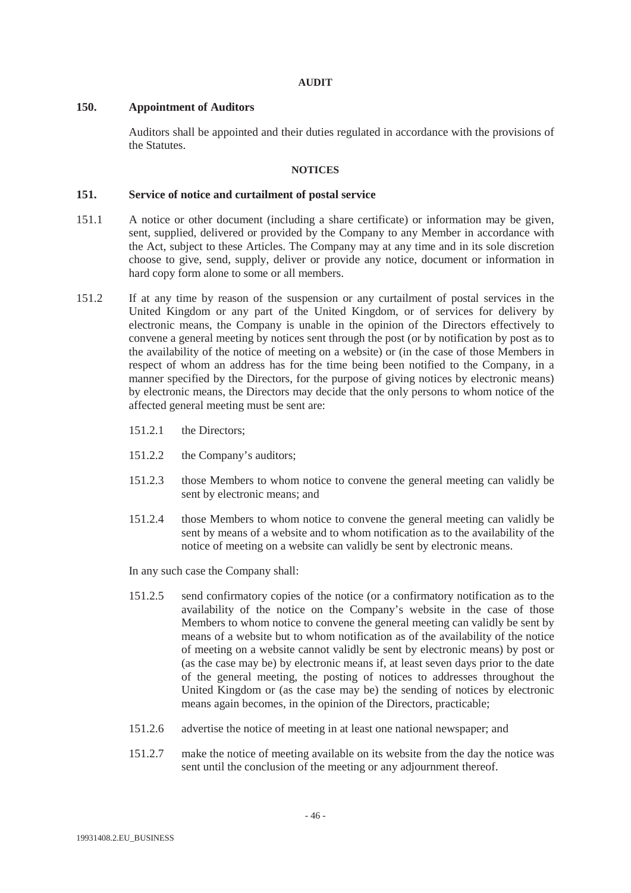## AUDIT

### 150. Appointment of Auditors

Auditors shall be appointed and their duties regulated in accordance with the provisions of the Statutes.

## NOTICES

### 151. Service of notice and curtailment of postal service

151.1 A notice or other document (including a share certificate) or information may be given, sent, supplied, delivered or provided by the Company to any Member in accordance with the Act, subject to these Articles. The Company may at any time and in its sole discretion choose to give, send, supply, deliver or provide any notice, document or information in hard copy form alone to some or all members.

151.2 If at any time by reason of the suspension or any curtailment of postal services in the United Kingdom or any part of the United Kingdom, or of services for delivery by electronic means, the Company is unable in the opinion of the Directors effectively to convene a general meeting by notices sent through the post (or by notification by post as to the availability of the notice of meeting on a website) or (in the case of those Members in respect of whom an address has for the time being been notified to the Company, in a manner specified by the Directors, for the purpose of giving notices by electronic means) by electronic means, the Directors may decide that the only persons to whom notice of the affected general meeting must be sent are:

151.2.1 the Directors;

151.2.2 the Company's auditors;

151.2.3 those Members to whom notice to convene the general meeting can validly be sent by electronic means; and

151.2.4 those Members to whom notice to convene the general meeting can validly be sent by means of a website and to whom notification as to the availability of the notice of meeting on a website can validly be sent by electronic means.

In any such case the Company shall:

151.2.5 send confirmatory copies of the notice (or a confirmatory notification as to the availability of the notice on the Company's website in the case of those Members to whom notice to convene the general meeting can validly be sent by means of a website but to whom notification as of the availability of the notice of meeting on a website cannot validly be sent by electronic means) by post or (as the case may be) by electronic means if, at least seven days prior to the date of the general meeting, the posting of notices to addresses throughout the United Kingdom or (as the case may be) the sending of notices by electronic means again becomes, in the opinion of the Directors, practicable;

151.2.6 advertise the notice of meeting in at least one national newspaper; and

151.2.7 make the notice of meeting available on its website from the day the notice was sent until the conclusion of the meeting or any adjournment thereof.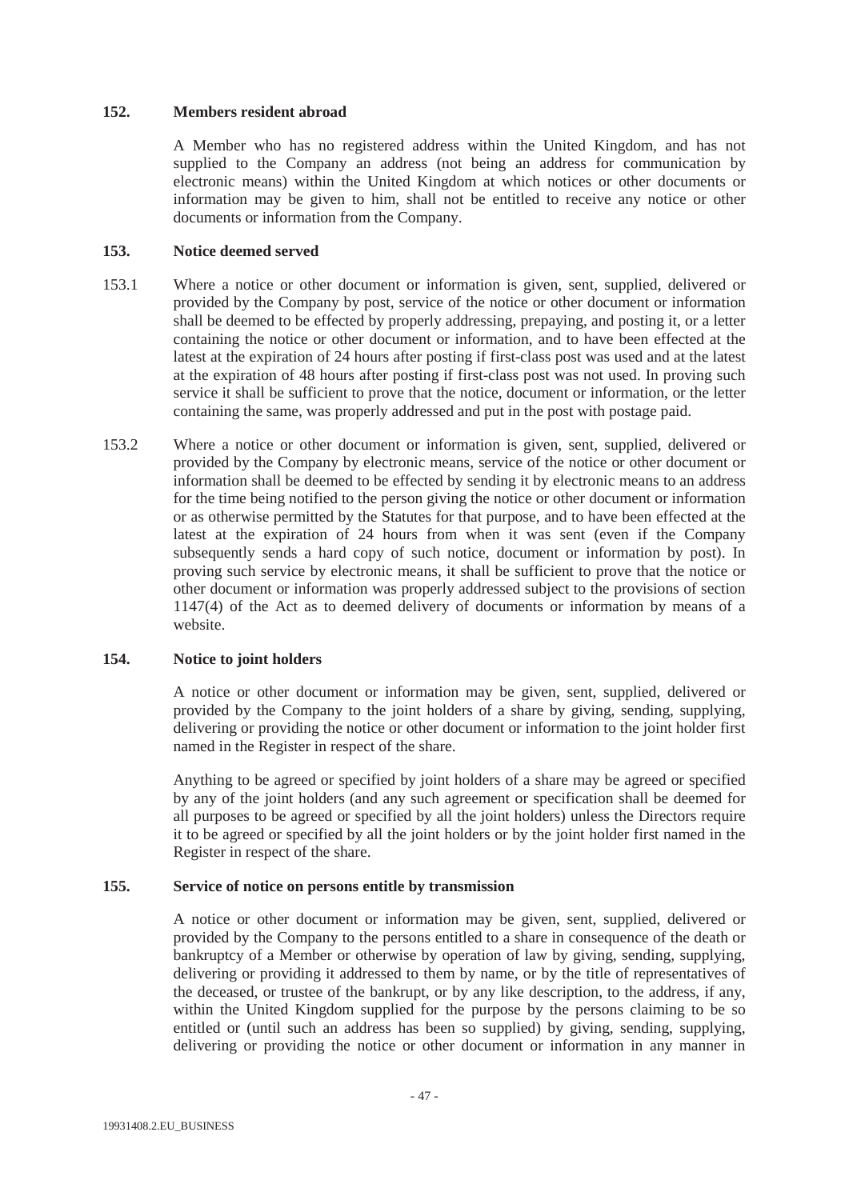## 152. Members resident abroad

A Member who has no registered address within the United Kingdom, and has not supplied to the Company an address (not being an address for communication by electronic means) within the United Kingdom at which notices or other documents or information may be given to him, shall not be entitled to receive any notice or other documents or information from the Company.

## 153. Notice deemed served

153.1 Where a notice or other document or information is given, sent, supplied, delivered or provided by the Company by post, service of the notice or other document or information shall be deemed to be effected by properly addressing, prepaying, and posting it, or a letter containing the notice or other document or information, and to have been effected at the latest at the expiration of 24 hours after posting if first-class post was used and at the latest at the expiration of 48 hours after posting if first-class post was not used. In proving such service it shall be sufficient to prove that the notice, document or information, or the letter containing the same, was properly addressed and put in the post with postage paid.

153.2 Where a notice or other document or information is given, sent, supplied, delivered or provided by the Company by electronic means, service of the notice or other document or information shall be deemed to be effected by sending it by electronic means to an address for the time being notified to the person giving the notice or other document or information or as otherwise permitted by the Statutes for that purpose, and to have been effected at the latest at the expiration of 24 hours from when it was sent (even if the Company subsequently sends a hard copy of such notice, document or information by post). In proving such service by electronic means, it shall be sufficient to prove that the notice or other document or information was properly addressed subject to the provisions of section 1147(4) of the Act as to deemed delivery of documents or information by means of a website.

## 154. Notice to joint holders

A notice or other document or information may be given, sent, supplied, delivered or provided by the Company to the joint holders of a share by giving, sending, supplying, delivering or providing the notice or other document or information to the joint holder first named in the Register in respect of the share.

Anything to be agreed or specified by joint holders of a share may be agreed or specified by any of the joint holders (and any such agreement or specification shall be deemed for all purposes to be agreed or specified by all the joint holders) unless the Directors require it to be agreed or specified by all the joint holders or by the joint holder first named in the Register in respect of the share.

## 155. Service of notice on persons entitle by transmission

A notice or other document or information may be given, sent, supplied, delivered or provided by the Company to the persons entitled to a share in consequence of the death or bankruptcy of a Member or otherwise by operation of law by giving, sending, supplying, delivering or providing it addressed to them by name, or by the title of representatives of the deceased, or trustee of the bankrupt, or by any like description, to the address, if any, within the United Kingdom supplied for the purpose by the persons claiming to be so entitled or (until such an address has been so supplied) by giving, sending, supplying, delivering or providing the notice or other document or information in any manner in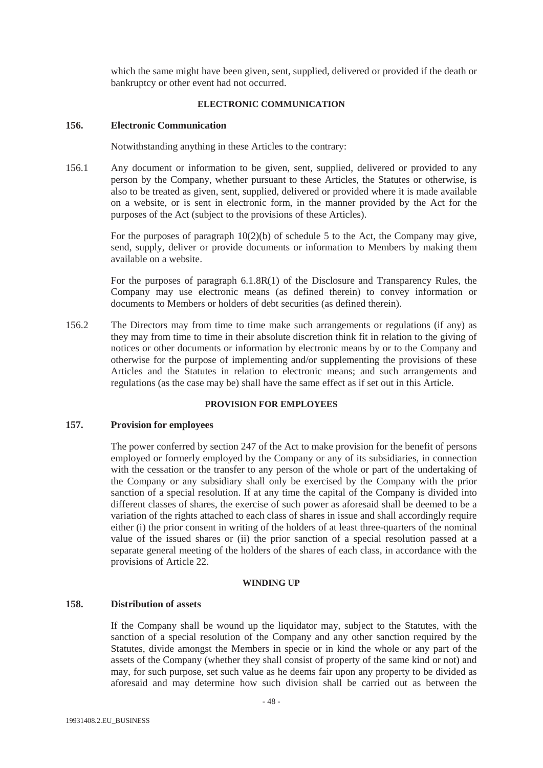which the same might have been given, sent, supplied, delivered or provided if the death or bankruptcy or other event had not occurred.

## ELECTRONIC COMMUNICATION

### 156. Electronic Communication

Notwithstanding anything in these Articles to the contrary:

156.1 Any document or information to be given, sent, supplied, delivered or provided to any person by the Company, whether pursuant to these Articles, the Statutes or otherwise, is also to be treated as given, sent, supplied, delivered or provided where it is made available on a website, or is sent in electronic form, in the manner provided by the Act for the purposes of the Act (subject to the provisions of these Articles).

For the purposes of paragraph 10(2)(b) of schedule 5 to the Act, the Company may give, send, supply, deliver or provide documents or information to Members by making them available on a website.

For the purposes of paragraph 6.1.8R(1) of the Disclosure and Transparency Rules, the Company may use electronic means (as defined therein) to convey information or documents to Members or holders of debt securities (as defined therein).

156.2 The Directors may from time to time make such arrangements or regulations (if any) as they may from time to time in their absolute discretion think fit in relation to the giving of notices or other documents or information by electronic means by or to the Company and otherwise for the purpose of implementing and/or supplementing the provisions of these Articles and the Statutes in relation to electronic means; and such arrangements and regulations (as the case may be) shall have the same effect as if set out in this Article.

## PROVISION FOR EMPLOYEES

### 157. Provision for employees

The power conferred by section 247 of the Act to make provision for the benefit of persons employed or formerly employed by the Company or any of its subsidiaries, in connection with the cessation or the transfer to any person of the whole or part of the undertaking of the Company or any subsidiary shall only be exercised by the Company with the prior sanction of a special resolution. If at any time the capital of the Company is divided into different classes of shares, the exercise of such power as aforesaid shall be deemed to be a variation of the rights attached to each class of shares in issue and shall accordingly require either (i) the prior consent in writing of the holders of at least three-quarters of the nominal value of the issued shares or (ii) the prior sanction of a special resolution passed at a separate general meeting of the holders of the shares of each class, in accordance with the provisions of Article 22.

## WINDING UP

### 158. Distribution of assets

If the Company shall be wound up the liquidator may, subject to the Statutes, with the sanction of a special resolution of the Company and any other sanction required by the Statutes, divide amongst the Members in specie or in kind the whole or any part of the assets of the Company (whether they shall consist of property of the same kind or not) and may, for such purpose, set such value as he deems fair upon any property to be divided as aforesaid and may determine how such division shall be carried out as between the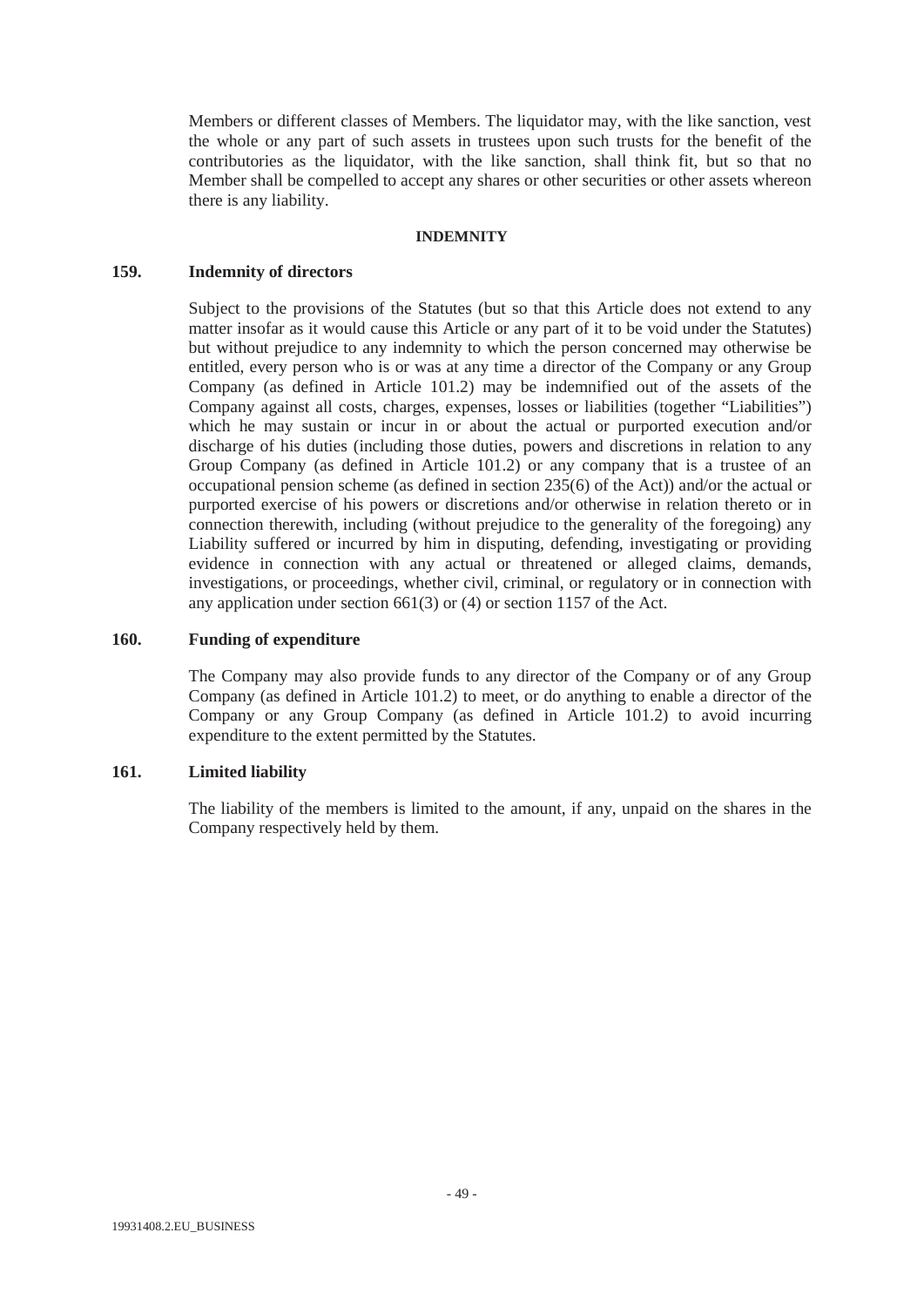Members or different classes of Members. The liquidator may, with the like sanction, vest the whole or any part of such assets in trustees upon such trusts for the benefit of the contributories as the liquidator, with the like sanction, shall think fit, but so that no Member shall be compelled to accept any shares or other securities or other assets whereon there is any liability.

## INDEMNITY

### 159. Indemnity of directors

Subject to the provisions of the Statutes (but so that this Article does not extend to any matter insofar as it would cause this Article or any part of it to be void under the Statutes) but without prejudice to any indemnity to which the person concerned may otherwise be entitled, every person who is or was at any time a director of the Company or any Group Company (as defined in Article 101.2) may be indemnified out of the assets of the Company against all costs, charges, expenses, losses or liabilities (together "Liabilities") which he may sustain or incur in or about the actual or purported execution and/or discharge of his duties (including those duties, powers and discretions in relation to any Group Company (as defined in Article 101.2) or any company that is a trustee of an occupational pension scheme (as defined in section 235(6) of the Act)) and/or the actual or purported exercise of his powers or discretions and/or otherwise in relation thereto or in connection therewith, including (without prejudice to the generality of the foregoing) any Liability suffered or incurred by him in disputing, defending, investigating or providing evidence in connection with any actual or threatened or alleged claims, demands, investigations, or proceedings, whether civil, criminal, or regulatory or in connection with any application under section 661(3) or (4) or section 1157 of the Act.

### 160. Funding of expenditure

The Company may also provide funds to any director of the Company or of any Group Company (as defined in Article 101.2) to meet, or do anything to enable a director of the Company or any Group Company (as defined in Article 101.2) to avoid incurring expenditure to the extent permitted by the Statutes.

### 161. Limited liability

The liability of the members is limited to the amount, if any, unpaid on the shares in the Company respectively held by them.